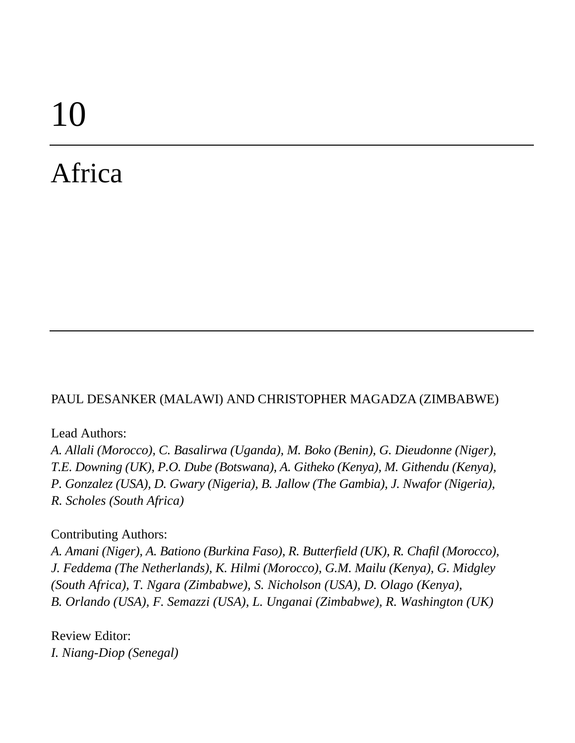# 10

# Africa

PAUL DESANKER (MALAWI) AND CHRISTOPHER MAGADZA (ZIMBABWE)

Lead Authors:
*A. Allali (Morocco), C. Basalirwa (Uganda), M. Boko (Benin), G. Dieudonne (Niger), T.E. Downing (UK), P.O. Dube (Botswana), A. Githeko (Kenya), M. Githendu (Kenya), P. Gonzalez (USA), D. Gwary (Nigeria), B. Jallow (The Gambia), J. Nwafor (Nigeria), R. Scholes (South Africa)*

Contributing Authors:
*A. Amani (Niger), A. Bationo (Burkina Faso), R. Butterfield (UK), R. Chafil (Morocco), J. Feddema (The Netherlands), K. Hilmi (Morocco), G.M. Mailu (Kenya), G. Midgley (South Africa), T. Ngara (Zimbabwe), S. Nicholson (USA), D. Olago (Kenya), B. Orlando (USA), F. Semazzi (USA), L. Unganai (Zimbabwe), R. Washington (UK)*

Review Editor:
*I. Niang-Diop (Senegal)*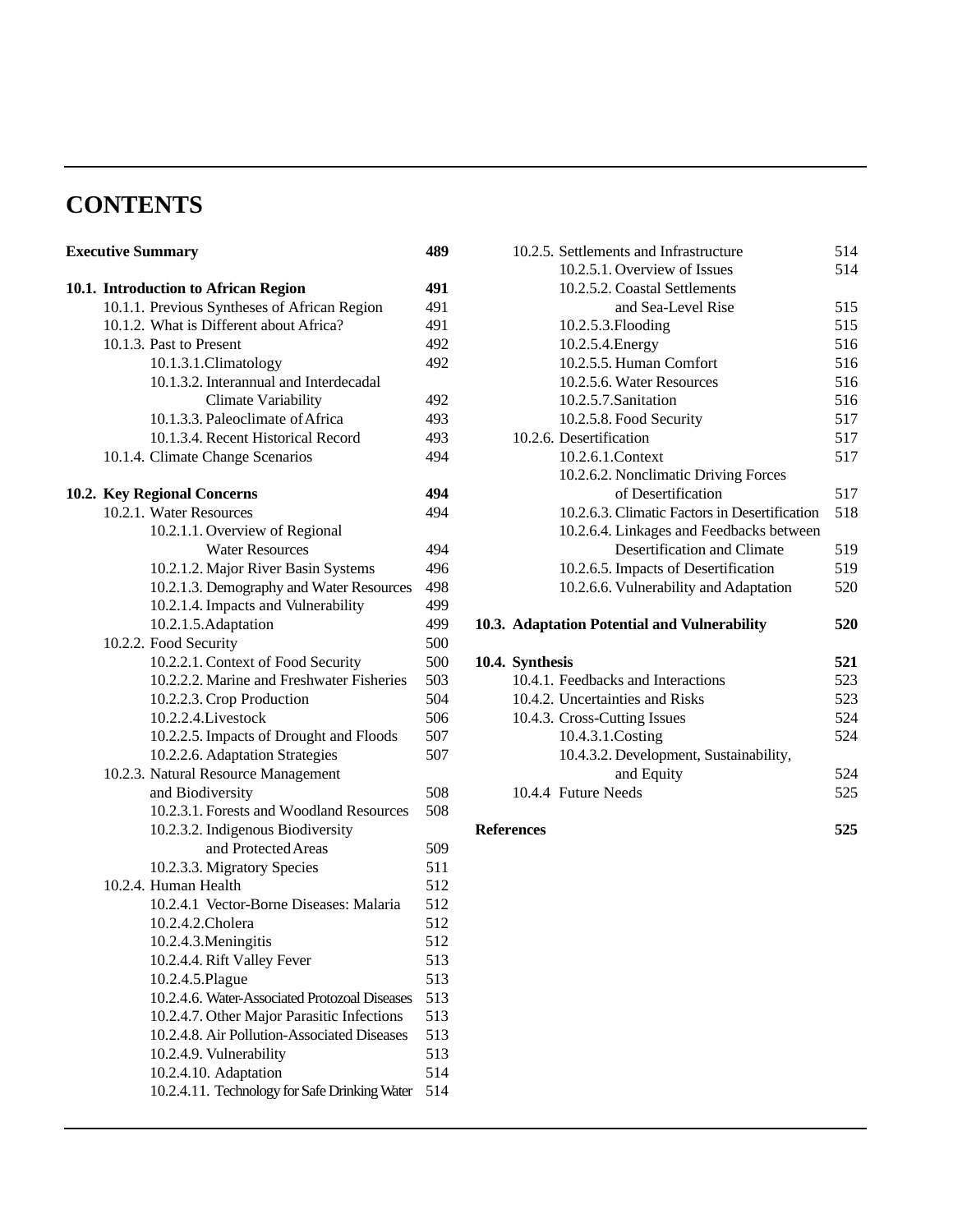# CONTENTS

**Executive Summary** **489**

**10.1. Introduction to African Region** **491**

- 10.1.1. Previous Syntheses of African Region 491
- 10.1.2. What is Different about Africa? 491
- 10.1.3. Past to Present 492
  - 10.1.3.1. Climatology 492
  - 10.1.3.2. Interannual and Interdecadal Climate Variability 492
  - 10.1.3.3. Paleoclimate of Africa 493
  - 10.1.3.4. Recent Historical Record 493
- 10.1.4. Climate Change Scenarios 494

**10.2. Key Regional Concerns** **494**

- 10.2.1. Water Resources 494
  - 10.2.1.1. Overview of Regional Water Resources 494
  - 10.2.1.2. Major River Basin Systems 496
  - 10.2.1.3. Demography and Water Resources 498
  - 10.2.1.4. Impacts and Vulnerability 499
  - 10.2.1.5. Adaptation 499
- 10.2.2. Food Security 500
  - 10.2.2.1. Context of Food Security 500
  - 10.2.2.2. Marine and Freshwater Fisheries 503
  - 10.2.2.3. Crop Production 504
  - 10.2.2.4. Livestock 506
  - 10.2.2.5. Impacts of Drought and Floods 507
  - 10.2.2.6. Adaptation Strategies 507
- 10.2.3. Natural Resource Management and Biodiversity 508
  - 10.2.3.1. Forests and Woodland Resources 508
  - 10.2.3.2. Indigenous Biodiversity and Protected Areas 509
  - 10.2.3.3. Migratory Species 511
- 10.2.4. Human Health 512
  - 10.2.4.1 Vector-Borne Diseases: Malaria 512
  - 10.2.4.2. Cholera 512
  - 10.2.4.3. Meningitis 512
  - 10.2.4.4. Rift Valley Fever 513
  - 10.2.4.5. Plague 513
  - 10.2.4.6. Water-Associated Protozoal Diseases 513
  - 10.2.4.7. Other Major Parasitic Infections 513
  - 10.2.4.8. Air Pollution-Associated Diseases 513
  - 10.2.4.9. Vulnerability 513
  - 10.2.4.10. Adaptation 514
  - 10.2.4.11. Technology for Safe Drinking Water 514
- 10.2.5. Settlements and Infrastructure 514
  - 10.2.5.1. Overview of Issues 514
  - 10.2.5.2. Coastal Settlements and Sea-Level Rise 515
  - 10.2.5.3. Flooding 515
  - 10.2.5.4. Energy 516
  - 10.2.5.5. Human Comfort 516
  - 10.2.5.6. Water Resources 516
  - 10.2.5.7. Sanitation 516
  - 10.2.5.8. Food Security 517
- 10.2.6. Desertification 517
  - 10.2.6.1. Context 517
  - 10.2.6.2. Nonclimatic Driving Forces of Desertification 517
  - 10.2.6.3. Climatic Factors in Desertification 518
  - 10.2.6.4. Linkages and Feedbacks between Desertification and Climate 519
  - 10.2.6.5. Impacts of Desertification 519
  - 10.2.6.6. Vulnerability and Adaptation 520

**10.3. Adaptation Potential and Vulnerability** **520**

**10.4. Synthesis** **521**

- 10.4.1. Feedbacks and Interactions 523
- 10.4.2. Uncertainties and Risks 523
- 10.4.3. Cross-Cutting Issues 524
  - 10.4.3.1. Costing 524
  - 10.4.3.2. Development, Sustainability, and Equity 524
- 10.4.4 Future Needs 525

**References** **525**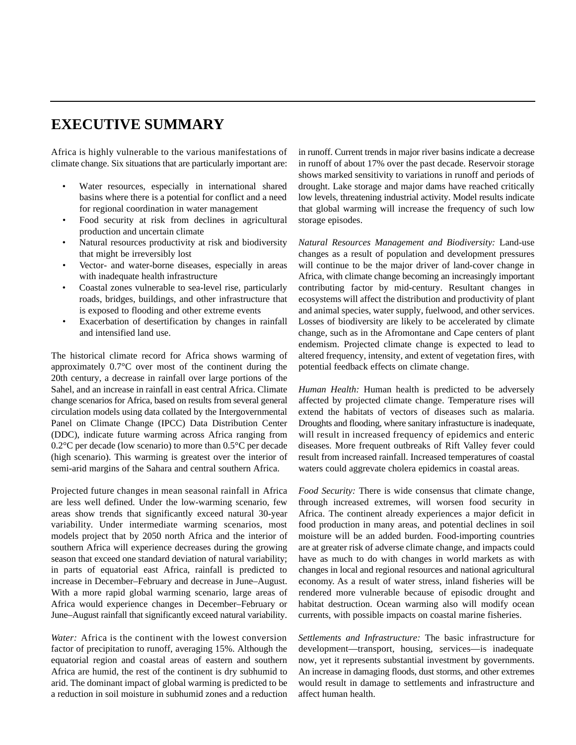# EXECUTIVE SUMMARY

Africa is highly vulnerable to the various manifestations of climate change. Six situations that are particularly important are:

- Water resources, especially in international shared basins where there is a potential for conflict and a need for regional coordination in water management
- Food security at risk from declines in agricultural production and uncertain climate
- Natural resources productivity at risk and biodiversity that might be irreversibly lost
- Vector- and water-borne diseases, especially in areas with inadequate health infrastructure
- Coastal zones vulnerable to sea-level rise, particularly roads, bridges, buildings, and other infrastructure that is exposed to flooding and other extreme events
- Exacerbation of desertification by changes in rainfall and intensified land use.

The historical climate record for Africa shows warming of approximately 0.7°C over most of the continent during the 20th century, a decrease in rainfall over large portions of the Sahel, and an increase in rainfall in east central Africa. Climate change scenarios for Africa, based on results from several general circulation models using data collated by the Intergovernmental Panel on Climate Change (IPCC) Data Distribution Center (DDC), indicate future warming across Africa ranging from 0.2°C per decade (low scenario) to more than 0.5°C per decade (high scenario). This warming is greatest over the interior of semi-arid margins of the Sahara and central southern Africa.

Projected future changes in mean seasonal rainfall in Africa are less well defined. Under the low-warming scenario, few areas show trends that significantly exceed natural 30-year variability. Under intermediate warming scenarios, most models project that by 2050 north Africa and the interior of southern Africa will experience decreases during the growing season that exceed one standard deviation of natural variability; in parts of equatorial east Africa, rainfall is predicted to increase in December–February and decrease in June–August. With a more rapid global warming scenario, large areas of Africa would experience changes in December–February or June–August rainfall that significantly exceed natural variability.

*Water:* Africa is the continent with the lowest conversion factor of precipitation to runoff, averaging 15%. Although the equatorial region and coastal areas of eastern and southern Africa are humid, the rest of the continent is dry subhumid to arid. The dominant impact of global warming is predicted to be a reduction in soil moisture in subhumid zones and a reduction in runoff. Current trends in major river basins indicate a decrease in runoff of about 17% over the past decade. Reservoir storage shows marked sensitivity to variations in runoff and periods of drought. Lake storage and major dams have reached critically low levels, threatening industrial activity. Model results indicate that global warming will increase the frequency of such low storage episodes.

*Natural Resources Management and Biodiversity:* Land-use changes as a result of population and development pressures will continue to be the major driver of land-cover change in Africa, with climate change becoming an increasingly important contributing factor by mid-century. Resultant changes in ecosystems will affect the distribution and productivity of plant and animal species, water supply, fuelwood, and other services. Losses of biodiversity are likely to be accelerated by climate change, such as in the Afromontane and Cape centers of plant endemism. Projected climate change is expected to lead to altered frequency, intensity, and extent of vegetation fires, with potential feedback effects on climate change.

*Human Health:* Human health is predicted to be adversely affected by projected climate change. Temperature rises will extend the habitats of vectors of diseases such as malaria. Droughts and flooding, where sanitary infrastucture is inadequate, will result in increased frequency of epidemics and enteric diseases. More frequent outbreaks of Rift Valley fever could result from increased rainfall. Increased temperatures of coastal waters could aggrevate cholera epidemics in coastal areas.

*Food Security:* There is wide consensus that climate change, through increased extremes, will worsen food security in Africa. The continent already experiences a major deficit in food production in many areas, and potential declines in soil moisture will be an added burden. Food-importing countries are at greater risk of adverse climate change, and impacts could have as much to do with changes in world markets as with changes in local and regional resources and national agricultural economy. As a result of water stress, inland fisheries will be rendered more vulnerable because of episodic drought and habitat destruction. Ocean warming also will modify ocean currents, with possible impacts on coastal marine fisheries.

*Settlements and Infrastructure:* The basic infrastructure for development—transport, housing, services—is inadequate now, yet it represents substantial investment by governments. An increase in damaging floods, dust storms, and other extremes would result in damage to settlements and infrastructure and affect human health.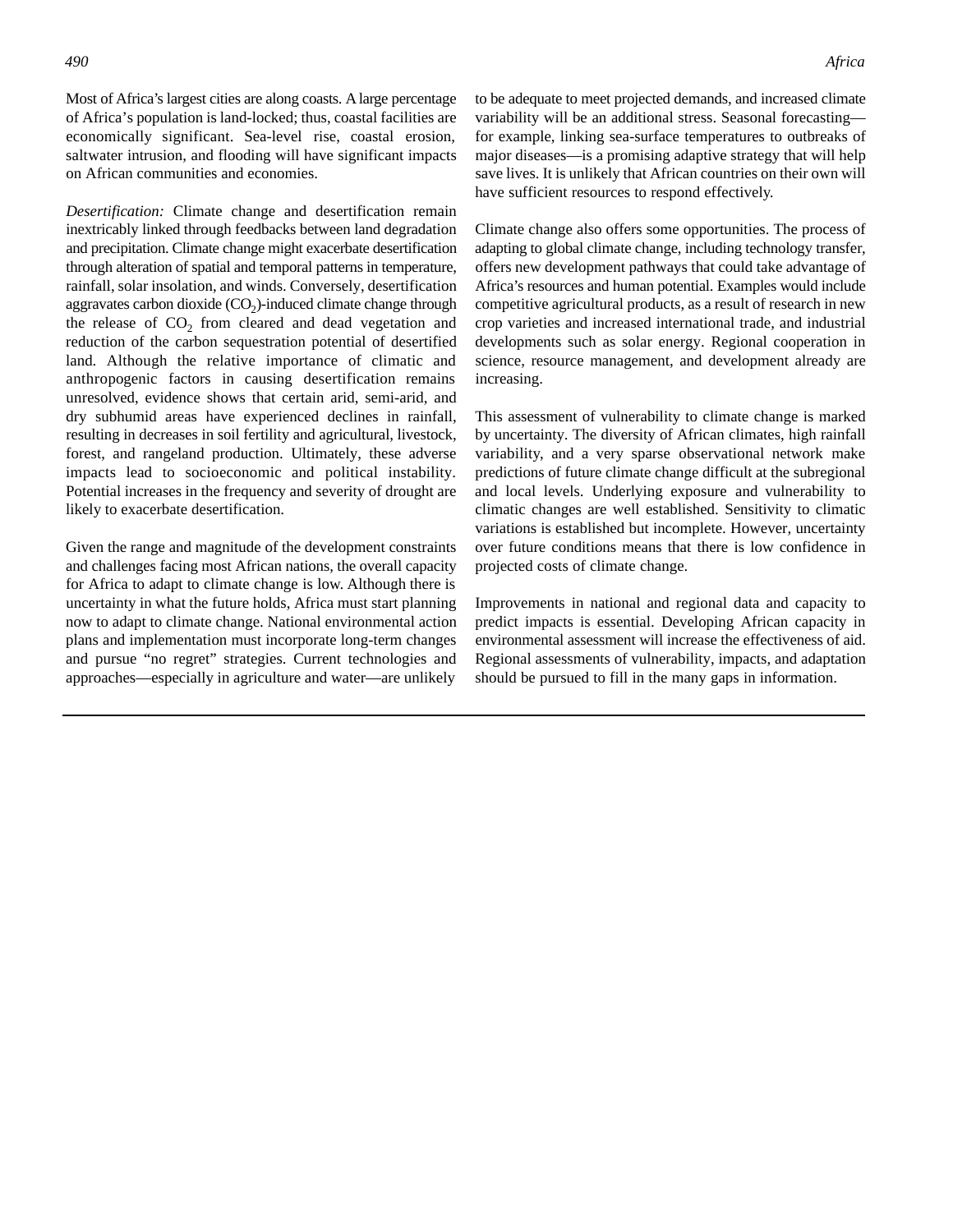Most of Africa's largest cities are along coasts. A large percentage of Africa's population is land-locked; thus, coastal facilities are economically significant. Sea-level rise, coastal erosion, saltwater intrusion, and flooding will have significant impacts on African communities and economies.

*Desertification:* Climate change and desertification remain inextricably linked through feedbacks between land degradation and precipitation. Climate change might exacerbate desertification through alteration of spatial and temporal patterns in temperature, rainfall, solar insolation, and winds. Conversely, desertification aggravates carbon dioxide ($CO_2$)-induced climate change through the release of $CO_2$ from cleared and dead vegetation and reduction of the carbon sequestration potential of desertified land. Although the relative importance of climatic and anthropogenic factors in causing desertification remains unresolved, evidence shows that certain arid, semi-arid, and dry subhumid areas have experienced declines in rainfall, resulting in decreases in soil fertility and agricultural, livestock, forest, and rangeland production. Ultimately, these adverse impacts lead to socioeconomic and political instability. Potential increases in the frequency and severity of drought are likely to exacerbate desertification.

Given the range and magnitude of the development constraints and challenges facing most African nations, the overall capacity for Africa to adapt to climate change is low. Although there is uncertainty in what the future holds, Africa must start planning now to adapt to climate change. National environmental action plans and implementation must incorporate long-term changes and pursue "no regret" strategies. Current technologies and approaches—especially in agriculture and water—are unlikely to be adequate to meet projected demands, and increased climate variability will be an additional stress. Seasonal forecasting—for example, linking sea-surface temperatures to outbreaks of major diseases—is a promising adaptive strategy that will help save lives. It is unlikely that African countries on their own will have sufficient resources to respond effectively.

Climate change also offers some opportunities. The process of adapting to global climate change, including technology transfer, offers new development pathways that could take advantage of Africa's resources and human potential. Examples would include competitive agricultural products, as a result of research in new crop varieties and increased international trade, and industrial developments such as solar energy. Regional cooperation in science, resource management, and development already are increasing.

This assessment of vulnerability to climate change is marked by uncertainty. The diversity of African climates, high rainfall variability, and a very sparse observational network make predictions of future climate change difficult at the subregional and local levels. Underlying exposure and vulnerability to climatic changes are well established. Sensitivity to climatic variations is established but incomplete. However, uncertainty over future conditions means that there is low confidence in projected costs of climate change.

Improvements in national and regional data and capacity to predict impacts is essential. Developing African capacity in environmental assessment will increase the effectiveness of aid. Regional assessments of vulnerability, impacts, and adaptation should be pursued to fill in the many gaps in information.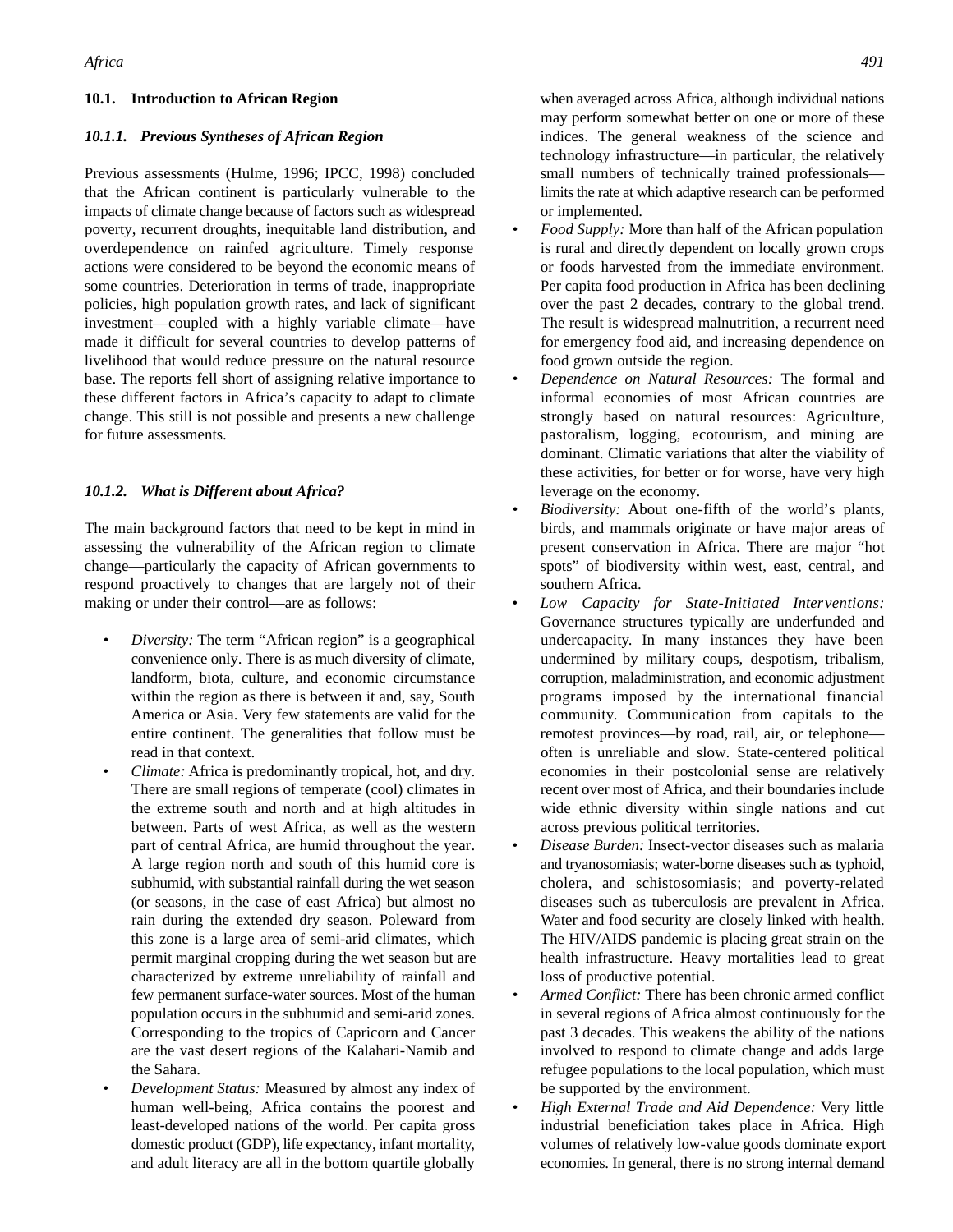## 10.1. Introduction to African Region

### *10.1.1. Previous Syntheses of African Region*

Previous assessments (Hulme, 1996; IPCC, 1998) concluded that the African continent is particularly vulnerable to the impacts of climate change because of factors such as widespread poverty, recurrent droughts, inequitable land distribution, and overdependence on rainfed agriculture. Timely response actions were considered to be beyond the economic means of some countries. Deterioration in terms of trade, inappropriate policies, high population growth rates, and lack of significant investment—coupled with a highly variable climate—have made it difficult for several countries to develop patterns of livelihood that would reduce pressure on the natural resource base. The reports fell short of assigning relative importance to these different factors in Africa's capacity to adapt to climate change. This still is not possible and presents a new challenge for future assessments.

### *10.1.2. What is Different about Africa?*

The main background factors that need to be kept in mind in assessing the vulnerability of the African region to climate change—particularly the capacity of African governments to respond proactively to changes that are largely not of their making or under their control—are as follows:

- *Diversity:* The term "African region" is a geographical convenience only. There is as much diversity of climate, landform, biota, culture, and economic circumstance within the region as there is between it and, say, South America or Asia. Very few statements are valid for the entire continent. The generalities that follow must be read in that context.
- *Climate:* Africa is predominantly tropical, hot, and dry. There are small regions of temperate (cool) climates in the extreme south and north and at high altitudes in between. Parts of west Africa, as well as the western part of central Africa, are humid throughout the year. A large region north and south of this humid core is subhumid, with substantial rainfall during the wet season (or seasons, in the case of east Africa) but almost no rain during the extended dry season. Poleward from this zone is a large area of semi-arid climates, which permit marginal cropping during the wet season but are characterized by extreme unreliability of rainfall and few permanent surface-water sources. Most of the human population occurs in the subhumid and semi-arid zones. Corresponding to the tropics of Capricorn and Cancer are the vast desert regions of the Kalahari-Namib and the Sahara.
- *Development Status:* Measured by almost any index of human well-being, Africa contains the poorest and least-developed nations of the world. Per capita gross domestic product (GDP), life expectancy, infant mortality, and adult literacy are all in the bottom quartile globally when averaged across Africa, although individual nations may perform somewhat better on one or more of these indices. The general weakness of the science and technology infrastructure—in particular, the relatively small numbers of technically trained professionals—limits the rate at which adaptive research can be performed or implemented.
- *Food Supply:* More than half of the African population is rural and directly dependent on locally grown crops or foods harvested from the immediate environment. Per capita food production in Africa has been declining over the past 2 decades, contrary to the global trend. The result is widespread malnutrition, a recurrent need for emergency food aid, and increasing dependence on food grown outside the region.
- *Dependence on Natural Resources:* The formal and informal economies of most African countries are strongly based on natural resources: Agriculture, pastoralism, logging, ecotourism, and mining are dominant. Climatic variations that alter the viability of these activities, for better or for worse, have very high leverage on the economy.
- *Biodiversity:* About one-fifth of the world's plants, birds, and mammals originate or have major areas of present conservation in Africa. There are major "hot spots" of biodiversity within west, east, central, and southern Africa.
- *Low Capacity for State-Initiated Interventions:* Governance structures typically are underfunded and undercapacity. In many instances they have been undermined by military coups, despotism, tribalism, corruption, maladministration, and economic adjustment programs imposed by the international financial community. Communication from capitals to the remotest provinces—by road, rail, air, or telephone—often is unreliable and slow. State-centered political economies in their postcolonial sense are relatively recent over most of Africa, and their boundaries include wide ethnic diversity within single nations and cut across previous political territories.
- *Disease Burden:* Insect-vector diseases such as malaria and tryanosomiasis; water-borne diseases such as typhoid, cholera, and schistosomiasis; and poverty-related diseases such as tuberculosis are prevalent in Africa. Water and food security are closely linked with health. The HIV/AIDS pandemic is placing great strain on the health infrastructure. Heavy mortalities lead to great loss of productive potential.
- *Armed Conflict:* There has been chronic armed conflict in several regions of Africa almost continuously for the past 3 decades. This weakens the ability of the nations involved to respond to climate change and adds large refugee populations to the local population, which must be supported by the environment.
- *High External Trade and Aid Dependence:* Very little industrial beneficiation takes place in Africa. High volumes of relatively low-value goods dominate export economies. In general, there is no strong internal demand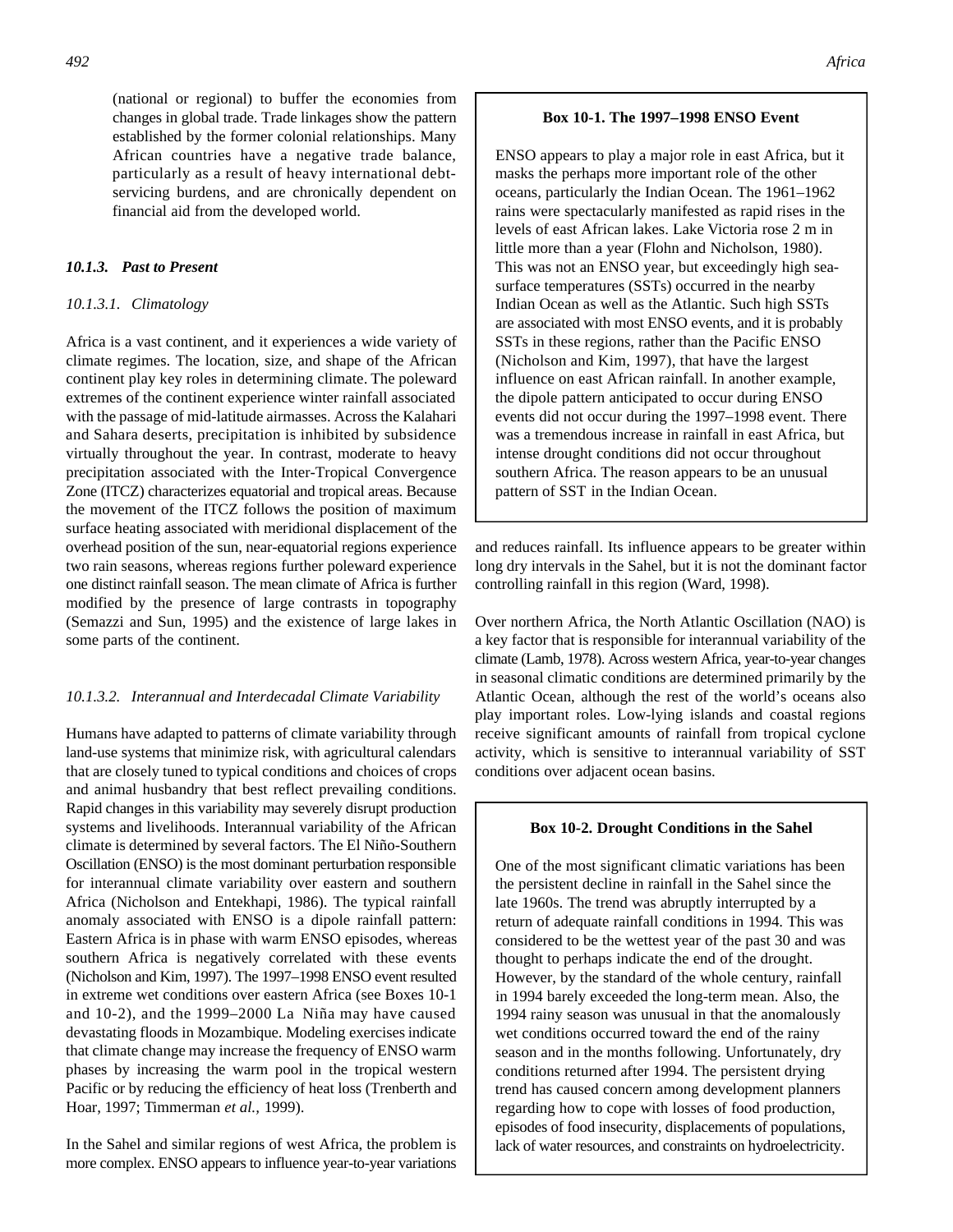(national or regional) to buffer the economies from changes in global trade. Trade linkages show the pattern established by the former colonial relationships. Many African countries have a negative trade balance, particularly as a result of heavy international debt-servicing burdens, and are chronically dependent on financial aid from the developed world.

### *10.1.3. Past to Present*

#### *10.1.3.1. Climatology*

Africa is a vast continent, and it experiences a wide variety of climate regimes. The location, size, and shape of the African continent play key roles in determining climate. The poleward extremes of the continent experience winter rainfall associated with the passage of mid-latitude airmasses. Across the Kalahari and Sahara deserts, precipitation is inhibited by subsidence virtually throughout the year. In contrast, moderate to heavy precipitation associated with the Inter-Tropical Convergence Zone (ITCZ) characterizes equatorial and tropical areas. Because the movement of the ITCZ follows the position of maximum surface heating associated with meridional displacement of the overhead position of the sun, near-equatorial regions experience two rain seasons, whereas regions further poleward experience one distinct rainfall season. The mean climate of Africa is further modified by the presence of large contrasts in topography (Semazzi and Sun, 1995) and the existence of large lakes in some parts of the continent.

#### *10.1.3.2. Interannual and Interdecadal Climate Variability*

Humans have adapted to patterns of climate variability through land-use systems that minimize risk, with agricultural calendars that are closely tuned to typical conditions and choices of crops and animal husbandry that best reflect prevailing conditions. Rapid changes in this variability may severely disrupt production systems and livelihoods. Interannual variability of the African climate is determined by several factors. The El Niño-Southern Oscillation (ENSO) is the most dominant perturbation responsible for interannual climate variability over eastern and southern Africa (Nicholson and Entekhapi, 1986). The typical rainfall anomaly associated with ENSO is a dipole rainfall pattern: Eastern Africa is in phase with warm ENSO episodes, whereas southern Africa is negatively correlated with these events (Nicholson and Kim, 1997). The 1997–1998 ENSO event resulted in extreme wet conditions over eastern Africa (see Boxes 10-1 and 10-2), and the 1999–2000 La Niña may have caused devastating floods in Mozambique. Modeling exercises indicate that climate change may increase the frequency of ENSO warm phases by increasing the warm pool in the tropical western Pacific or by reducing the efficiency of heat loss (Trenberth and Hoar, 1997; Timmerman *et al.*, 1999).

In the Sahel and similar regions of west Africa, the problem is more complex. ENSO appears to influence year-to-year variations and reduces rainfall. Its influence appears to be greater within long dry intervals in the Sahel, but it is not the dominant factor controlling rainfall in this region (Ward, 1998).

Over northern Africa, the North Atlantic Oscillation (NAO) is a key factor that is responsible for interannual variability of the climate (Lamb, 1978). Across western Africa, year-to-year changes in seasonal climatic conditions are determined primarily by the Atlantic Ocean, although the rest of the world's oceans also play important roles. Low-lying islands and coastal regions receive significant amounts of rainfall from tropical cyclone activity, which is sensitive to interannual variability of SST conditions over adjacent ocean basins.

**Box 10-1. The 1997–1998 ENSO Event**

ENSO appears to play a major role in east Africa, but it masks the perhaps more important role of the other oceans, particularly the Indian Ocean. The 1961–1962 rains were spectacularly manifested as rapid rises in the levels of east African lakes. Lake Victoria rose 2 m in little more than a year (Flohn and Nicholson, 1980). This was not an ENSO year, but exceedingly high sea-surface temperatures (SSTs) occurred in the nearby Indian Ocean as well as the Atlantic. Such high SSTs are associated with most ENSO events, and it is probably SSTs in these regions, rather than the Pacific ENSO (Nicholson and Kim, 1997), that have the largest influence on east African rainfall. In another example, the dipole pattern anticipated to occur during ENSO events did not occur during the 1997–1998 event. There was a tremendous increase in rainfall in east Africa, but intense drought conditions did not occur throughout southern Africa. The reason appears to be an unusual pattern of SST in the Indian Ocean.

**Box 10-2. Drought Conditions in the Sahel**

One of the most significant climatic variations has been the persistent decline in rainfall in the Sahel since the late 1960s. The trend was abruptly interrupted by a return of adequate rainfall conditions in 1994. This was considered to be the wettest year of the past 30 and was thought to perhaps indicate the end of the drought. However, by the standard of the whole century, rainfall in 1994 barely exceeded the long-term mean. Also, the 1994 rainy season was unusual in that the anomalously wet conditions occurred toward the end of the rainy season and in the months following. Unfortunately, dry conditions returned after 1994. The persistent drying trend has caused concern among development planners regarding how to cope with losses of food production, episodes of food insecurity, displacements of populations, lack of water resources, and constraints on hydroelectricity.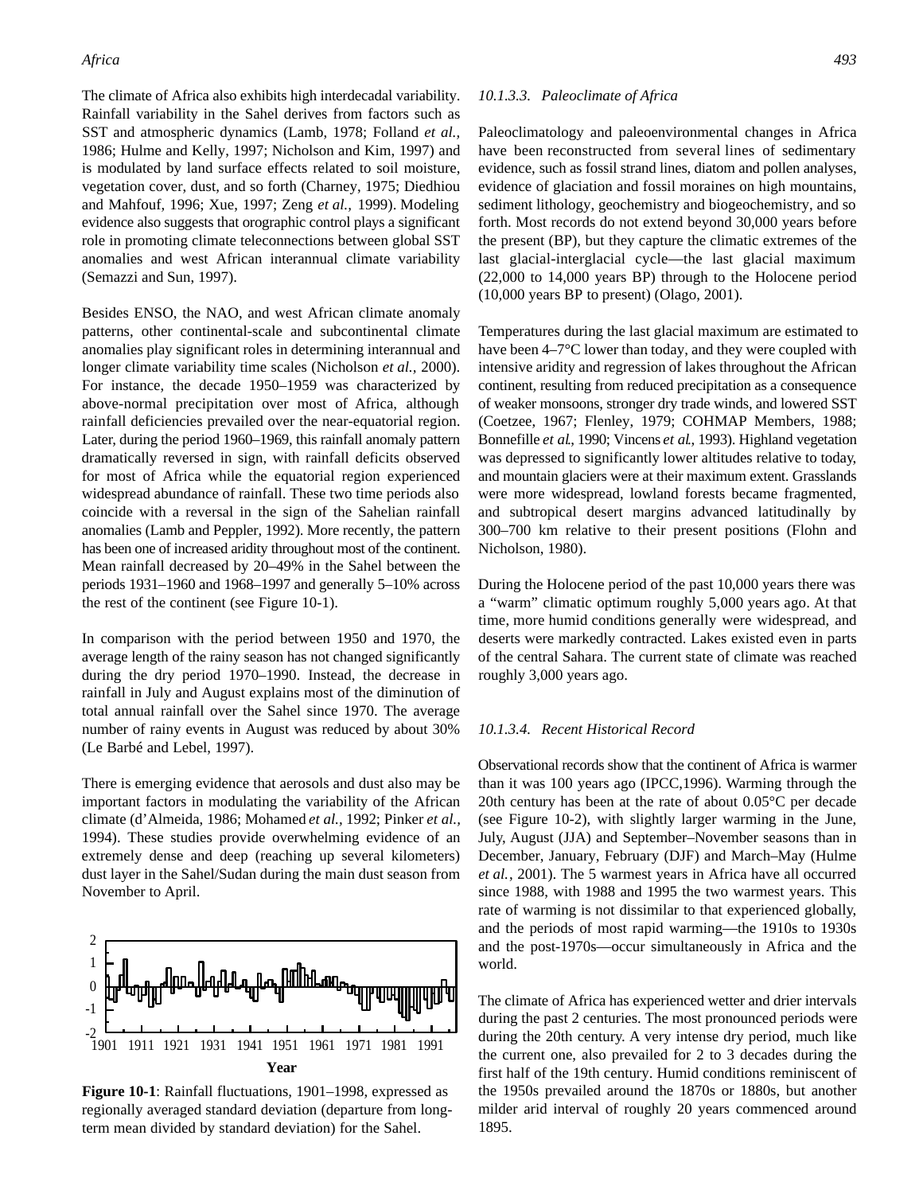The climate of Africa also exhibits high interdecadal variability. Rainfall variability in the Sahel derives from factors such as SST and atmospheric dynamics (Lamb, 1978; Folland *et al.*, 1986; Hulme and Kelly, 1997; Nicholson and Kim, 1997) and is modulated by land surface effects related to soil moisture, vegetation cover, dust, and so forth (Charney, 1975; Diedhiou and Mahfouf, 1996; Xue, 1997; Zeng *et al.*, 1999). Modeling evidence also suggests that orographic control plays a significant role in promoting climate teleconnections between global SST anomalies and west African interannual climate variability (Semazzi and Sun, 1997).

Besides ENSO, the NAO, and west African climate anomaly patterns, other continental-scale and subcontinental climate anomalies play significant roles in determining interannual and longer climate variability time scales (Nicholson *et al.*, 2000). For instance, the decade 1950–1959 was characterized by above-normal precipitation over most of Africa, although rainfall deficiencies prevailed over the near-equatorial region. Later, during the period 1960–1969, this rainfall anomaly pattern dramatically reversed in sign, with rainfall deficits observed for most of Africa while the equatorial region experienced widespread abundance of rainfall. These two time periods also coincide with a reversal in the sign of the Sahelian rainfall anomalies (Lamb and Peppler, 1992). More recently, the pattern has been one of increased aridity throughout most of the continent. Mean rainfall decreased by 20–49% in the Sahel between the periods 1931–1960 and 1968–1997 and generally 5–10% across the rest of the continent (see Figure 10-1).

In comparison with the period between 1950 and 1970, the average length of the rainy season has not changed significantly during the dry period 1970–1990. Instead, the decrease in rainfall in July and August explains most of the diminution of total annual rainfall over the Sahel since 1970. The average number of rainy events in August was reduced by about 30% (Le Barbé and Lebel, 1997).

There is emerging evidence that aerosols and dust also may be important factors in modulating the variability of the African climate (d'Almeida, 1986; Mohamed *et al.*, 1992; Pinker *et al.*, 1994). These studies provide overwhelming evidence of an extremely dense and deep (reaching up several kilometers) dust layer in the Sahel/Sudan during the main dust season from November to April.

**Figure 10-1**: Rainfall fluctuations, 1901–1998, expressed as regionally averaged standard deviation (departure from long-term mean divided by standard deviation) for the Sahel.

#### *10.1.3.3. Paleoclimate of Africa*

Paleoclimatology and paleoenvironmental changes in Africa have been reconstructed from several lines of sedimentary evidence, such as fossil strand lines, diatom and pollen analyses, evidence of glaciation and fossil moraines on high mountains, sediment lithology, geochemistry and biogeochemistry, and so forth. Most records do not extend beyond 30,000 years before the present (BP), but they capture the climatic extremes of the last glacial-interglacial cycle—the last glacial maximum (22,000 to 14,000 years BP) through to the Holocene period (10,000 years BP to present) (Olago, 2001).

Temperatures during the last glacial maximum are estimated to have been 4–7°C lower than today, and they were coupled with intensive aridity and regression of lakes throughout the African continent, resulting from reduced precipitation as a consequence of weaker monsoons, stronger dry trade winds, and lowered SST (Coetzee, 1967; Flenley, 1979; COHMAP Members, 1988; Bonnefille *et al.*, 1990; Vincens *et al.*, 1993). Highland vegetation was depressed to significantly lower altitudes relative to today, and mountain glaciers were at their maximum extent. Grasslands were more widespread, lowland forests became fragmented, and subtropical desert margins advanced latitudinally by 300–700 km relative to their present positions (Flohn and Nicholson, 1980).

During the Holocene period of the past 10,000 years there was a "warm" climatic optimum roughly 5,000 years ago. At that time, more humid conditions generally were widespread, and deserts were markedly contracted. Lakes existed even in parts of the central Sahara. The current state of climate was reached roughly 3,000 years ago.

#### *10.1.3.4. Recent Historical Record*

Observational records show that the continent of Africa is warmer than it was 100 years ago (IPCC,1996). Warming through the 20th century has been at the rate of about 0.05°C per decade (see Figure 10-2), with slightly larger warming in the June, July, August (JJA) and September–November seasons than in December, January, February (DJF) and March–May (Hulme *et al.*, 2001). The 5 warmest years in Africa have all occurred since 1988, with 1988 and 1995 the two warmest years. This rate of warming is not dissimilar to that experienced globally, and the periods of most rapid warming—the 1910s to 1930s and the post-1970s—occur simultaneously in Africa and the world.

The climate of Africa has experienced wetter and drier intervals during the past 2 centuries. The most pronounced periods were during the 20th century. A very intense dry period, much like the current one, also prevailed for 2 to 3 decades during the first half of the 19th century. Humid conditions reminiscent of the 1950s prevailed around the 1870s or 1880s, but another milder arid interval of roughly 20 years commenced around 1895.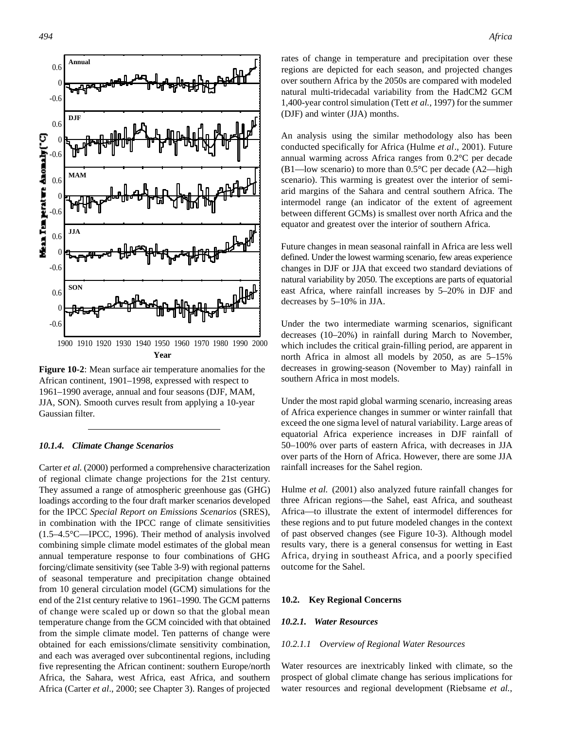**Figure 10-2**: Mean surface air temperature anomalies for the African continent, 1901–1998, expressed with respect to 1961–1990 average, annual and four seasons (DJF, MAM, JJA, SON). Smooth curves result from applying a 10-year Gaussian filter.

#### *10.1.4. Climate Change Scenarios*

Carter *et al.* (2000) performed a comprehensive characterization of regional climate change projections for the 21st century. They assumed a range of atmospheric greenhouse gas (GHG) loadings according to the four draft marker scenarios developed for the IPCC *Special Report on Emissions Scenarios* (SRES), in combination with the IPCC range of climate sensitivities (1.5–4.5°C—IPCC, 1996). Their method of analysis involved combining simple climate model estimates of the global mean annual temperature response to four combinations of GHG forcing/climate sensitivity (see Table 3-9) with regional patterns of seasonal temperature and precipitation change obtained from 10 general circulation model (GCM) simulations for the end of the 21st century relative to 1961–1990. The GCM patterns of change were scaled up or down so that the global mean temperature change from the GCM coincided with that obtained from the simple climate model. Ten patterns of change were obtained for each emissions/climate sensitivity combination, and each was averaged over subcontinental regions, including five representing the African continent: southern Europe/north Africa, the Sahara, west Africa, east Africa, and southern Africa (Carter *et al*., 2000; see Chapter 3). Ranges of projected rates of change in temperature and precipitation over these regions are depicted for each season, and projected changes over southern Africa by the 2050s are compared with modeled natural multi-tridecadal variability from the HadCM2 GCM 1,400-year control simulation (Tett *et al.*, 1997) for the summer (DJF) and winter (JJA) months.

An analysis using the similar methodology also has been conducted specifically for Africa (Hulme *et al*., 2001). Future annual warming across Africa ranges from 0.2°C per decade (B1—low scenario) to more than 0.5°C per decade (A2—high scenario). This warming is greatest over the interior of semi-arid margins of the Sahara and central southern Africa. The intermodel range (an indicator of the extent of agreement between different GCMs) is smallest over north Africa and the equator and greatest over the interior of southern Africa.

Future changes in mean seasonal rainfall in Africa are less well defined. Under the lowest warming scenario, few areas experience changes in DJF or JJA that exceed two standard deviations of natural variability by 2050. The exceptions are parts of equatorial east Africa, where rainfall increases by 5–20% in DJF and decreases by 5–10% in JJA.

Under the two intermediate warming scenarios, significant decreases (10–20%) in rainfall during March to November, which includes the critical grain-filling period, are apparent in north Africa in almost all models by 2050, as are 5–15% decreases in growing-season (November to May) rainfall in southern Africa in most models.

Under the most rapid global warming scenario, increasing areas of Africa experience changes in summer or winter rainfall that exceed the one sigma level of natural variability. Large areas of equatorial Africa experience increases in DJF rainfall of 50–100% over parts of eastern Africa, with decreases in JJA over parts of the Horn of Africa. However, there are some JJA rainfall increases for the Sahel region.

Hulme *et al.* (2001) also analyzed future rainfall changes for three African regions—the Sahel, east Africa, and southeast Africa—to illustrate the extent of intermodel differences for these regions and to put future modeled changes in the context of past observed changes (see Figure 10-3). Although model results vary, there is a general consensus for wetting in East Africa, drying in southeast Africa, and a poorly specified outcome for the Sahel.

## 10.2. Key Regional Concerns

### *10.2.1. Water Resources*

#### *10.2.1.1 Overview of Regional Water Resources*

Water resources are inextricably linked with climate, so the prospect of global climate change has serious implications for water resources and regional development (Riebsame *et al.*,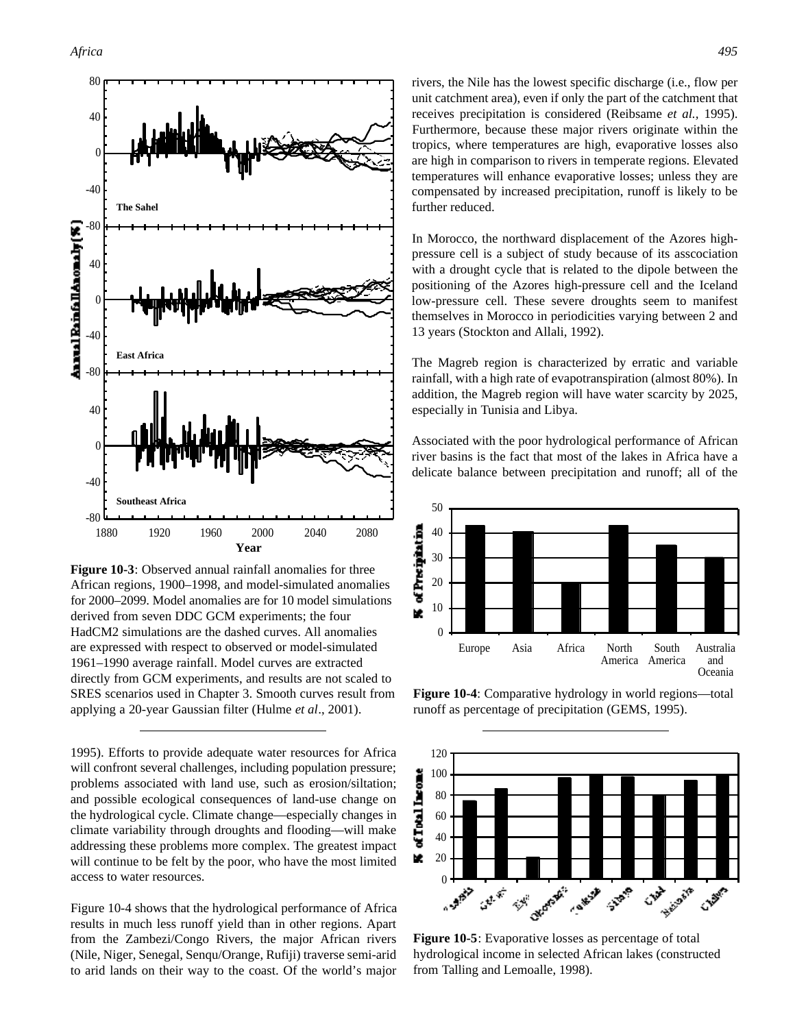**Figure 10-3**: Observed annual rainfall anomalies for three African regions, 1900–1998, and model-simulated anomalies for 2000–2099. Model anomalies are for 10 model simulations derived from seven DDC GCM experiments; the four HadCM2 simulations are the dashed curves. All anomalies are expressed with respect to observed or model-simulated 1961–1990 average rainfall. Model curves are extracted directly from GCM experiments, and results are not scaled to SRES scenarios used in Chapter 3. Smooth curves result from applying a 20-year Gaussian filter (Hulme *et al*., 2001).

1995). Efforts to provide adequate water resources for Africa will confront several challenges, including population pressure; problems associated with land use, such as erosion/siltation; and possible ecological consequences of land-use change on the hydrological cycle. Climate change—especially changes in climate variability through droughts and flooding—will make addressing these problems more complex. The greatest impact will continue to be felt by the poor, who have the most limited access to water resources.

Figure 10-4 shows that the hydrological performance of Africa results in much less runoff yield than in other regions. Apart from the Zambezi/Congo Rivers, the major African rivers (Nile, Niger, Senegal, Senqu/Orange, Rufiji) traverse semi-arid to arid lands on their way to the coast. Of the world's major rivers, the Nile has the lowest specific discharge (i.e., flow per unit catchment area), even if only the part of the catchment that receives precipitation is considered (Reibsame *et al.*, 1995). Furthermore, because these major rivers originate within the tropics, where temperatures are high, evaporative losses also are high in comparison to rivers in temperate regions. Elevated temperatures will enhance evaporative losses; unless they are compensated by increased precipitation, runoff is likely to be further reduced.

In Morocco, the northward displacement of the Azores high-pressure cell is a subject of study because of its asscociation with a drought cycle that is related to the dipole between the positioning of the Azores high-pressure cell and the Iceland low-pressure cell. These severe droughts seem to manifest themselves in Morocco in periodicities varying between 2 and 13 years (Stockton and Allali, 1992).

The Magreb region is characterized by erratic and variable rainfall, with a high rate of evapotranspiration (almost 80%). In addition, the Magreb region will have water scarcity by 2025, especially in Tunisia and Libya.

Associated with the poor hydrological performance of African river basins is the fact that most of the lakes in Africa have a delicate balance between precipitation and runoff; all of the

**Figure 10-4**: Comparative hydrology in world regions—total runoff as percentage of precipitation (GEMS, 1995).

**Figure 10-5**: Evaporative losses as percentage of total hydrological income in selected African lakes (constructed from Talling and Lemoalle, 1998).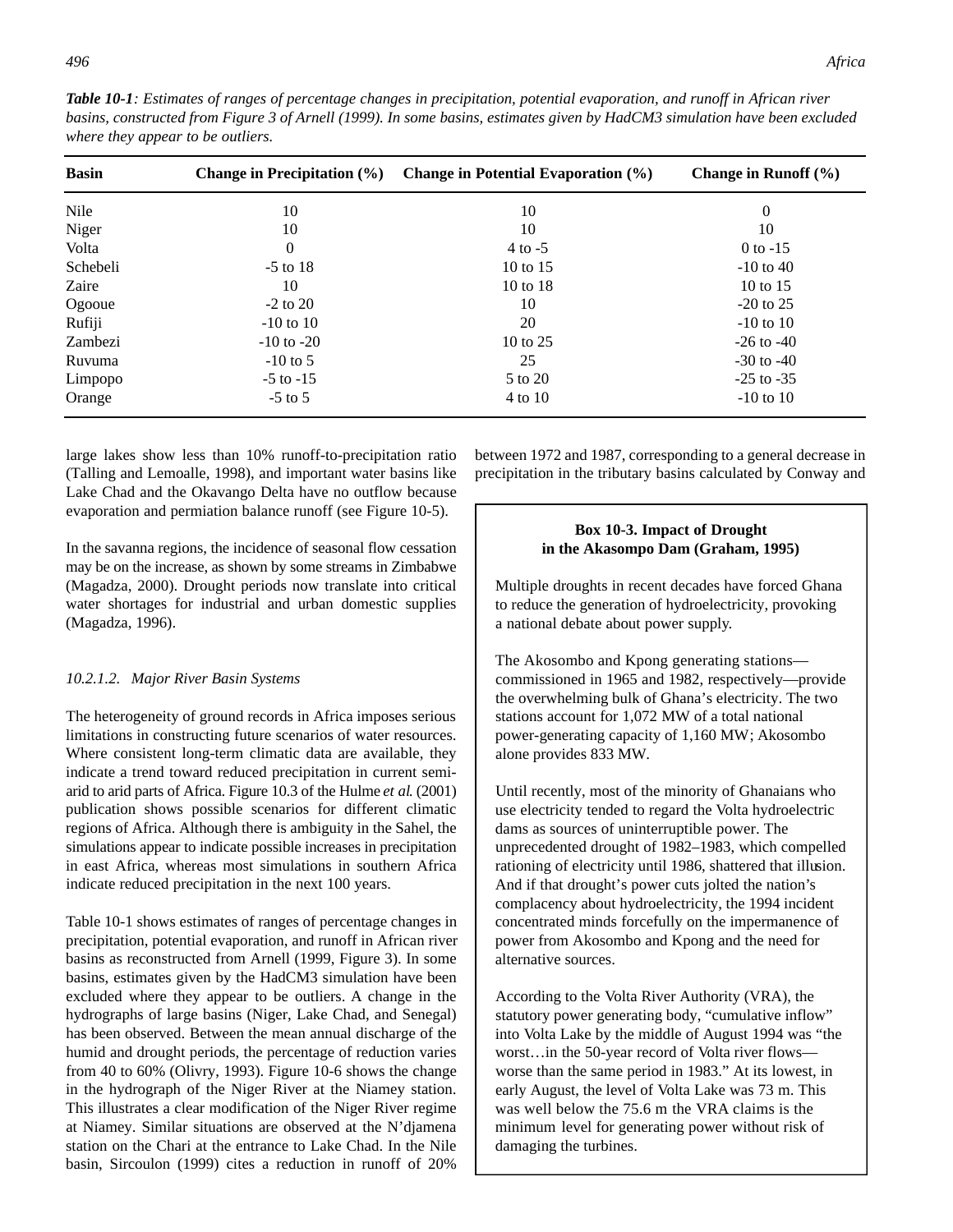*Table 10-1: Estimates of ranges of percentage changes in precipitation, potential evaporation, and runoff in African river basins, constructed from Figure 3 of Arnell (1999). In some basins, estimates given by HadCM3 simulation have been excluded where they appear to be outliers.*

| Basin | Change in Precipitation (%) | Change in Potential Evaporation (%) | Change in Runoff (%) |
|---|---|---|---|
| Nile | 10 | 10 | 0 |
| Niger | 10 | 10 | 10 |
| Volta | 0 | 4 to -5 | 0 to -15 |
| Schebeli | -5 to 18 | 10 to 15 | -10 to 40 |
| Zaire | 10 | 10 to 18 | 10 to 15 |
| Ogooue | -2 to 20 | 10 | -20 to 25 |
| Rufiji | -10 to 10 | 20 | -10 to 10 |
| Zambezi | -10 to -20 | 10 to 25 | -26 to -40 |
| Ruvuma | -10 to 5 | 25 | -30 to -40 |
| Limpopo | -5 to -15 | 5 to 20 | -25 to -35 |
| Orange | -5 to 5 | 4 to 10 | -10 to 10 |

large lakes show less than 10% runoff-to-precipitation ratio (Talling and Lemoalle, 1998), and important water basins like Lake Chad and the Okavango Delta have no outflow because evaporation and permiation balance runoff (see Figure 10-5).

In the savanna regions, the incidence of seasonal flow cessation may be on the increase, as shown by some streams in Zimbabwe (Magadza, 2000). Drought periods now translate into critical water shortages for industrial and urban domestic supplies (Magadza, 1996).

#### *10.2.1.2. Major River Basin Systems*

The heterogeneity of ground records in Africa imposes serious limitations in constructing future scenarios of water resources. Where consistent long-term climatic data are available, they indicate a trend toward reduced precipitation in current semi-arid to arid parts of Africa. Figure 10.3 of the Hulme *et al.* (2001) publication shows possible scenarios for different climatic regions of Africa. Although there is ambiguity in the Sahel, the simulations appear to indicate possible increases in precipitation in east Africa, whereas most simulations in southern Africa indicate reduced precipitation in the next 100 years.

Table 10-1 shows estimates of ranges of percentage changes in precipitation, potential evaporation, and runoff in African river basins as reconstructed from Arnell (1999, Figure 3). In some basins, estimates given by the HadCM3 simulation have been excluded where they appear to be outliers. A change in the hydrographs of large basins (Niger, Lake Chad, and Senegal) has been observed. Between the mean annual discharge of the humid and drought periods, the percentage of reduction varies from 40 to 60% (Olivry, 1993). Figure 10-6 shows the change in the hydrograph of the Niger River at the Niamey station. This illustrates a clear modification of the Niger River regime at Niamey. Similar situations are observed at the N'djamena station on the Chari at the entrance to Lake Chad. In the Nile basin, Sircoulon (1999) cites a reduction in runoff of 20% between 1972 and 1987, corresponding to a general decrease in precipitation in the tributary basins calculated by Conway and

**Box 10-3. Impact of Drought in the Akasompo Dam (Graham, 1995)**

Multiple droughts in recent decades have forced Ghana to reduce the generation of hydroelectricity, provoking a national debate about power supply.

The Akosombo and Kpong generating stations—commissioned in 1965 and 1982, respectively—provide the overwhelming bulk of Ghana's electricity. The two stations account for 1,072 MW of a total national power-generating capacity of 1,160 MW; Akosombo alone provides 833 MW.

Until recently, most of the minority of Ghanaians who use electricity tended to regard the Volta hydroelectric dams as sources of uninterruptible power. The unprecedented drought of 1982–1983, which compelled rationing of electricity until 1986, shattered that illusion. And if that drought's power cuts jolted the nation's complacency about hydroelectricity, the 1994 incident concentrated minds forcefully on the impermanence of power from Akosombo and Kpong and the need for alternative sources.

According to the Volta River Authority (VRA), the statutory power generating body, "cumulative inflow" into Volta Lake by the middle of August 1994 was "the worst…in the 50-year record of Volta river flows—worse than the same period in 1983." At its lowest, in early August, the level of Volta Lake was 73 m. This was well below the 75.6 m the VRA claims is the minimum level for generating power without risk of damaging the turbines.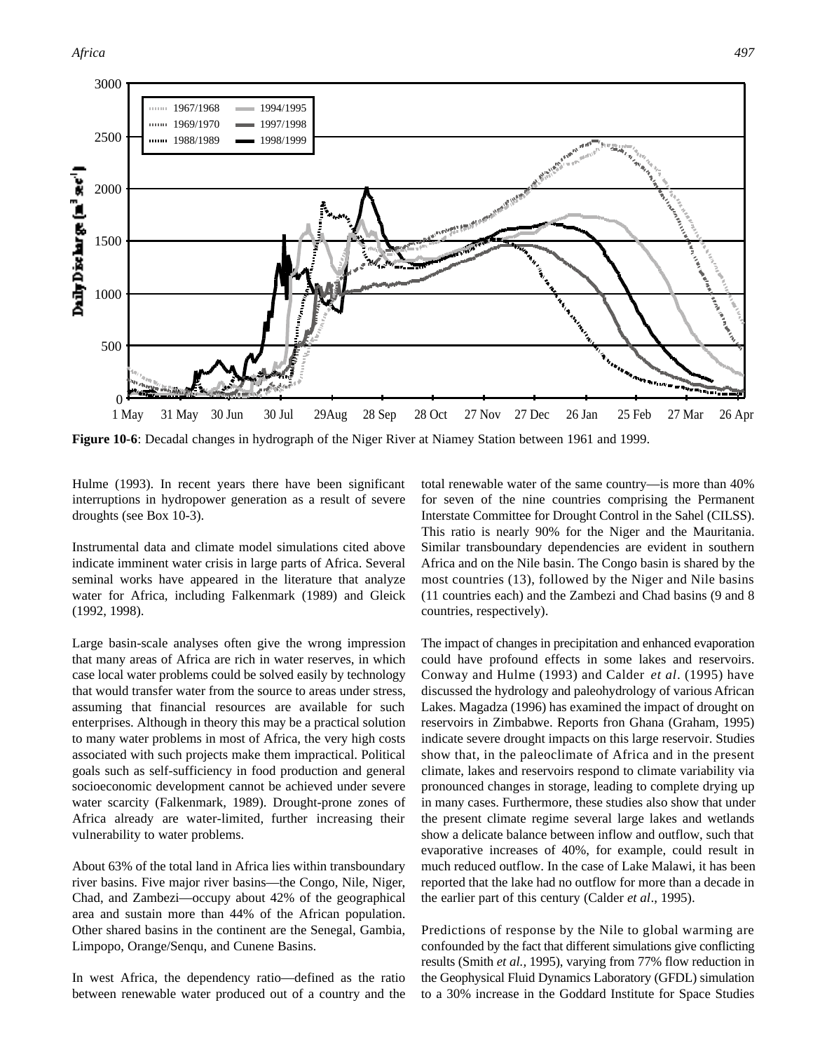**Figure 10-6**: Decadal changes in hydrograph of the Niger River at Niamey Station between 1961 and 1999.

Hulme (1993). In recent years there have been significant interruptions in hydropower generation as a result of severe droughts (see Box 10-3).

Instrumental data and climate model simulations cited above indicate imminent water crisis in large parts of Africa. Several seminal works have appeared in the literature that analyze water for Africa, including Falkenmark (1989) and Gleick (1992, 1998).

Large basin-scale analyses often give the wrong impression that many areas of Africa are rich in water reserves, in which case local water problems could be solved easily by technology that would transfer water from the source to areas under stress, assuming that financial resources are available for such enterprises. Although in theory this may be a practical solution to many water problems in most of Africa, the very high costs associated with such projects make them impractical. Political goals such as self-sufficiency in food production and general socioeconomic development cannot be achieved under severe water scarcity (Falkenmark, 1989). Drought-prone zones of Africa already are water-limited, further increasing their vulnerability to water problems.

About 63% of the total land in Africa lies within transboundary river basins. Five major river basins—the Congo, Nile, Niger, Chad, and Zambezi—occupy about 42% of the geographical area and sustain more than 44% of the African population. Other shared basins in the continent are the Senegal, Gambia, Limpopo, Orange/Senqu, and Cunene Basins.

In west Africa, the dependency ratio—defined as the ratio between renewable water produced out of a country and the total renewable water of the same country—is more than 40% for seven of the nine countries comprising the Permanent Interstate Committee for Drought Control in the Sahel (CILSS). This ratio is nearly 90% for the Niger and the Mauritania. Similar transboundary dependencies are evident in southern Africa and on the Nile basin. The Congo basin is shared by the most countries (13), followed by the Niger and Nile basins (11 countries each) and the Zambezi and Chad basins (9 and 8 countries, respectively).

The impact of changes in precipitation and enhanced evaporation could have profound effects in some lakes and reservoirs. Conway and Hulme (1993) and Calder *et al*. (1995) have discussed the hydrology and paleohydrology of various African Lakes. Magadza (1996) has examined the impact of drought on reservoirs in Zimbabwe. Reports fron Ghana (Graham, 1995) indicate severe drought impacts on this large reservoir. Studies show that, in the paleoclimate of Africa and in the present climate, lakes and reservoirs respond to climate variability via pronounced changes in storage, leading to complete drying up in many cases. Furthermore, these studies also show that under the present climate regime several large lakes and wetlands show a delicate balance between inflow and outflow, such that evaporative increases of 40%, for example, could result in much reduced outflow. In the case of Lake Malawi, it has been reported that the lake had no outflow for more than a decade in the earlier part of this century (Calder *et al*., 1995).

Predictions of response by the Nile to global warming are confounded by the fact that different simulations give conflicting results (Smith *et al.*, 1995), varying from 77% flow reduction in the Geophysical Fluid Dynamics Laboratory (GFDL) simulation to a 30% increase in the Goddard Institute for Space Studies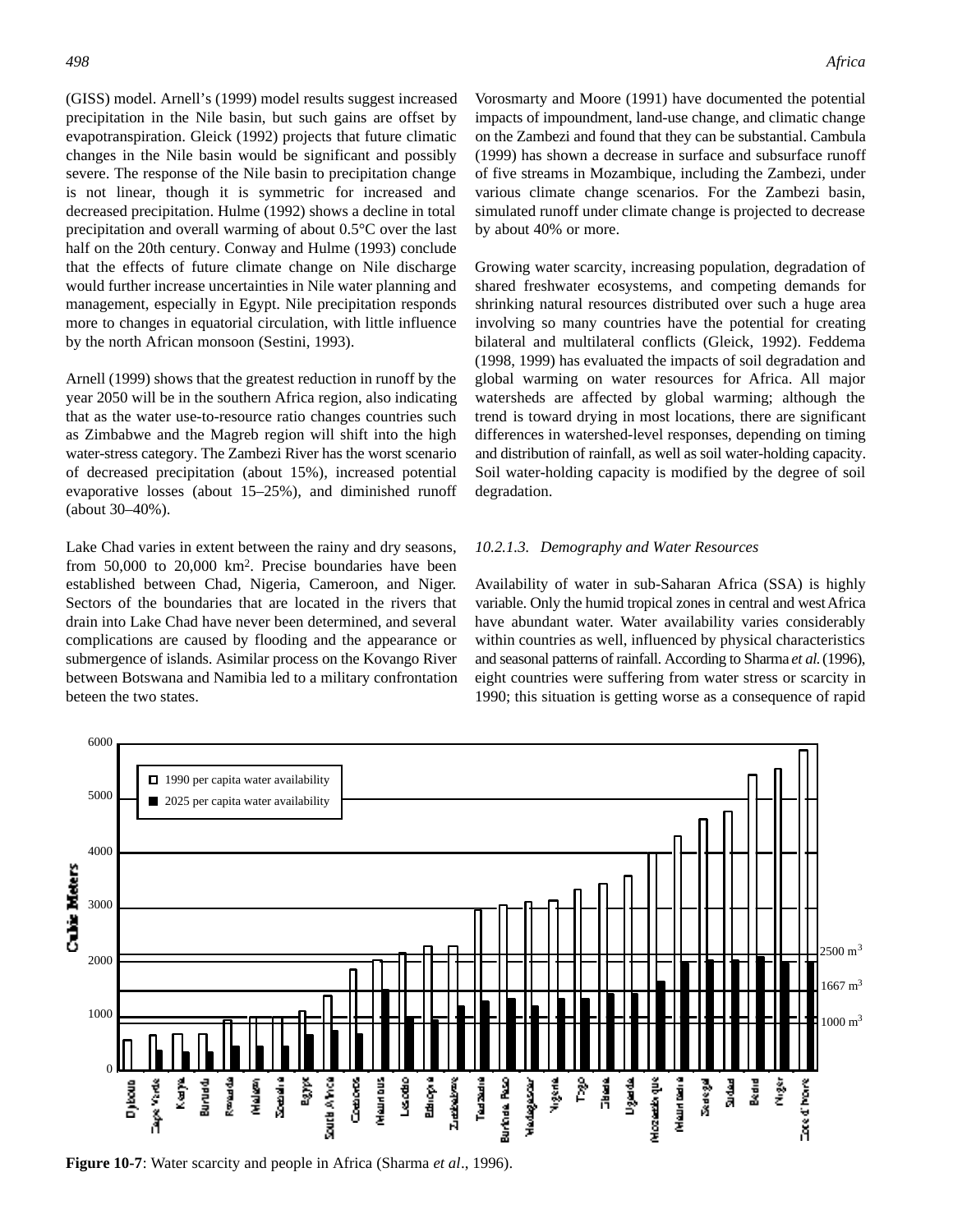(GISS) model. Arnell's (1999) model results suggest increased precipitation in the Nile basin, but such gains are offset by evapotranspiration. Gleick (1992) projects that future climatic changes in the Nile basin would be significant and possibly severe. The response of the Nile basin to precipitation change is not linear, though it is symmetric for increased and decreased precipitation. Hulme (1992) shows a decline in total precipitation and overall warming of about 0.5°C over the last half on the 20th century. Conway and Hulme (1993) conclude that the effects of future climate change on Nile discharge would further increase uncertainties in Nile water planning and management, especially in Egypt. Nile precipitation responds more to changes in equatorial circulation, with little influence by the north African monsoon (Sestini, 1993).

Arnell (1999) shows that the greatest reduction in runoff by the year 2050 will be in the southern Africa region, also indicating that as the water use-to-resource ratio changes countries such as Zimbabwe and the Magreb region will shift into the high water-stress category. The Zambezi River has the worst scenario of decreased precipitation (about 15%), increased potential evaporative losses (about 15–25%), and diminished runoff (about 30–40%).

Lake Chad varies in extent between the rainy and dry seasons, from 50,000 to 20,000 km$^2$. Precise boundaries have been established between Chad, Nigeria, Cameroon, and Niger. Sectors of the boundaries that are located in the rivers that drain into Lake Chad have never been determined, and several complications are caused by flooding and the appearance or submergence of islands. Asimilar process on the Kovango River between Botswana and Namibia led to a military confrontation beteen the two states.

Vorosmarty and Moore (1991) have documented the potential impacts of impoundment, land-use change, and climatic change on the Zambezi and found that they can be substantial. Cambula (1999) has shown a decrease in surface and subsurface runoff of five streams in Mozambique, including the Zambezi, under various climate change scenarios. For the Zambezi basin, simulated runoff under climate change is projected to decrease by about 40% or more.

Growing water scarcity, increasing population, degradation of shared freshwater ecosystems, and competing demands for shrinking natural resources distributed over such a huge area involving so many countries have the potential for creating bilateral and multilateral conflicts (Gleick, 1992). Feddema (1998, 1999) has evaluated the impacts of soil degradation and global warming on water resources for Africa. All major watersheds are affected by global warming; although the trend is toward drying in most locations, there are significant differences in watershed-level responses, depending on timing and distribution of rainfall, as well as soil water-holding capacity. Soil water-holding capacity is modified by the degree of soil degradation.

### *10.2.1.3. Demography and Water Resources*

Availability of water in sub-Saharan Africa (SSA) is highly variable. Only the humid tropical zones in central and west Africa have abundant water. Water availability varies considerably within countries as well, influenced by physical characteristics and seasonal patterns of rainfall. According to Sharma *et al.* (1996), eight countries were suffering from water stress or scarcity in 1990; this situation is getting worse as a consequence of rapid

**Figure 10-7**: Water scarcity and people in Africa (Sharma *et al*., 1996).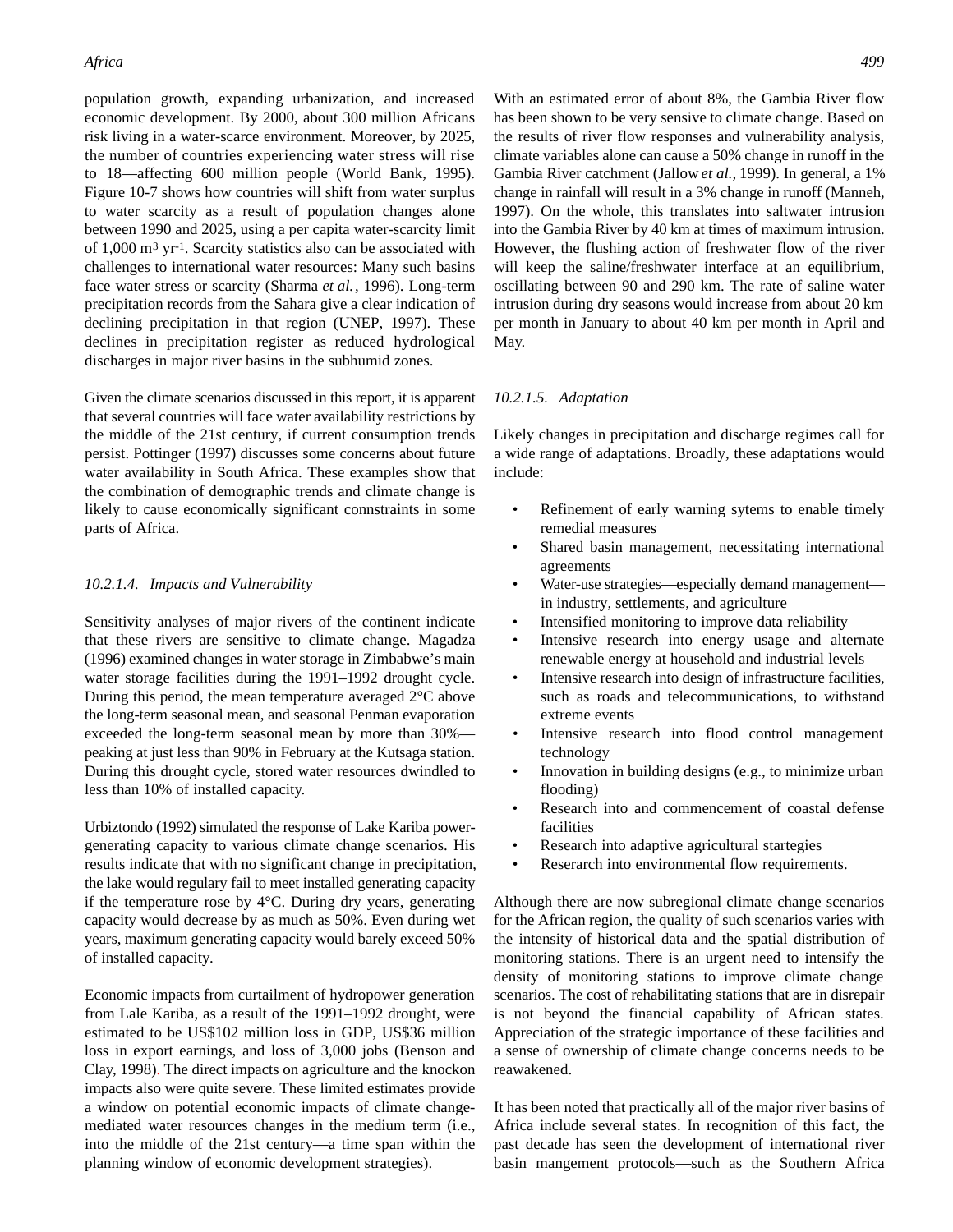population growth, expanding urbanization, and increased economic development. By 2000, about 300 million Africans risk living in a water-scarce environment. Moreover, by 2025, the number of countries experiencing water stress will rise to 18—affecting 600 million people (World Bank, 1995). Figure 10-7 shows how countries will shift from water surplus to water scarcity as a result of population changes alone between 1990 and 2025, using a per capita water-scarcity limit of 1,000 $m^3$ $yr^{-1}$. Scarcity statistics also can be associated with challenges to international water resources: Many such basins face water stress or scarcity (Sharma *et al.*, 1996). Long-term precipitation records from the Sahara give a clear indication of declining precipitation in that region (UNEP, 1997). These declines in precipitation register as reduced hydrological discharges in major river basins in the subhumid zones.

Given the climate scenarios discussed in this report, it is apparent that several countries will face water availability restrictions by the middle of the 21st century, if current consumption trends persist. Pottinger (1997) discusses some concerns about future water availability in South Africa. These examples show that the combination of demographic trends and climate change is likely to cause economically significant connstraints in some parts of Africa.

#### *10.2.1.4. Impacts and Vulnerability*

Sensitivity analyses of major rivers of the continent indicate that these rivers are sensitive to climate change. Magadza (1996) examined changes in water storage in Zimbabwe's main water storage facilities during the 1991–1992 drought cycle. During this period, the mean temperature averaged 2°C above the long-term seasonal mean, and seasonal Penman evaporation exceeded the long-term seasonal mean by more than 30%—peaking at just less than 90% in February at the Kutsaga station. During this drought cycle, stored water resources dwindled to less than 10% of installed capacity.

Urbiztondo (1992) simulated the response of Lake Kariba power-generating capacity to various climate change scenarios. His results indicate that with no significant change in precipitation, the lake would regulary fail to meet installed generating capacity if the temperature rose by 4°C. During dry years, generating capacity would decrease by as much as 50%. Even during wet years, maximum generating capacity would barely exceed 50% of installed capacity.

Economic impacts from curtailment of hydropower generation from Lale Kariba, as a result of the 1991–1992 drought, were estimated to be US$102 million loss in GDP, US$36 million loss in export earnings, and loss of 3,000 jobs (Benson and Clay, 1998). The direct impacts on agriculture and the knockon impacts also were quite severe. These limited estimates provide a window on potential economic impacts of climate change-mediated water resources changes in the medium term (i.e., into the middle of the 21st century—a time span within the planning window of economic development strategies).

With an estimated error of about 8%, the Gambia River flow has been shown to be very sensitive to climate change. Based on the results of river flow responses and vulnerability analysis, climate variables alone can cause a 50% change in runoff in the Gambia River catchment (Jallow *et al.,* 1999). In general, a 1% change in rainfall will result in a 3% change in runoff (Manneh, 1997). On the whole, this translates into saltwater intrusion into the Gambia River by 40 km at times of maximum intrusion. However, the flushing action of freshwater flow of the river will keep the saline/freshwater interface at an equilibrium, oscillating between 90 and 290 km. The rate of saline water intrusion during dry seasons would increase from about 20 km per month in January to about 40 km per month in April and May.

#### *10.2.1.5. Adaptation*

Likely changes in precipitation and discharge regimes call for a wide range of adaptations. Broadly, these adaptations would include:

- Refinement of early warning sytems to enable timely remedial measures
- Shared basin management, necessitating international agreements
- Water-use strategies—especially demand management—in industry, settlements, and agriculture
- Intensified monitoring to improve data reliability
- Intensive research into energy usage and alternate renewable energy at household and industrial levels
- Intensive research into design of infrastructure facilities, such as roads and telecommunications, to withstand extreme events
- Intensive research into flood control management technology
- Innovation in building designs (e.g., to minimize urban flooding)
- Research into and commencement of coastal defense facilities
- Research into adaptive agricultural startegies
- Reserarch into environmental flow requirements.

Although there are now subregional climate change scenarios for the African region, the quality of such scenarios varies with the intensity of historical data and the spatial distribution of monitoring stations. There is an urgent need to intensify the density of monitoring stations to improve climate change scenarios. The cost of rehabilitating stations that are in disrepair is not beyond the financial capability of African states. Appreciation of the strategic importance of these facilities and a sense of ownership of climate change concerns needs to be reawakened.

It has been noted that practically all of the major river basins of Africa include several states. In recognition of this fact, the past decade has seen the development of international river basin mangement protocols—such as the Southern Africa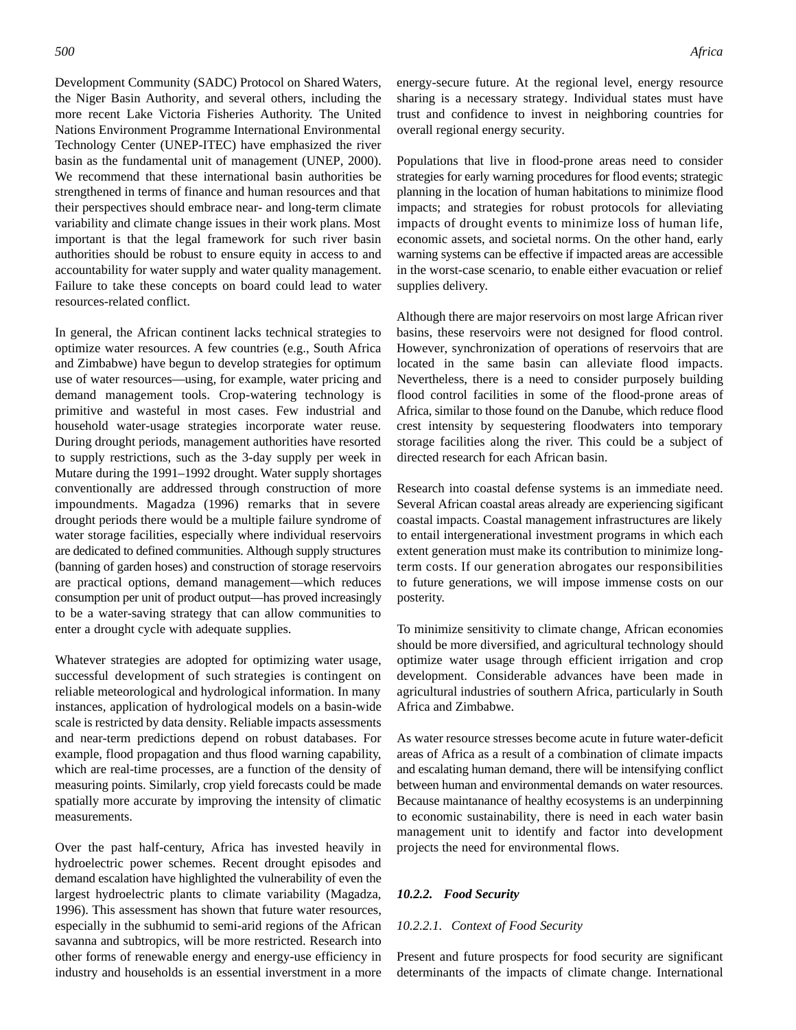Development Community (SADC) Protocol on Shared Waters, the Niger Basin Authority, and several others, including the more recent Lake Victoria Fisheries Authority. The United Nations Environment Programme International Environmental Technology Center (UNEP-ITEC) have emphasized the river basin as the fundamental unit of management (UNEP, 2000). We recommend that these international basin authorities be strengthened in terms of finance and human resources and that their perspectives should embrace near- and long-term climate variability and climate change issues in their work plans. Most important is that the legal framework for such river basin authorities should be robust to ensure equity in access to and accountability for water supply and water quality management. Failure to take these concepts on board could lead to water resources-related conflict.

In general, the African continent lacks technical strategies to optimize water resources. A few countries (e.g., South Africa and Zimbabwe) have begun to develop strategies for optimum use of water resources—using, for example, water pricing and demand management tools. Crop-watering technology is primitive and wasteful in most cases. Few industrial and household water-usage strategies incorporate water reuse. During drought periods, management authorities have resorted to supply restrictions, such as the 3-day supply per week in Mutare during the 1991–1992 drought. Water supply shortages conventionally are addressed through construction of more impoundments. Magadza (1996) remarks that in severe drought periods there would be a multiple failure syndrome of water storage facilities, especially where individual reservoirs are dedicated to defined communities. Although supply structures (banning of garden hoses) and construction of storage reservoirs are practical options, demand management—which reduces consumption per unit of product output—has proved increasingly to be a water-saving strategy that can allow communities to enter a drought cycle with adequate supplies.

Whatever strategies are adopted for optimizing water usage, successful development of such strategies is contingent on reliable meteorological and hydrological information. In many instances, application of hydrological models on a basin-wide scale is restricted by data density. Reliable impacts assessments and near-term predictions depend on robust databases. For example, flood propagation and thus flood warning capability, which are real-time processes, are a function of the density of measuring points. Similarly, crop yield forecasts could be made spatially more accurate by improving the intensity of climatic measurements.

Over the past half-century, Africa has invested heavily in hydroelectric power schemes. Recent drought episodes and demand escalation have highlighted the vulnerability of even the largest hydroelectric plants to climate variability (Magadza, 1996). This assessment has shown that future water resources, especially in the subhumid to semi-arid regions of the African savanna and subtropics, will be more restricted. Research into other forms of renewable energy and energy-use efficiency in industry and households is an essential inverstment in a more energy-secure future. At the regional level, energy resource sharing is a necessary strategy. Individual states must have trust and confidence to invest in neighboring countries for overall regional energy security.

Populations that live in flood-prone areas need to consider strategies for early warning procedures for flood events; strategic planning in the location of human habitations to minimize flood impacts; and strategies for robust protocols for alleviating impacts of drought events to minimize loss of human life, economic assets, and societal norms. On the other hand, early warning systems can be effective if impacted areas are accessible in the worst-case scenario, to enable either evacuation or relief supplies delivery.

Although there are major reservoirs on most large African river basins, these reservoirs were not designed for flood control. However, synchronization of operations of reservoirs that are located in the same basin can alleviate flood impacts. Nevertheless, there is a need to consider purposely building flood control facilities in some of the flood-prone areas of Africa, similar to those found on the Danube, which reduce flood crest intensity by sequestering floodwaters into temporary storage facilities along the river. This could be a subject of directed research for each African basin.

Research into coastal defense systems is an immediate need. Several African coastal areas already are experiencing sigificant coastal impacts. Coastal management infrastructures are likely to entail intergenerational investment programs in which each extent generation must make its contribution to minimize long-term costs. If our generation abrogates our responsibilities to future generations, we will impose immense costs on our posterity.

To minimize sensitivity to climate change, African economies should be more diversified, and agricultural technology should optimize water usage through efficient irrigation and crop development. Considerable advances have been made in agricultural industries of southern Africa, particularly in South Africa and Zimbabwe.

As water resource stresses become acute in future water-deficit areas of Africa as a result of a combination of climate impacts and escalating human demand, there will be intensifying conflict between human and environmental demands on water resources. Because maintanance of healthy ecosystems is an underpinning to economic sustainability, there is need in each water basin management unit to identify and factor into development projects the need for environmental flows.

### *10.2.2. Food Security*

#### *10.2.2.1. Context of Food Security*

Present and future prospects for food security are significant determinants of the impacts of climate change. International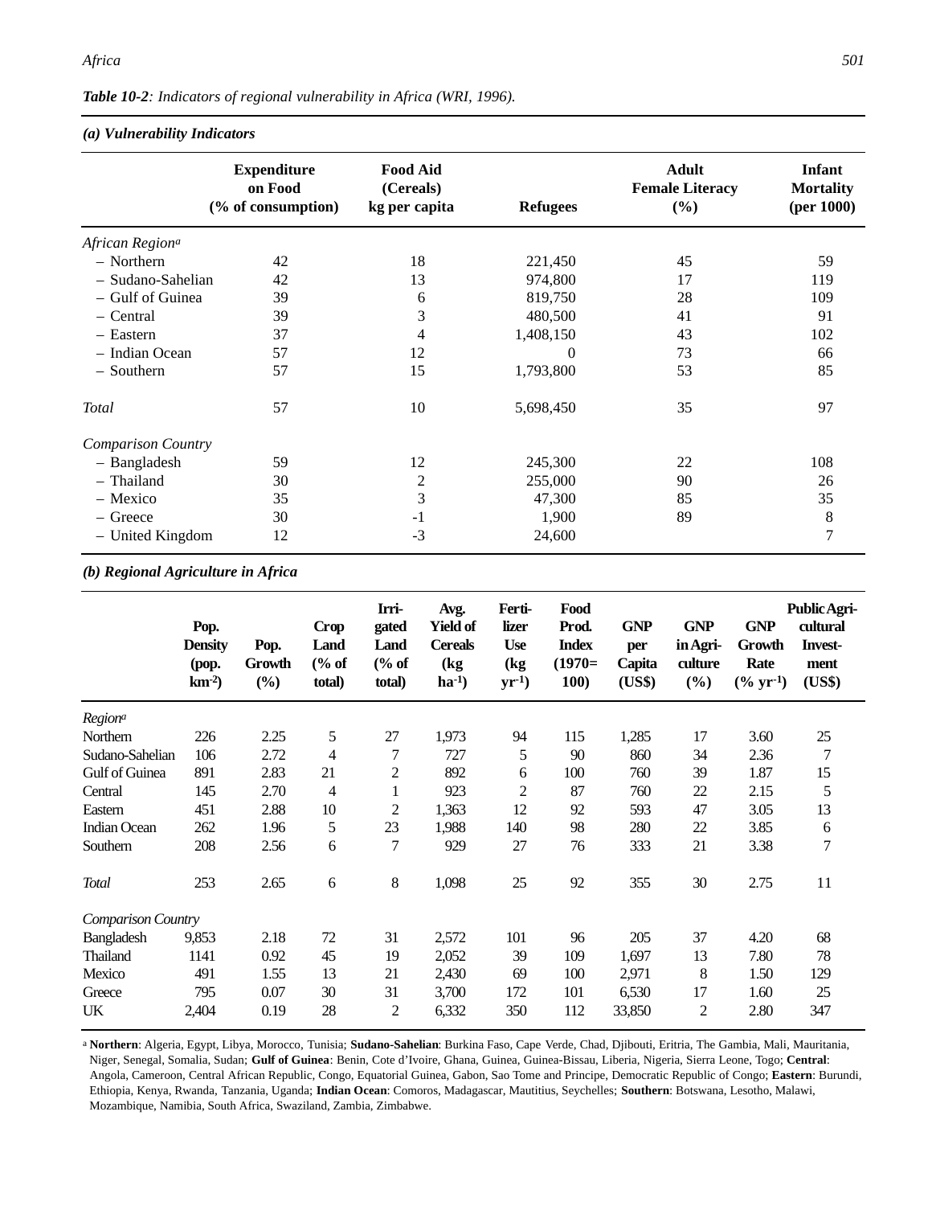***Table 10-2**: Indicators of regional vulnerability in Africa (WRI, 1996).*

***(a) Vulnerability Indicators***

| | Expenditure on Food (% of consumption) | Food Aid (Cereals) kg per capita | Refugees | Adult Female Literacy (%) | Infant Mortality (per 1000) |
|---|---|---|---|---|---|
| *African Region*[a] | | | | | |
| – Northern | 42 | 18 | 221,450 | 45 | 59 |
| – Sudano-Sahelian | 42 | 13 | 974,800 | 17 | 119 |
| – Gulf of Guinea | 39 | 6 | 819,750 | 28 | 109 |
| – Central | 39 | 3 | 480,500 | 41 | 91 |
| – Eastern | 37 | 4 | 1,408,150 | 43 | 102 |
| – Indian Ocean | 57 | 12 | 0 | 73 | 66 |
| – Southern | 57 | 15 | 1,793,800 | 53 | 85 |
| *Total* | 57 | 10 | 5,698,450 | 35 | 97 |
| *Comparison Country* | | | | | |
| – Bangladesh | 59 | 12 | 245,300 | 22 | 108 |
| – Thailand | 30 | 2 | 255,000 | 90 | 26 |
| – Mexico | 35 | 3 | 47,300 | 85 | 35 |
| – Greece | 30 | -1 | 1,900 | 89 | 8 |
| – United Kingdom | 12 | -3 | 24,600 | | 7 |

***(b) Regional Agriculture in Africa***

| | Pop. Density (pop. $km^{-2}$) | Pop. Growth (%) | Crop Land (% of total) | Irri-gated Land (% of total) | Avg. Yield of Cereals (kg $ha^{-1}$) | Ferti-lizer Use (kg $yr^{-1}$) | Food Prod. Index (1970=100) | GNP per Capita (US$) | GNP in Agri-culture (%) | GNP Growth Rate (% $yr^{-1}$) | Public Agri-cultural Invest-ment (US$) |
|---|---|---|---|---|---|---|---|---|---|---|---|
| *Region*[a] | | | | | | | | | | | |
| Northern | 226 | 2.25 | 5 | 27 | 1,973 | 94 | 115 | 1,285 | 17 | 3.60 | 25 |
| Sudano-Sahelian | 106 | 2.72 | 4 | 7 | 727 | 5 | 90 | 860 | 34 | 2.36 | 7 |
| Gulf of Guinea | 891 | 2.83 | 21 | 2 | 892 | 6 | 100 | 760 | 39 | 1.87 | 15 |
| Central | 145 | 2.70 | 4 | 1 | 923 | 2 | 87 | 760 | 22 | 2.15 | 5 |
| Eastern | 451 | 2.88 | 10 | 2 | 1,363 | 12 | 92 | 593 | 47 | 3.05 | 13 |
| Indian Ocean | 262 | 1.96 | 5 | 23 | 1,988 | 140 | 98 | 280 | 22 | 3.85 | 6 |
| Southern | 208 | 2.56 | 6 | 7 | 929 | 27 | 76 | 333 | 21 | 3.38 | 7 |
| *Total* | 253 | 2.65 | 6 | 8 | 1,098 | 25 | 92 | 355 | 30 | 2.75 | 11 |
| *Comparison Country* | | | | | | | | | | | |
| Bangladesh | 9,853 | 2.18 | 72 | 31 | 2,572 | 101 | 96 | 205 | 37 | 4.20 | 68 |
| Thailand | 1141 | 0.92 | 45 | 19 | 2,052 | 39 | 109 | 1,697 | 13 | 7.80 | 78 |
| Mexico | 491 | 1.55 | 13 | 21 | 2,430 | 69 | 100 | 2,971 | 8 | 1.50 | 129 |
| Greece | 795 | 0.07 | 30 | 31 | 3,700 | 172 | 101 | 6,530 | 17 | 1.60 | 25 |
| UK | 2,404 | 0.19 | 28 | 2 | 6,332 | 350 | 112 | 33,850 | 2 | 2.80 | 347 |

[a] **Northern**: Algeria, Egypt, Libya, Morocco, Tunisia; **Sudano-Sahelian**: Burkina Faso, Cape Verde, Chad, Djibouti, Eritria, The Gambia, Mali, Mauritania, Niger, Senegal, Somalia, Sudan; **Gulf of Guinea**: Benin, Cote d'Ivoire, Ghana, Guinea, Guinea-Bissau, Liberia, Nigeria, Sierra Leone, Togo; **Central**: Angola, Cameroon, Central African Republic, Congo, Equatorial Guinea, Gabon, Sao Tome and Principe, Democratic Republic of Congo; **Eastern**: Burundi, Ethiopia, Kenya, Rwanda, Tanzania, Uganda; **Indian Ocean**: Comoros, Madagascar, Mautitius, Seychelles; **Southern**: Botswana, Lesotho, Malawi, Mozambique, Namibia, South Africa, Swaziland, Zambia, Zimbabwe.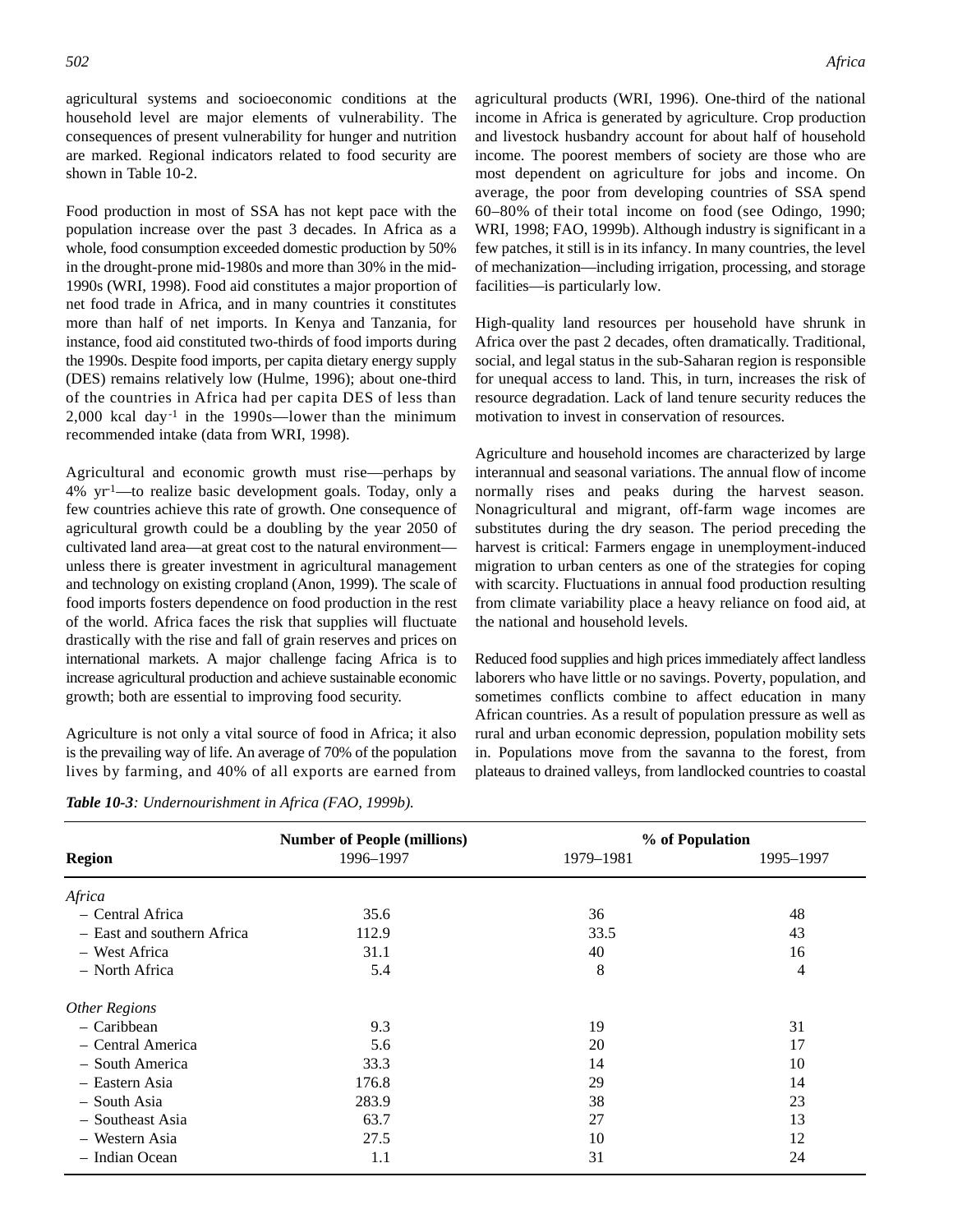agricultural systems and socioeconomic conditions at the household level are major elements of vulnerability. The consequences of present vulnerability for hunger and nutrition are marked. Regional indicators related to food security are shown in Table 10-2.

Food production in most of SSA has not kept pace with the population increase over the past 3 decades. In Africa as a whole, food consumption exceeded domestic production by 50% in the drought-prone mid-1980s and more than 30% in the mid-1990s (WRI, 1998). Food aid constitutes a major proportion of net food trade in Africa, and in many countries it constitutes more than half of net imports. In Kenya and Tanzania, for instance, food aid constituted two-thirds of food imports during the 1990s. Despite food imports, per capita dietary energy supply (DES) remains relatively low (Hulme, 1996); about one-third of the countries in Africa had per capita DES of less than 2,000 kcal $day^{-1}$ in the 1990s—lower than the minimum recommended intake (data from WRI, 1998).

Agricultural and economic growth must rise—perhaps by 4% $yr^{-1}$—to realize basic development goals. Today, only a few countries achieve this rate of growth. One consequence of agricultural growth could be a doubling by the year 2050 of cultivated land area—at great cost to the natural environment—unless there is greater investment in agricultural management and technology on existing cropland (Anon, 1999). The scale of food imports fosters dependence on food production in the rest of the world. Africa faces the risk that supplies will fluctuate drastically with the rise and fall of grain reserves and prices on international markets. A major challenge facing Africa is to increase agricultural production and achieve sustainable economic growth; both are essential to improving food security.

Agriculture is not only a vital source of food in Africa; it also is the prevailing way of life. An average of 70% of the population lives by farming, and 40% of all exports are earned from agricultural products (WRI, 1996). One-third of the national income in Africa is generated by agriculture. Crop production and livestock husbandry account for about half of household income. The poorest members of society are those who are most dependent on agriculture for jobs and income. On average, the poor from developing countries of SSA spend 60–80% of their total income on food (see Odingo, 1990; WRI, 1998; FAO, 1999b). Although industry is significant in a few patches, it still is in its infancy. In many countries, the level of mechanization—including irrigation, processing, and storage facilities—is particularly low.

High-quality land resources per household have shrunk in Africa over the past 2 decades, often dramatically. Traditional, social, and legal status in the sub-Saharan region is responsible for unequal access to land. This, in turn, increases the risk of resource degradation. Lack of land tenure security reduces the motivation to invest in conservation of resources.

Agriculture and household incomes are characterized by large interannual and seasonal variations. The annual flow of income normally rises and peaks during the harvest season. Nonagricultural and migrant, off-farm wage incomes are substitutes during the dry season. The period preceding the harvest is critical: Farmers engage in unemployment-induced migration to urban centers as one of the strategies for coping with scarcity. Fluctuations in annual food production resulting from climate variability place a heavy reliance on food aid, at the national and household levels.

Reduced food supplies and high prices immediately affect landless laborers who have little or no savings. Poverty, population, and sometimes conflicts combine to affect education in many African countries. As a result of population pressure as well as rural and urban economic depression, population mobility sets in. Populations move from the savanna to the forest, from plateaus to drained valleys, from landlocked countries to coastal

***Table 10-3**: Undernourishment in Africa (FAO, 1999b).*

| Region | Number of People (millions) 1996–1997 | % of Population 1979–1981 | 1995–1997 |
|---|---|---|---|
| *Africa* | | | |
| – Central Africa | 35.6 | 36 | 48 |
| – East and southern Africa | 112.9 | 33.5 | 43 |
| – West Africa | 31.1 | 40 | 16 |
| – North Africa | 5.4 | 8 | 4 |
| *Other Regions* | | | |
| – Caribbean | 9.3 | 19 | 31 |
| – Central America | 5.6 | 20 | 17 |
| – South America | 33.3 | 14 | 10 |
| – Eastern Asia | 176.8 | 29 | 14 |
| – South Asia | 283.9 | 38 | 23 |
| – Southeast Asia | 63.7 | 27 | 13 |
| – Western Asia | 27.5 | 10 | 12 |
| – Indian Ocean | 1.1 | 31 | 24 |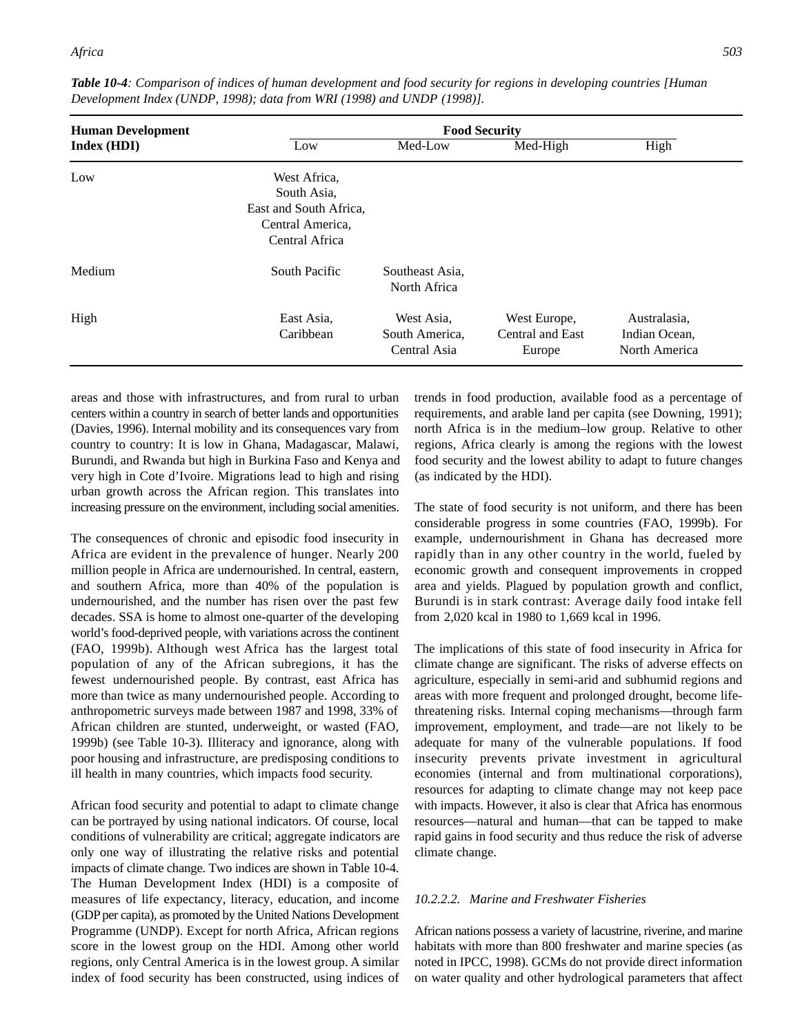***Table 10-4****: Comparison of indices of human development and food security for regions in developing countries [Human Development Index (UNDP, 1998); data from WRI (1998) and UNDP (1998)].*

| **Human Development Index (HDI)** | **Food Security** Low | Med-Low | Med-High | High |
|---|---|---|---|---|
| Low | West Africa, South Asia, East and South Africa, Central America, Central Africa | | | |
| Medium | South Pacific | Southeast Asia, North Africa | | |
| High | East Asia, Caribbean | West Asia, South America, Central Asia | West Europe, Central and East Europe | Australasia, Indian Ocean, North America |

areas and those with infrastructures, and from rural to urban centers within a country in search of better lands and opportunities (Davies, 1996). Internal mobility and its consequences vary from country to country: It is low in Ghana, Madagascar, Malawi, Burundi, and Rwanda but high in Burkina Faso and Kenya and very high in Cote d'Ivoire. Migrations lead to high and rising urban growth across the African region. This translates into increasing pressure on the environment, including social amenities.

The consequences of chronic and episodic food insecurity in Africa are evident in the prevalence of hunger. Nearly 200 million people in Africa are undernourished. In central, eastern, and southern Africa, more than 40% of the population is undernourished, and the number has risen over the past few decades. SSA is home to almost one-quarter of the developing world's food-deprived people, with variations across the continent (FAO, 1999b). Although west Africa has the largest total population of any of the African subregions, it has the fewest undernourished people. By contrast, east Africa has more than twice as many undernourished people. According to anthropometric surveys made between 1987 and 1998, 33% of African children are stunted, underweight, or wasted (FAO, 1999b) (see Table 10-3). Illiteracy and ignorance, along with poor housing and infrastructure, are predisposing conditions to ill health in many countries, which impacts food security.

African food security and potential to adapt to climate change can be portrayed by using national indicators. Of course, local conditions of vulnerability are critical; aggregate indicators are only one way of illustrating the relative risks and potential impacts of climate change. Two indices are shown in Table 10-4. The Human Development Index (HDI) is a composite of measures of life expectancy, literacy, education, and income (GDP per capita), as promoted by the United Nations Development Programme (UNDP). Except for north Africa, African regions score in the lowest group on the HDI. Among other world regions, only Central America is in the lowest group. A similar index of food security has been constructed, using indices of trends in food production, available food as a percentage of requirements, and arable land per capita (see Downing, 1991); north Africa is in the medium–low group. Relative to other regions, Africa clearly is among the regions with the lowest food security and the lowest ability to adapt to future changes (as indicated by the HDI).

The state of food security is not uniform, and there has been considerable progress in some countries (FAO, 1999b). For example, undernourishment in Ghana has decreased more rapidly than in any other country in the world, fueled by economic growth and consequent improvements in cropped area and yields. Plagued by population growth and conflict, Burundi is in stark contrast: Average daily food intake fell from 2,020 kcal in 1980 to 1,669 kcal in 1996.

The implications of this state of food insecurity in Africa for climate change are significant. The risks of adverse effects on agriculture, especially in semi-arid and subhumid regions and areas with more frequent and prolonged drought, become life-threatening risks. Internal coping mechanisms—through farm improvement, employment, and trade—are not likely to be adequate for many of the vulnerable populations. If food insecurity prevents private investment in agricultural economies (internal and from multinational corporations), resources for adapting to climate change may not keep pace with impacts. However, it also is clear that Africa has enormous resources—natural and human—that can be tapped to make rapid gains in food security and thus reduce the risk of adverse climate change.

#### *10.2.2.2. Marine and Freshwater Fisheries*

African nations possess a variety of lacustrine, riverine, and marine habitats with more than 800 freshwater and marine species (as noted in IPCC, 1998). GCMs do not provide direct information on water quality and other hydrological parameters that affect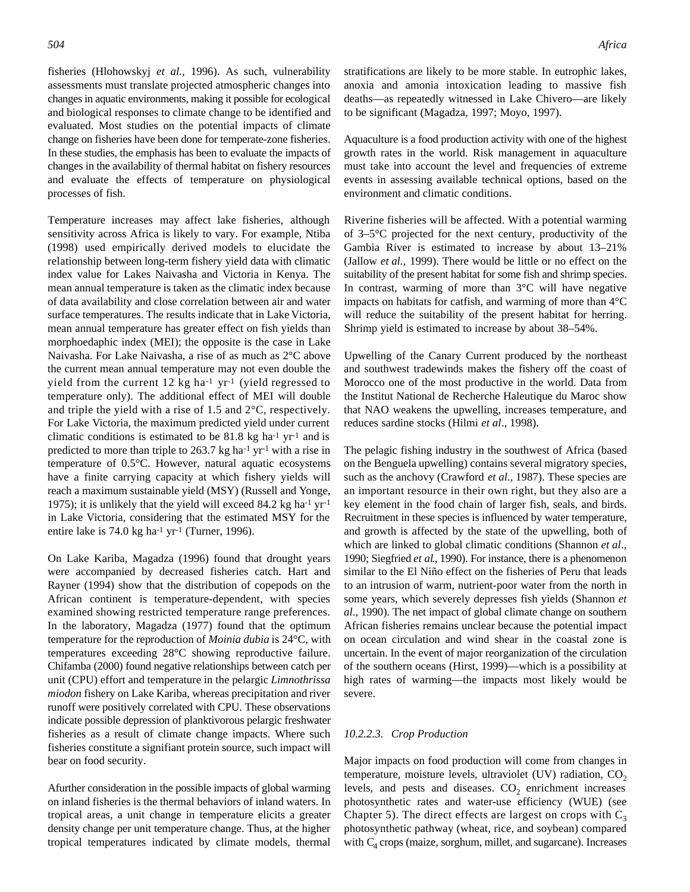fisheries (Hlohowskyj *et al.,* 1996). As such, vulnerability assessments must translate projected atmospheric changes into changes in aquatic environments, making it possible for ecological and biological responses to climate change to be identified and evaluated. Most studies on the potential impacts of climate change on fisheries have been done for temperate-zone fisheries. In these studies, the emphasis has been to evaluate the impacts of changes in the availability of thermal habitat on fishery resources and evaluate the effects of temperature on physiological processes of fish.

Temperature increases may affect lake fisheries, although sensitivity across Africa is likely to vary. For example, Ntiba (1998) used empirically derived models to elucidate the relationship between long-term fishery yield data with climatic index value for Lakes Naivasha and Victoria in Kenya. The mean annual temperature is taken as the climatic index because of data availability and close correlation between air and water surface temperatures. The results indicate that in Lake Victoria, mean annual temperature has greater effect on fish yields than morphoedaphic index (MEI); the opposite is the case in Lake Naivasha. For Lake Naivasha, a rise of as much as 2°C above the current mean annual temperature may not even double the yield from the current 12 kg $ha^{-1}$ $yr^{-1}$ (yield regressed to temperature only). The additional effect of MEI will double and triple the yield with a rise of 1.5 and 2°C, respectively. For Lake Victoria, the maximum predicted yield under current climatic conditions is estimated to be 81.8 kg $ha^{-1}$ $yr^{-1}$ and is predicted to more than triple to 263.7 kg $ha^{-1}$ $yr^{-1}$ with a rise in temperature of 0.5°C. However, natural aquatic ecosystems have a finite carrying capacity at which fishery yields will reach a maximum sustainable yield (MSY) (Russell and Yonge, 1975); it is unlikely that the yield will exceed 84.2 kg $ha^{-1}$ $yr^{-1}$ in Lake Victoria, considering that the estimated MSY for the entire lake is 74.0 kg $ha^{-1}$ $yr^{-1}$ (Turner, 1996).

On Lake Kariba, Magadza (1996) found that drought years were accompanied by decreased fisheries catch. Hart and Rayner (1994) show that the distribution of copepods on the African continent is temperature-dependent, with species examined showing restricted temperature range preferences. In the laboratory, Magadza (1977) found that the optimum temperature for the reproduction of *Moinia dubia* is 24°C, with temperatures exceeding 28°C showing reproductive failure. Chifamba (2000) found negative relationships between catch per unit (CPU) effort and temperature in the pelargic *Limnothrissa miodon* fishery on Lake Kariba, whereas precipitation and river runoff were positively correlated with CPU. These observations indicate possible depression of planktivorous pelargic freshwater fisheries as a result of climate change impacts. Where such fisheries constitute a signifiant protein source, such impact will bear on food security.

Afurther consideration in the possible impacts of global warming on inland fisheries is the thermal behaviors of inland waters. In tropical areas, a unit change in temperature elicits a greater density change per unit temperature change. Thus, at the higher tropical temperatures indicated by climate models, thermal stratifications are likely to be more stable. In eutrophic lakes, anoxia and amonia intoxication leading to massive fish deaths—as repeatedly witnessed in Lake Chivero—are likely to be significant (Magadza, 1997; Moyo, 1997).

Aquaculture is a food production activity with one of the highest growth rates in the world. Risk management in aquaculture must take into account the level and frequencies of extreme events in assessing available technical options, based on the environment and climatic conditions.

Riverine fisheries will be affected. With a potential warming of 3–5°C projected for the next century, productivity of the Gambia River is estimated to increase by about 13–21% (Jallow *et al.,* 1999). There would be little or no effect on the suitability of the present habitat for some fish and shrimp species. In contrast, warming of more than 3°C will have negative impacts on habitats for catfish, and warming of more than 4°C will reduce the suitability of the present habitat for herring. Shrimp yield is estimated to increase by about 38–54%.

Upwelling of the Canary Current produced by the northeast and southwest tradewinds makes the fishery off the coast of Morocco one of the most productive in the world. Data from the Institut National de Recherche Haleutique du Maroc show that NAO weakens the upwelling, increases temperature, and reduces sardine stocks (Hilmi *et al*., 1998).

The pelagic fishing industry in the southwest of Africa (based on the Benguela upwelling) contains several migratory species, such as the anchovy (Crawford *et al.,* 1987). These species are an important resource in their own right, but they also are a key element in the food chain of larger fish, seals, and birds. Recruitment in these species is influenced by water temperature, and growth is affected by the state of the upwelling, both of which are linked to global climatic conditions (Shannon *et al*., 1990; Siegfried *et al*., 1990). For instance, there is a phenomenon similar to the El Niño effect on the fisheries of Peru that leads to an intrusion of warm, nutrient-poor water from the north in some years, which severely depresses fish yields (Shannon *et al*., 1990). The net impact of global climate change on southern African fisheries remains unclear because the potential impact on ocean circulation and wind shear in the coastal zone is uncertain. In the event of major reorganization of the circulation of the southern oceans (Hirst, 1999)—which is a possibility at high rates of warming—the impacts most likely would be severe.

#### *10.2.2.3. Crop Production*

Major impacts on food production will come from changes in temperature, moisture levels, ultraviolet (UV) radiation, $CO_2$ levels, and pests and diseases. $CO_2$ enrichment increases photosynthetic rates and water-use efficiency (WUE) (see Chapter 5). The direct effects are largest on crops with $C_3$ photosynthetic pathway (wheat, rice, and soybean) compared with $C_4$ crops (maize, sorghum, millet, and sugarcane). Increases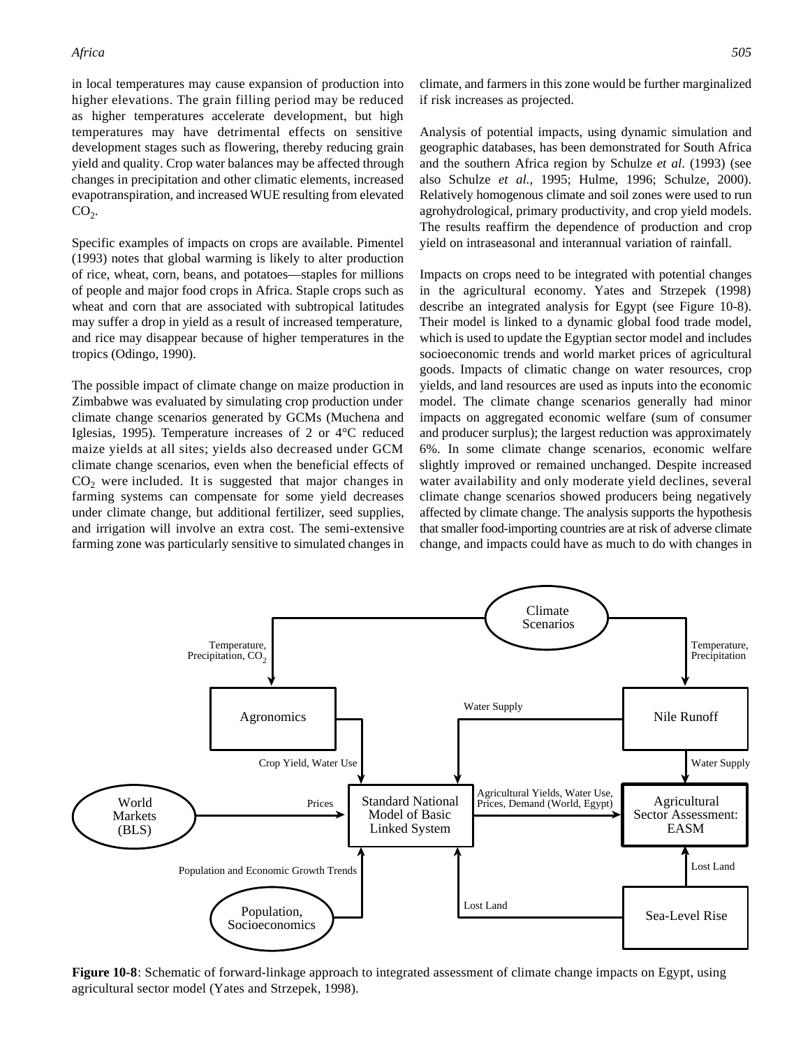in local temperatures may cause expansion of production into higher elevations. The grain filling period may be reduced as higher temperatures accelerate development, but high temperatures may have detrimental effects on sensitive development stages such as flowering, thereby reducing grain yield and quality. Crop water balances may be affected through changes in precipitation and other climatic elements, increased evapotranspiration, and increased WUE resulting from elevated $CO_2$.

Specific examples of impacts on crops are available. Pimentel (1993) notes that global warming is likely to alter production of rice, wheat, corn, beans, and potatoes—staples for millions of people and major food crops in Africa. Staple crops such as wheat and corn that are associated with subtropical latitudes may suffer a drop in yield as a result of increased temperature, and rice may disappear because of higher temperatures in the tropics (Odingo, 1990).

The possible impact of climate change on maize production in Zimbabwe was evaluated by simulating crop production under climate change scenarios generated by GCMs (Muchena and Iglesias, 1995). Temperature increases of 2 or 4°C reduced maize yields at all sites; yields also decreased under GCM climate change scenarios, even when the beneficial effects of $CO_2$ were included. It is suggested that major changes in farming systems can compensate for some yield decreases under climate change, but additional fertilizer, seed supplies, and irrigation will involve an extra cost. The semi-extensive farming zone was particularly sensitive to simulated changes in climate, and farmers in this zone would be further marginalized if risk increases as projected.

Analysis of potential impacts, using dynamic simulation and geographic databases, has been demonstrated for South Africa and the southern Africa region by Schulze *et al*. (1993) (see also Schulze *et al.*, 1995; Hulme, 1996; Schulze, 2000). Relatively homogenous climate and soil zones were used to run agrohydrological, primary productivity, and crop yield models. The results reaffirm the dependence of production and crop yield on intraseasonal and interannual variation of rainfall.

Impacts on crops need to be integrated with potential changes in the agricultural economy. Yates and Strzepek (1998) describe an integrated analysis for Egypt (see Figure 10-8). Their model is linked to a dynamic global food trade model, which is used to update the Egyptian sector model and includes socioeconomic trends and world market prices of agricultural goods. Impacts of climatic change on water resources, crop yields, and land resources are used as inputs into the economic model. The climate change scenarios generally had minor impacts on aggregated economic welfare (sum of consumer and producer surplus); the largest reduction was approximately 6%. In some climate change scenarios, economic welfare slightly improved or remained unchanged. Despite increased water availability and only moderate yield declines, several climate change scenarios showed producers being negatively affected by climate change. The analysis supports the hypothesis that smaller food-importing countries are at risk of adverse climate change, and impacts could have as much to do with changes in

**Figure 10-8**: Schematic of forward-linkage approach to integrated assessment of climate change impacts on Egypt, using agricultural sector model (Yates and Strzepek, 1998).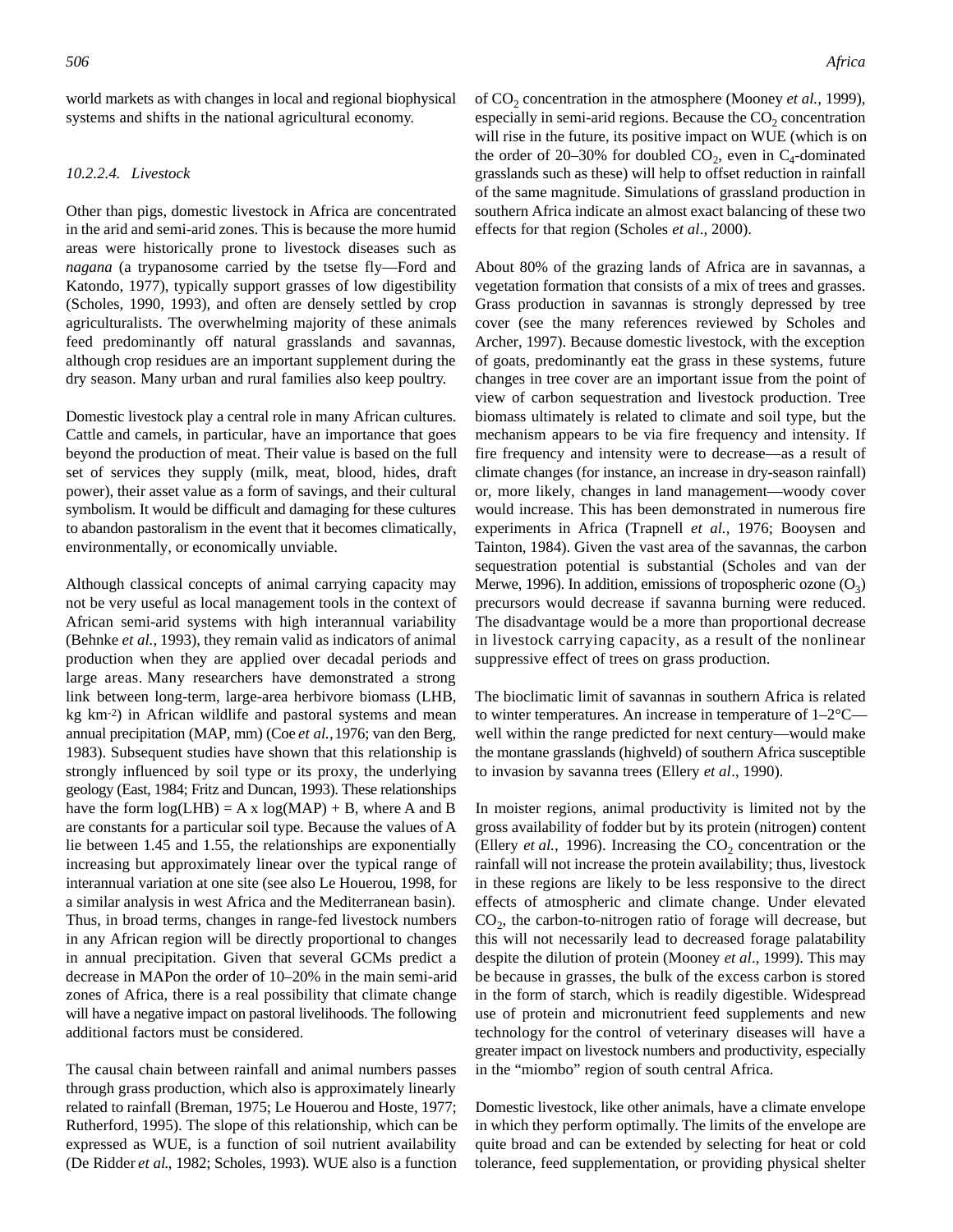world markets as with changes in local and regional biophysical systems and shifts in the national agricultural economy.

#### 10.2.2.4. Livestock

Other than pigs, domestic livestock in Africa are concentrated in the arid and semi-arid zones. This is because the more humid areas were historically prone to livestock diseases such as *nagana* (a trypanosome carried by the tsetse fly—Ford and Katondo, 1977), typically support grasses of low digestibility (Scholes, 1990, 1993), and often are densely settled by crop agriculturalists. The overwhelming majority of these animals feed predominantly off natural grasslands and savannas, although crop residues are an important supplement during the dry season. Many urban and rural families also keep poultry.

Domestic livestock play a central role in many African cultures. Cattle and camels, in particular, have an importance that goes beyond the production of meat. Their value is based on the full set of services they supply (milk, meat, blood, hides, draft power), their asset value as a form of savings, and their cultural symbolism. It would be difficult and damaging for these cultures to abandon pastoralism in the event that it becomes climatically, environmentally, or economically unviable.

Although classical concepts of animal carrying capacity may not be very useful as local management tools in the context of African semi-arid systems with high interannual variability (Behnke *et al.,* 1993), they remain valid as indicators of animal production when they are applied over decadal periods and large areas. Many researchers have demonstrated a strong link between long-term, large-area herbivore biomass (LHB, kg $km^{-2}$) in African wildlife and pastoral systems and mean annual precipitation (MAP, mm) (Coe *et al.,* 1976; van den Berg, 1983). Subsequent studies have shown that this relationship is strongly influenced by soil type or its proxy, the underlying geology (East, 1984; Fritz and Duncan, 1993). These relationships have the form $\log(LHB) = A \times \log(MAP) + B$, where A and B are constants for a particular soil type. Because the values of A lie between 1.45 and 1.55, the relationships are exponentially increasing but approximately linear over the typical range of interannual variation at one site (see also Le Houerou, 1998, for a similar analysis in west Africa and the Mediterranean basin). Thus, in broad terms, changes in range-fed livestock numbers in any African region will be directly proportional to changes in annual precipitation. Given that several GCMs predict a decrease in MAPon the order of 10–20% in the main semi-arid zones of Africa, there is a real possibility that climate change will have a negative impact on pastoral livelihoods. The following additional factors must be considered.

The causal chain between rainfall and animal numbers passes through grass production, which also is approximately linearly related to rainfall (Breman, 1975; Le Houerou and Hoste, 1977; Rutherford, 1995). The slope of this relationship, which can be expressed as WUE, is a function of soil nutrient availability (De Ridder *et al.,* 1982; Scholes, 1993). WUE also is a function of $CO_2$ concentration in the atmosphere (Mooney *et al.,* 1999), especially in semi-arid regions. Because the $CO_2$ concentration will rise in the future, its positive impact on WUE (which is on the order of 20–30% for doubled $CO_2$, even in $C_4$-dominated grasslands such as these) will help to offset reduction in rainfall of the same magnitude. Simulations of grassland production in southern Africa indicate an almost exact balancing of these two effects for that region (Scholes *et al*., 2000).

About 80% of the grazing lands of Africa are in savannas, a vegetation formation that consists of a mix of trees and grasses. Grass production in savannas is strongly depressed by tree cover (see the many references reviewed by Scholes and Archer, 1997). Because domestic livestock, with the exception of goats, predominantly eat the grass in these systems, future changes in tree cover are an important issue from the point of view of carbon sequestration and livestock production. Tree biomass ultimately is related to climate and soil type, but the mechanism appears to be via fire frequency and intensity. If fire frequency and intensity were to decrease—as a result of climate changes (for instance, an increase in dry-season rainfall) or, more likely, changes in land management—woody cover would increase. This has been demonstrated in numerous fire experiments in Africa (Trapnell *et al.,* 1976; Booysen and Tainton, 1984). Given the vast area of the savannas, the carbon sequestration potential is substantial (Scholes and van der Merwe, 1996). In addition, emissions of tropospheric ozone ($O_3$) precursors would decrease if savanna burning were reduced. The disadvantage would be a more than proportional decrease in livestock carrying capacity, as a result of the nonlinear suppressive effect of trees on grass production.

The bioclimatic limit of savannas in southern Africa is related to winter temperatures. An increase in temperature of 1–2°C—well within the range predicted for next century—would make the montane grasslands (highveld) of southern Africa susceptible to invasion by savanna trees (Ellery *et al*., 1990).

In moister regions, animal productivity is limited not by the gross availability of fodder but by its protein (nitrogen) content (Ellery *et al.,* 1996). Increasing the $CO_2$ concentration or the rainfall will not increase the protein availability; thus, livestock in these regions are likely to be less responsive to the direct effects of atmospheric and climate change. Under elevated $CO_2$, the carbon-to-nitrogen ratio of forage will decrease, but this will not necessarily lead to decreased forage palatability despite the dilution of protein (Mooney *et al*., 1999). This may be because in grasses, the bulk of the excess carbon is stored in the form of starch, which is readily digestible. Widespread use of protein and micronutrient feed supplements and new technology for the control of veterinary diseases will have a greater impact on livestock numbers and productivity, especially in the "miombo" region of south central Africa.

Domestic livestock, like other animals, have a climate envelope in which they perform optimally. The limits of the envelope are quite broad and can be extended by selecting for heat or cold tolerance, feed supplementation, or providing physical shelter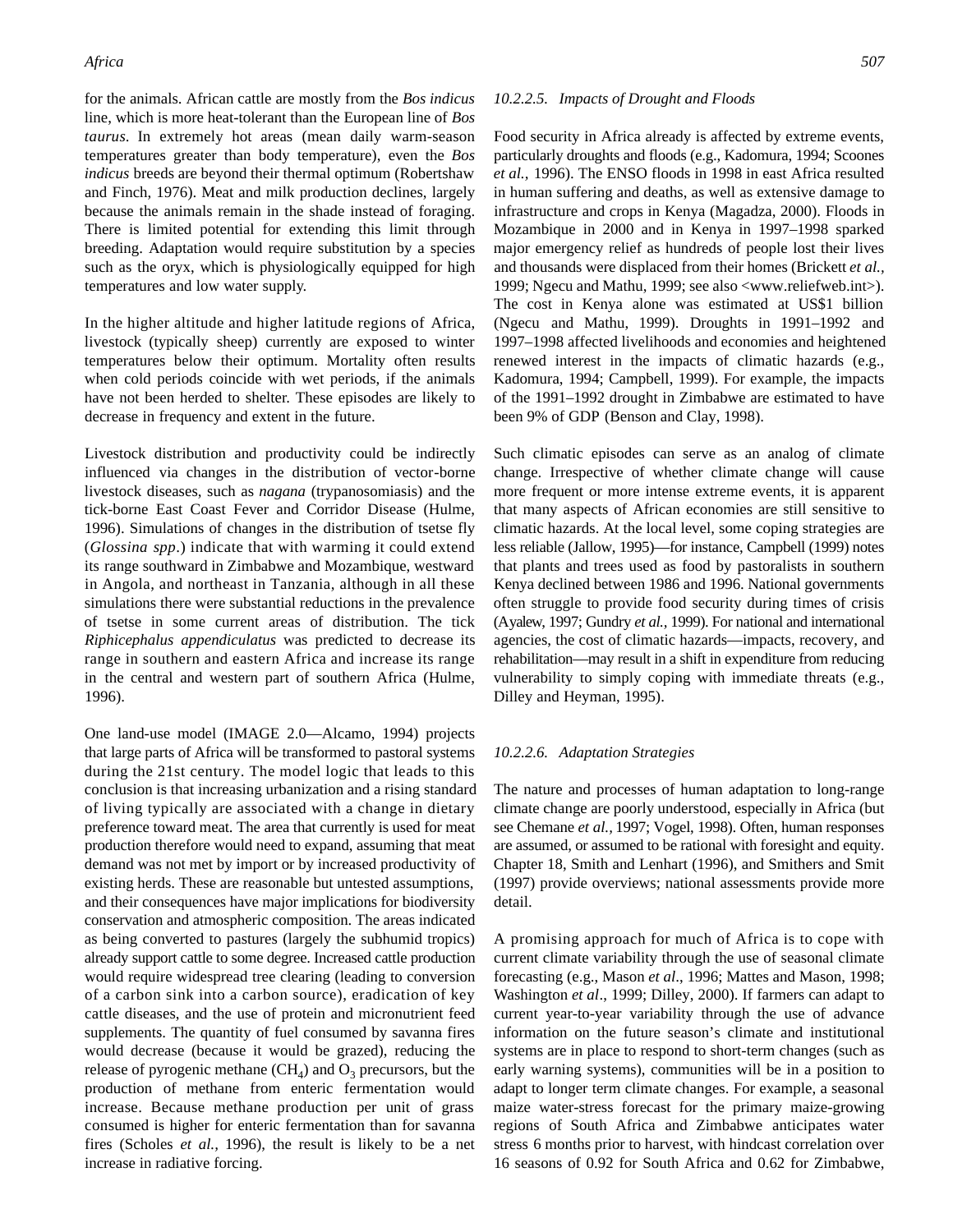for the animals. African cattle are mostly from the *Bos indicus* line, which is more heat-tolerant than the European line of *Bos taurus*. In extremely hot areas (mean daily warm-season temperatures greater than body temperature), even the *Bos indicus* breeds are beyond their thermal optimum (Robertshaw and Finch, 1976). Meat and milk production declines, largely because the animals remain in the shade instead of foraging. There is limited potential for extending this limit through breeding. Adaptation would require substitution by a species such as the oryx, which is physiologically equipped for high temperatures and low water supply.

In the higher altitude and higher latitude regions of Africa, livestock (typically sheep) currently are exposed to winter temperatures below their optimum. Mortality often results when cold periods coincide with wet periods, if the animals have not been herded to shelter. These episodes are likely to decrease in frequency and extent in the future.

Livestock distribution and productivity could be indirectly influenced via changes in the distribution of vector-borne livestock diseases, such as *nagana* (trypanosomiasis) and the tick-borne East Coast Fever and Corridor Disease (Hulme, 1996). Simulations of changes in the distribution of tsetse fly (*Glossina spp*.) indicate that with warming it could extend its range southward in Zimbabwe and Mozambique, westward in Angola, and northeast in Tanzania, although in all these simulations there were substantial reductions in the prevalence of tsetse in some current areas of distribution. The tick *Riphicephalus appendiculatus* was predicted to decrease its range in southern and eastern Africa and increase its range in the central and western part of southern Africa (Hulme, 1996).

One land-use model (IMAGE 2.0—Alcamo, 1994) projects that large parts of Africa will be transformed to pastoral systems during the 21st century. The model logic that leads to this conclusion is that increasing urbanization and a rising standard of living typically are associated with a change in dietary preference toward meat. The area that currently is used for meat production therefore would need to expand, assuming that meat demand was not met by import or by increased productivity of existing herds. These are reasonable but untested assumptions, and their consequences have major implications for biodiversity conservation and atmospheric composition. The areas indicated as being converted to pastures (largely the subhumid tropics) already support cattle to some degree. Increased cattle production would require widespread tree clearing (leading to conversion of a carbon sink into a carbon source), eradication of key cattle diseases, and the use of protein and micronutrient feed supplements. The quantity of fuel consumed by savanna fires would decrease (because it would be grazed), reducing the release of pyrogenic methane ($CH_4$) and $O_3$ precursors, but the production of methane from enteric fermentation would increase. Because methane production per unit of grass consumed is higher for enteric fermentation than for savanna fires (Scholes *et al.,* 1996), the result is likely to be a net increase in radiative forcing.

#### *10.2.2.5. Impacts of Drought and Floods*

Food security in Africa already is affected by extreme events, particularly droughts and floods (e.g., Kadomura, 1994; Scoones *et al.,* 1996). The ENSO floods in 1998 in east Africa resulted in human suffering and deaths, as well as extensive damage to infrastructure and crops in Kenya (Magadza, 2000). Floods in Mozambique in 2000 and in Kenya in 1997–1998 sparked major emergency relief as hundreds of people lost their lives and thousands were displaced from their homes (Brickett *et al.*, 1999; Ngecu and Mathu, 1999; see also <www.reliefweb.int>). The cost in Kenya alone was estimated at US$1 billion (Ngecu and Mathu, 1999). Droughts in 1991–1992 and 1997–1998 affected livelihoods and economies and heightened renewed interest in the impacts of climatic hazards (e.g., Kadomura, 1994; Campbell, 1999). For example, the impacts of the 1991–1992 drought in Zimbabwe are estimated to have been 9% of GDP (Benson and Clay, 1998).

Such climatic episodes can serve as an analog of climate change. Irrespective of whether climate change will cause more frequent or more intense extreme events, it is apparent that many aspects of African economies are still sensitive to climatic hazards. At the local level, some coping strategies are less reliable (Jallow, 1995)—for instance, Campbell (1999) notes that plants and trees used as food by pastoralists in southern Kenya declined between 1986 and 1996. National governments often struggle to provide food security during times of crisis (Ayalew, 1997; Gundry *et al.,* 1999). For national and international agencies, the cost of climatic hazards—impacts, recovery, and rehabilitation—may result in a shift in expenditure from reducing vulnerability to simply coping with immediate threats (e.g., Dilley and Heyman, 1995).

#### *10.2.2.6. Adaptation Strategies*

The nature and processes of human adaptation to long-range climate change are poorly understood, especially in Africa (but see Chemane *et al.,* 1997; Vogel, 1998). Often, human responses are assumed, or assumed to be rational with foresight and equity. Chapter 18, Smith and Lenhart (1996), and Smithers and Smit (1997) provide overviews; national assessments provide more detail.

A promising approach for much of Africa is to cope with current climate variability through the use of seasonal climate forecasting (e.g., Mason *et al*., 1996; Mattes and Mason, 1998; Washington *et al*., 1999; Dilley, 2000). If farmers can adapt to current year-to-year variability through the use of advance information on the future season's climate and institutional systems are in place to respond to short-term changes (such as early warning systems), communities will be in a position to adapt to longer term climate changes. For example, a seasonal maize water-stress forecast for the primary maize-growing regions of South Africa and Zimbabwe anticipates water stress 6 months prior to harvest, with hindcast correlation over 16 seasons of 0.92 for South Africa and 0.62 for Zimbabwe,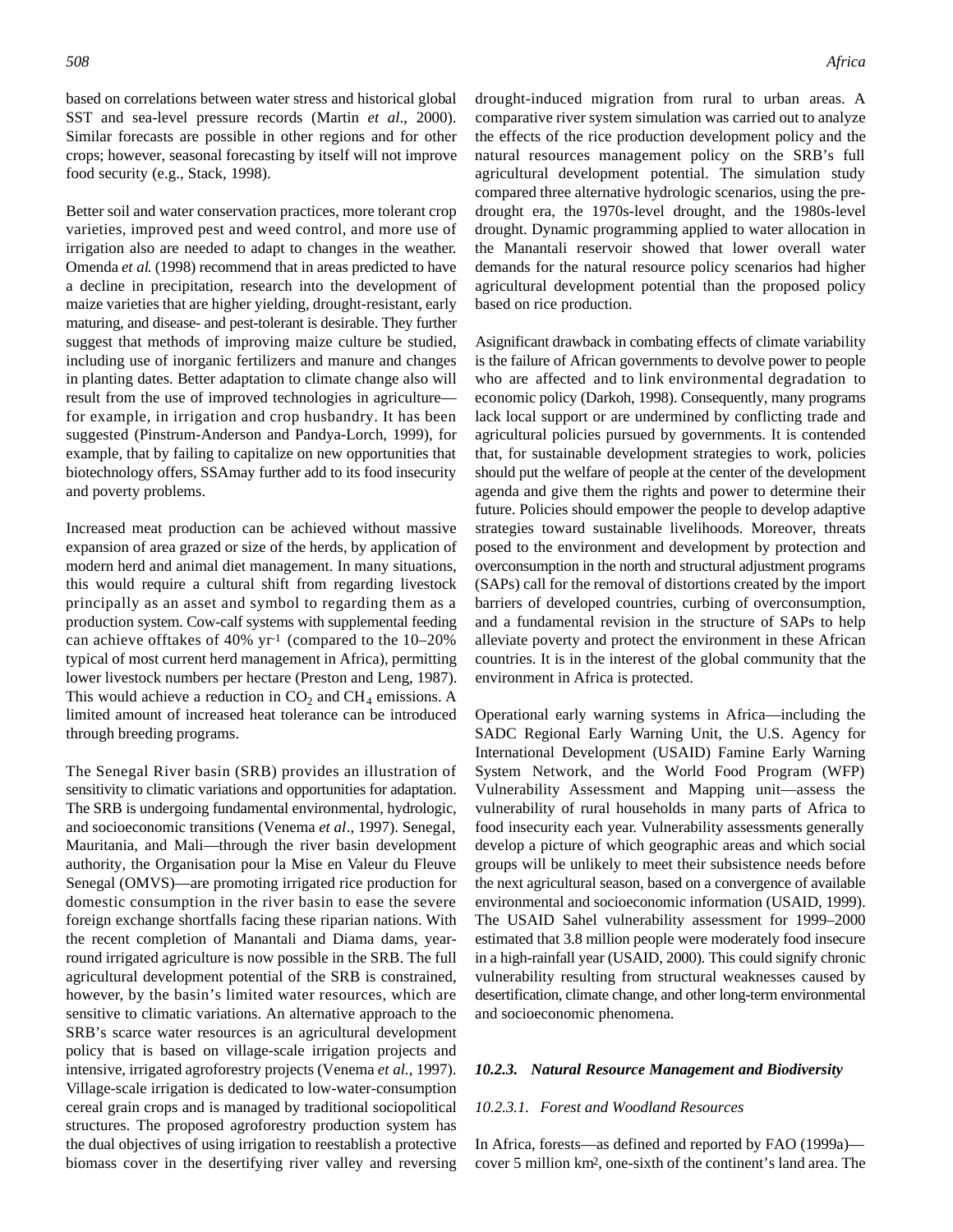based on correlations between water stress and historical global SST and sea-level pressure records (Martin *et al*., 2000). Similar forecasts are possible in other regions and for other crops; however, seasonal forecasting by itself will not improve food security (e.g., Stack, 1998).

Better soil and water conservation practices, more tolerant crop varieties, improved pest and weed control, and more use of irrigation also are needed to adapt to changes in the weather. Omenda *et al.* (1998) recommend that in areas predicted to have a decline in precipitation, research into the development of maize varieties that are higher yielding, drought-resistant, early maturing, and disease- and pest-tolerant is desirable. They further suggest that methods of improving maize culture be studied, including use of inorganic fertilizers and manure and changes in planting dates. Better adaptation to climate change also will result from the use of improved technologies in agriculture—for example, in irrigation and crop husbandry. It has been suggested (Pinstrum-Anderson and Pandya-Lorch, 1999), for example, that by failing to capitalize on new opportunities that biotechnology offers, SSAmay further add to its food insecurity and poverty problems.

Increased meat production can be achieved without massive expansion of area grazed or size of the herds, by application of modern herd and animal diet management. In many situations, this would require a cultural shift from regarding livestock principally as an asset and symbol to regarding them as a production system. Cow-calf systems with supplemental feeding can achieve offtakes of 40% $yr^{-1}$ (compared to the 10–20% typical of most current herd management in Africa), permitting lower livestock numbers per hectare (Preston and Leng, 1987). This would achieve a reduction in $CO_2$ and $CH_4$ emissions. A limited amount of increased heat tolerance can be introduced through breeding programs.

The Senegal River basin (SRB) provides an illustration of sensitivity to climatic variations and opportunities for adaptation. The SRB is undergoing fundamental environmental, hydrologic, and socioeconomic transitions (Venema *et al*., 1997). Senegal, Mauritania, and Mali—through the river basin development authority, the Organisation pour la Mise en Valeur du Fleuve Senegal (OMVS)—are promoting irrigated rice production for domestic consumption in the river basin to ease the severe foreign exchange shortfalls facing these riparian nations. With the recent completion of Manantali and Diama dams, year-round irrigated agriculture is now possible in the SRB. The full agricultural development potential of the SRB is constrained, however, by the basin's limited water resources, which are sensitive to climatic variations. An alternative approach to the SRB's scarce water resources is an agricultural development policy that is based on village-scale irrigation projects and intensive, irrigated agroforestry projects (Venema *et al.*, 1997). Village-scale irrigation is dedicated to low-water-consumption cereal grain crops and is managed by traditional sociopolitical structures. The proposed agroforestry production system has the dual objectives of using irrigation to reestablish a protective biomass cover in the desertifying river valley and reversing drought-induced migration from rural to urban areas. A comparative river system simulation was carried out to analyze the effects of the rice production development policy and the natural resources management policy on the SRB's full agricultural development potential. The simulation study compared three alternative hydrologic scenarios, using the pre-drought era, the 1970s-level drought, and the 1980s-level drought. Dynamic programming applied to water allocation in the Manantali reservoir showed that lower overall water demands for the natural resource policy scenarios had higher agricultural development potential than the proposed policy based on rice production.

Asignificant drawback in combating effects of climate variability is the failure of African governments to devolve power to people who are affected and to link environmental degradation to economic policy (Darkoh, 1998). Consequently, many programs lack local support or are undermined by conflicting trade and agricultural policies pursued by governments. It is contended that, for sustainable development strategies to work, policies should put the welfare of people at the center of the development agenda and give them the rights and power to determine their future. Policies should empower the people to develop adaptive strategies toward sustainable livelihoods. Moreover, threats posed to the environment and development by protection and overconsumption in the north and structural adjustment programs (SAPs) call for the removal of distortions created by the import barriers of developed countries, curbing of overconsumption, and a fundamental revision in the structure of SAPs to help alleviate poverty and protect the environment in these African countries. It is in the interest of the global community that the environment in Africa is protected.

Operational early warning systems in Africa—including the SADC Regional Early Warning Unit, the U.S. Agency for International Development (USAID) Famine Early Warning System Network, and the World Food Program (WFP) Vulnerability Assessment and Mapping unit—assess the vulnerability of rural households in many parts of Africa to food insecurity each year. Vulnerability assessments generally develop a picture of which geographic areas and which social groups will be unlikely to meet their subsistence needs before the next agricultural season, based on a convergence of available environmental and socioeconomic information (USAID, 1999). The USAID Sahel vulnerability assessment for 1999–2000 estimated that 3.8 million people were moderately food insecure in a high-rainfall year (USAID, 2000). This could signify chronic vulnerability resulting from structural weaknesses caused by desertification, climate change, and other long-term environmental and socioeconomic phenomena.

### *10.2.3. Natural Resource Management and Biodiversity*

#### *10.2.3.1. Forest and Woodland Resources*

In Africa, forests—as defined and reported by FAO (1999a)—cover 5 million $km^2$, one-sixth of the continent's land area. The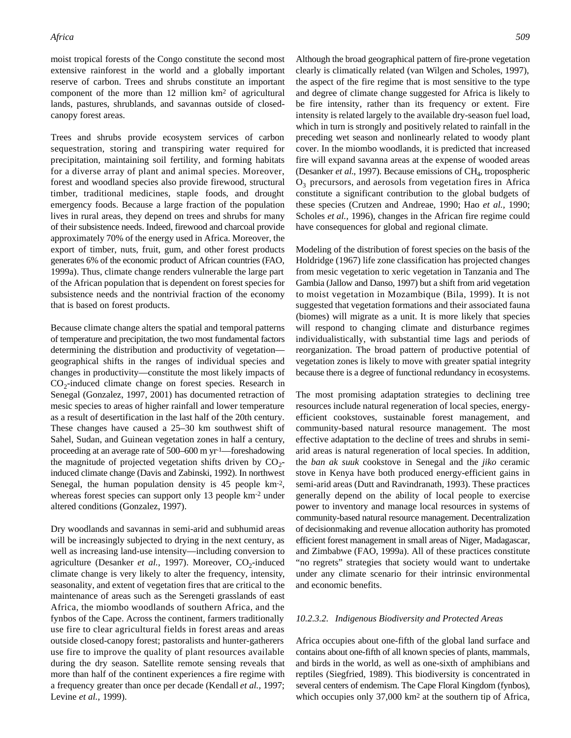moist tropical forests of the Congo constitute the second most extensive rainforest in the world and a globally important reserve of carbon. Trees and shrubs constitute an important component of the more than 12 million km² of agricultural lands, pastures, shrublands, and savannas outside of closed-canopy forest areas.

Trees and shrubs provide ecosystem services of carbon sequestration, storing and transpiring water required for precipitation, maintaining soil fertility, and forming habitats for a diverse array of plant and animal species. Moreover, forest and woodland species also provide firewood, structural timber, traditional medicines, staple foods, and drought emergency foods. Because a large fraction of the population lives in rural areas, they depend on trees and shrubs for many of their subsistence needs. Indeed, firewood and charcoal provide approximately 70% of the energy used in Africa. Moreover, the export of timber, nuts, fruit, gum, and other forest products generates 6% of the economic product of African countries (FAO, 1999a). Thus, climate change renders vulnerable the large part of the African population that is dependent on forest species for subsistence needs and the nontrivial fraction of the economy that is based on forest products.

Because climate change alters the spatial and temporal patterns of temperature and precipitation, the two most fundamental factors determining the distribution and productivity of vegetation—geographical shifts in the ranges of individual species and changes in productivity—constitute the most likely impacts of $CO_2$-induced climate change on forest species. Research in Senegal (Gonzalez, 1997, 2001) has documented retraction of mesic species to areas of higher rainfall and lower temperature as a result of desertification in the last half of the 20th century. These changes have caused a 25–30 km southwest shift of Sahel, Sudan, and Guinean vegetation zones in half a century, proceeding at an average rate of 500–600 m $yr^{-1}$—foreshadowing the magnitude of projected vegetation shifts driven by $CO_2$-induced climate change (Davis and Zabinski, 1992). In northwest Senegal, the human population density is 45 people $km^{-2}$, whereas forest species can support only 13 people $km^{-2}$ under altered conditions (Gonzalez, 1997).

Dry woodlands and savannas in semi-arid and subhumid areas will be increasingly subjected to drying in the next century, as well as increasing land-use intensity—including conversion to agriculture (Desanker *et al.*, 1997). Moreover, $CO_2$-induced climate change is very likely to alter the frequency, intensity, seasonality, and extent of vegetation fires that are critical to the maintenance of areas such as the Serengeti grasslands of east Africa, the miombo woodlands of southern Africa, and the fynbos of the Cape. Across the continent, farmers traditionally use fire to clear agricultural fields in forest areas and areas outside closed-canopy forest; pastoralists and hunter-gatherers use fire to improve the quality of plant resources available during the dry season. Satellite remote sensing reveals that more than half of the continent experiences a fire regime with a frequency greater than once per decade (Kendall *et al.*, 1997; Levine *et al.*, 1999).

Although the broad geographical pattern of fire-prone vegetation clearly is climatically related (van Wilgen and Scholes, 1997), the aspect of the fire regime that is most sensitive to the type and degree of climate change suggested for Africa is likely to be fire intensity, rather than its frequency or extent. Fire intensity is related largely to the available dry-season fuel load, which in turn is strongly and positively related to rainfall in the preceding wet season and nonlinearly related to woody plant cover. In the miombo woodlands, it is predicted that increased fire will expand savanna areas at the expense of wooded areas (Desanker *et al.*, 1997). Because emissions of $CH_4$, tropospheric $O_3$ precursors, and aerosols from vegetation fires in Africa constitute a significant contribution to the global budgets of these species (Crutzen and Andreae, 1990; Hao *et al.*, 1990; Scholes *et al.*, 1996), changes in the African fire regime could have consequences for global and regional climate.

Modeling of the distribution of forest species on the basis of the Holdridge (1967) life zone classification has projected changes from mesic vegetation to xeric vegetation in Tanzania and The Gambia (Jallow and Danso, 1997) but a shift from arid vegetation to moist vegetation in Mozambique (Bila, 1999). It is not suggested that vegetation formations and their associated fauna (biomes) will migrate as a unit. It is more likely that species will respond to changing climate and disturbance regimes individualistically, with substantial time lags and periods of reorganization. The broad pattern of productive potential of vegetation zones is likely to move with greater spatial integrity because there is a degree of functional redundancy in ecosystems.

The most promising adaptation strategies to declining tree resources include natural regeneration of local species, energy-efficient cookstoves, sustainable forest management, and community-based natural resource management. The most effective adaptation to the decline of trees and shrubs in semi-arid areas is natural regeneration of local species. In addition, the *ban ak suuk* cookstove in Senegal and the *jiko* ceramic stove in Kenya have both produced energy-efficient gains in semi-arid areas (Dutt and Ravindranath, 1993). These practices generally depend on the ability of local people to exercise power to inventory and manage local resources in systems of community-based natural resource management. Decentralization of decisionmaking and revenue allocation authority has promoted efficient forest management in small areas of Niger, Madagascar, and Zimbabwe (FAO, 1999a). All of these practices constitute "no regrets" strategies that society would want to undertake under any climate scenario for their intrinsic environmental and economic benefits.

#### *10.2.3.2. Indigenous Biodiversity and Protected Areas*

Africa occupies about one-fifth of the global land surface and contains about one-fifth of all known species of plants, mammals, and birds in the world, as well as one-sixth of amphibians and reptiles (Siegfried, 1989). This biodiversity is concentrated in several centers of endemism. The Cape Floral Kingdom (fynbos), which occupies only 37,000 km² at the southern tip of Africa,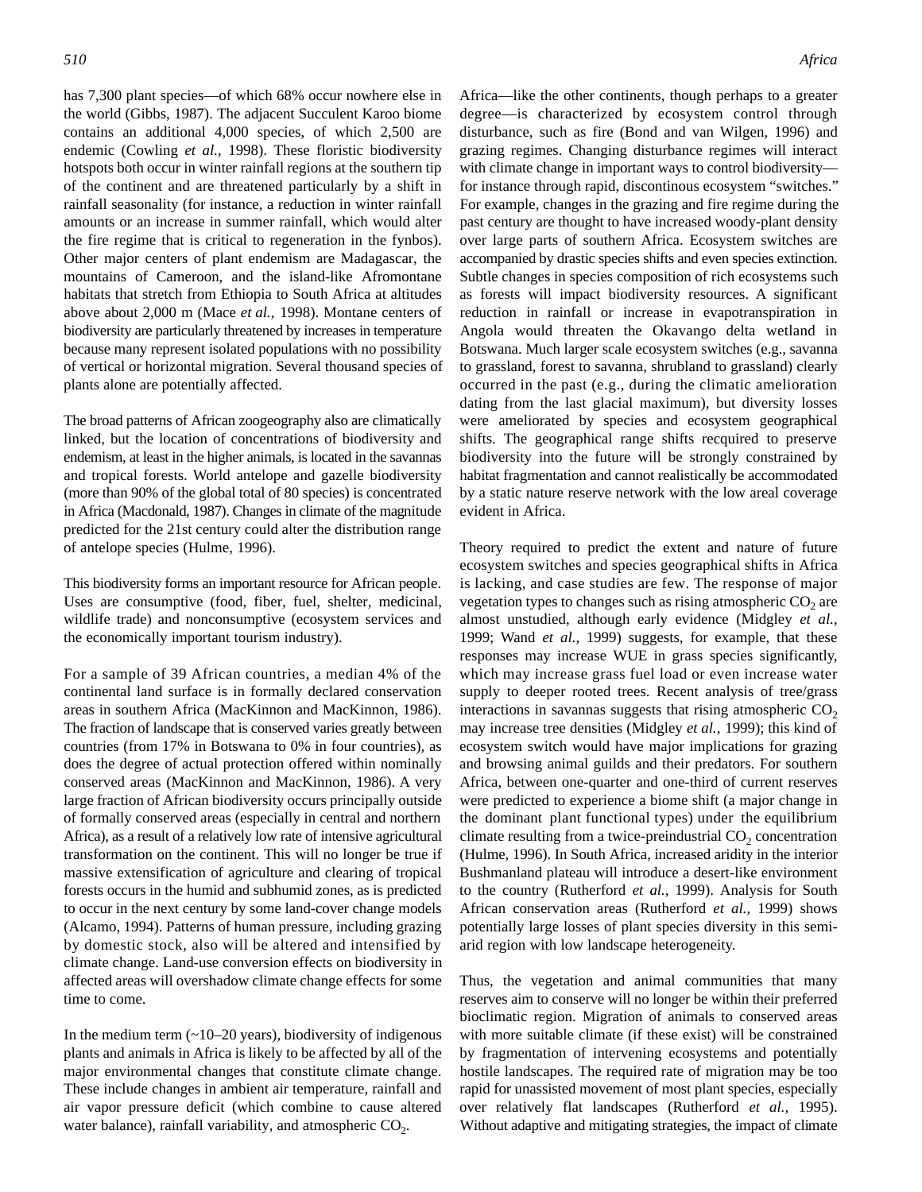has 7,300 plant species—of which 68% occur nowhere else in the world (Gibbs, 1987). The adjacent Succulent Karoo biome contains an additional 4,000 species, of which 2,500 are endemic (Cowling *et al.,* 1998). These floristic biodiversity hotspots both occur in winter rainfall regions at the southern tip of the continent and are threatened particularly by a shift in rainfall seasonality (for instance, a reduction in winter rainfall amounts or an increase in summer rainfall, which would alter the fire regime that is critical to regeneration in the fynbos). Other major centers of plant endemism are Madagascar, the mountains of Cameroon, and the island-like Afromontane habitats that stretch from Ethiopia to South Africa at altitudes above about 2,000 m (Mace *et al.,* 1998). Montane centers of biodiversity are particularly threatened by increases in temperature because many represent isolated populations with no possibility of vertical or horizontal migration. Several thousand species of plants alone are potentially affected.

The broad patterns of African zoogeography also are climatically linked, but the location of concentrations of biodiversity and endemism, at least in the higher animals, is located in the savannas and tropical forests. World antelope and gazelle biodiversity (more than 90% of the global total of 80 species) is concentrated in Africa (Macdonald, 1987). Changes in climate of the magnitude predicted for the 21st century could alter the distribution range of antelope species (Hulme, 1996).

This biodiversity forms an important resource for African people. Uses are consumptive (food, fiber, fuel, shelter, medicinal, wildlife trade) and nonconsumptive (ecosystem services and the economically important tourism industry).

For a sample of 39 African countries, a median 4% of the continental land surface is in formally declared conservation areas in southern Africa (MacKinnon and MacKinnon, 1986). The fraction of landscape that is conserved varies greatly between countries (from 17% in Botswana to 0% in four countries), as does the degree of actual protection offered within nominally conserved areas (MacKinnon and MacKinnon, 1986). A very large fraction of African biodiversity occurs principally outside of formally conserved areas (especially in central and northern Africa), as a result of a relatively low rate of intensive agricultural transformation on the continent. This will no longer be true if massive extensification of agriculture and clearing of tropical forests occurs in the humid and subhumid zones, as is predicted to occur in the next century by some land-cover change models (Alcamo, 1994). Patterns of human pressure, including grazing by domestic stock, also will be altered and intensified by climate change. Land-use conversion effects on biodiversity in affected areas will overshadow climate change effects for some time to come.

In the medium term (~10–20 years), biodiversity of indigenous plants and animals in Africa is likely to be affected by all of the major environmental changes that constitute climate change. These include changes in ambient air temperature, rainfall and air vapor pressure deficit (which combine to cause altered water balance), rainfall variability, and atmospheric $CO_2$.

Africa—like the other continents, though perhaps to a greater degree—is characterized by ecosystem control through disturbance, such as fire (Bond and van Wilgen, 1996) and grazing regimes. Changing disturbance regimes will interact with climate change in important ways to control biodiversity—for instance through rapid, discontinous ecosystem "switches." For example, changes in the grazing and fire regime during the past century are thought to have increased woody-plant density over large parts of southern Africa. Ecosystem switches are accompanied by drastic species shifts and even species extinction. Subtle changes in species composition of rich ecosystems such as forests will impact biodiversity resources. A significant reduction in rainfall or increase in evapotranspiration in Angola would threaten the Okavango delta wetland in Botswana. Much larger scale ecosystem switches (e.g., savanna to grassland, forest to savanna, shrubland to grassland) clearly occurred in the past (e.g., during the climatic amelioration dating from the last glacial maximum), but diversity losses were ameliorated by species and ecosystem geographical shifts. The geographical range shifts recquired to preserve biodiversity into the future will be strongly constrained by habitat fragmentation and cannot realistically be accommodated by a static nature reserve network with the low areal coverage evident in Africa.

Theory required to predict the extent and nature of future ecosystem switches and species geographical shifts in Africa is lacking, and case studies are few. The response of major vegetation types to changes such as rising atmospheric $CO_2$ are almost unstudied, although early evidence (Midgley *et al.,* 1999; Wand *et al.,* 1999) suggests, for example, that these responses may increase WUE in grass species significantly, which may increase grass fuel load or even increase water supply to deeper rooted trees. Recent analysis of tree/grass interactions in savannas suggests that rising atmospheric $CO_2$ may increase tree densities (Midgley *et al.,* 1999); this kind of ecosystem switch would have major implications for grazing and browsing animal guilds and their predators. For southern Africa, between one-quarter and one-third of current reserves were predicted to experience a biome shift (a major change in the dominant plant functional types) under the equilibrium climate resulting from a twice-preindustrial $CO_2$ concentration (Hulme, 1996). In South Africa, increased aridity in the interior Bushmanland plateau will introduce a desert-like environment to the country (Rutherford *et al.,* 1999). Analysis for South African conservation areas (Rutherford *et al.,* 1999) shows potentially large losses of plant species diversity in this semi-arid region with low landscape heterogeneity.

Thus, the vegetation and animal communities that many reserves aim to conserve will no longer be within their preferred bioclimatic region. Migration of animals to conserved areas with more suitable climate (if these exist) will be constrained by fragmentation of intervening ecosystems and potentially hostile landscapes. The required rate of migration may be too rapid for unassisted movement of most plant species, especially over relatively flat landscapes (Rutherford *et al.,* 1995). Without adaptive and mitigating strategies, the impact of climate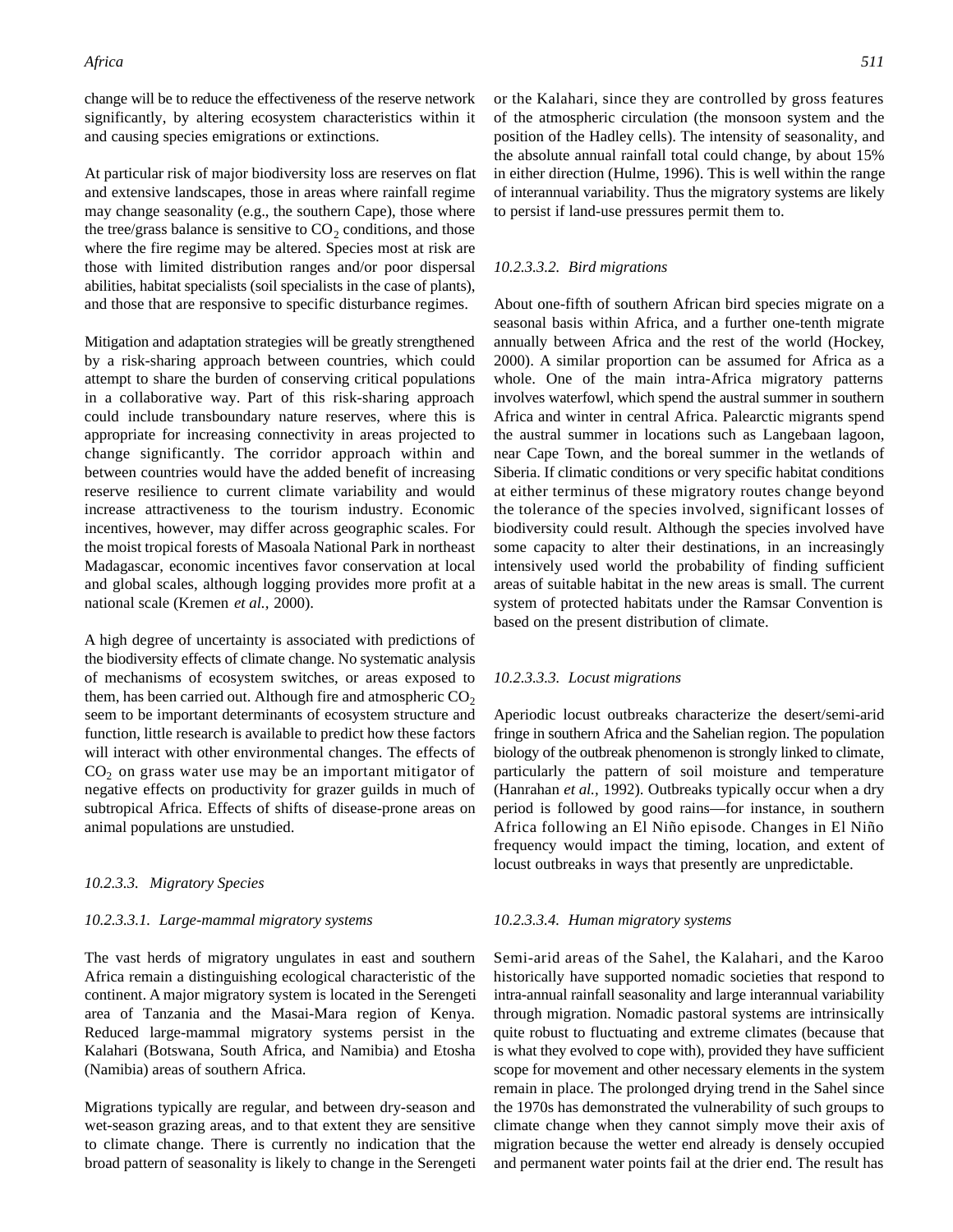change will be to reduce the effectiveness of the reserve network significantly, by altering ecosystem characteristics within it and causing species emigrations or extinctions.

At particular risk of major biodiversity loss are reserves on flat and extensive landscapes, those in areas where rainfall regime may change seasonality (e.g., the southern Cape), those where the tree/grass balance is sensitive to $CO_2$ conditions, and those where the fire regime may be altered. Species most at risk are those with limited distribution ranges and/or poor dispersal abilities, habitat specialists (soil specialists in the case of plants), and those that are responsive to specific disturbance regimes.

Mitigation and adaptation strategies will be greatly strengthened by a risk-sharing approach between countries, which could attempt to share the burden of conserving critical populations in a collaborative way. Part of this risk-sharing approach could include transboundary nature reserves, where this is appropriate for increasing connectivity in areas projected to change significantly. The corridor approach within and between countries would have the added benefit of increasing reserve resilience to current climate variability and would increase attractiveness to the tourism industry. Economic incentives, however, may differ across geographic scales. For the moist tropical forests of Masoala National Park in northeast Madagascar, economic incentives favor conservation at local and global scales, although logging provides more profit at a national scale (Kremen *et al.,* 2000).

A high degree of uncertainty is associated with predictions of the biodiversity effects of climate change. No systematic analysis of mechanisms of ecosystem switches, or areas exposed to them, has been carried out. Although fire and atmospheric $CO_2$ seem to be important determinants of ecosystem structure and function, little research is available to predict how these factors will interact with other environmental changes. The effects of $CO_2$ on grass water use may be an important mitigator of negative effects on productivity for grazer guilds in much of subtropical Africa. Effects of shifts of disease-prone areas on animal populations are unstudied.

### *10.2.3.3. Migratory Species*

#### *10.2.3.3.1. Large-mammal migratory systems*

The vast herds of migratory ungulates in east and southern Africa remain a distinguishing ecological characteristic of the continent. A major migratory system is located in the Serengeti area of Tanzania and the Masai-Mara region of Kenya. Reduced large-mammal migratory systems persist in the Kalahari (Botswana, South Africa, and Namibia) and Etosha (Namibia) areas of southern Africa.

Migrations typically are regular, and between dry-season and wet-season grazing areas, and to that extent they are sensitive to climate change. There is currently no indication that the broad pattern of seasonality is likely to change in the Serengeti or the Kalahari, since they are controlled by gross features of the atmospheric circulation (the monsoon system and the position of the Hadley cells). The intensity of seasonality, and the absolute annual rainfall total could change, by about 15% in either direction (Hulme, 1996). This is well within the range of interannual variability. Thus the migratory systems are likely to persist if land-use pressures permit them to.

#### *10.2.3.3.2. Bird migrations*

About one-fifth of southern African bird species migrate on a seasonal basis within Africa, and a further one-tenth migrate annually between Africa and the rest of the world (Hockey, 2000). A similar proportion can be assumed for Africa as a whole. One of the main intra-Africa migratory patterns involves waterfowl, which spend the austral summer in southern Africa and winter in central Africa. Palearctic migrants spend the austral summer in locations such as Langebaan lagoon, near Cape Town, and the boreal summer in the wetlands of Siberia. If climatic conditions or very specific habitat conditions at either terminus of these migratory routes change beyond the tolerance of the species involved, significant losses of biodiversity could result. Although the species involved have some capacity to alter their destinations, in an increasingly intensively used world the probability of finding sufficient areas of suitable habitat in the new areas is small. The current system of protected habitats under the Ramsar Convention is based on the present distribution of climate.

#### *10.2.3.3.3. Locust migrations*

Aperiodic locust outbreaks characterize the desert/semi-arid fringe in southern Africa and the Sahelian region. The population biology of the outbreak phenomenon is strongly linked to climate, particularly the pattern of soil moisture and temperature (Hanrahan *et al.,* 1992). Outbreaks typically occur when a dry period is followed by good rains—for instance, in southern Africa following an El Niño episode. Changes in El Niño frequency would impact the timing, location, and extent of locust outbreaks in ways that presently are unpredictable.

#### *10.2.3.3.4. Human migratory systems*

Semi-arid areas of the Sahel, the Kalahari, and the Karoo historically have supported nomadic societies that respond to intra-annual rainfall seasonality and large interannual variability through migration. Nomadic pastoral systems are intrinsically quite robust to fluctuating and extreme climates (because that is what they evolved to cope with), provided they have sufficient scope for movement and other necessary elements in the system remain in place. The prolonged drying trend in the Sahel since the 1970s has demonstrated the vulnerability of such groups to climate change when they cannot simply move their axis of migration because the wetter end already is densely occupied and permanent water points fail at the drier end. The result has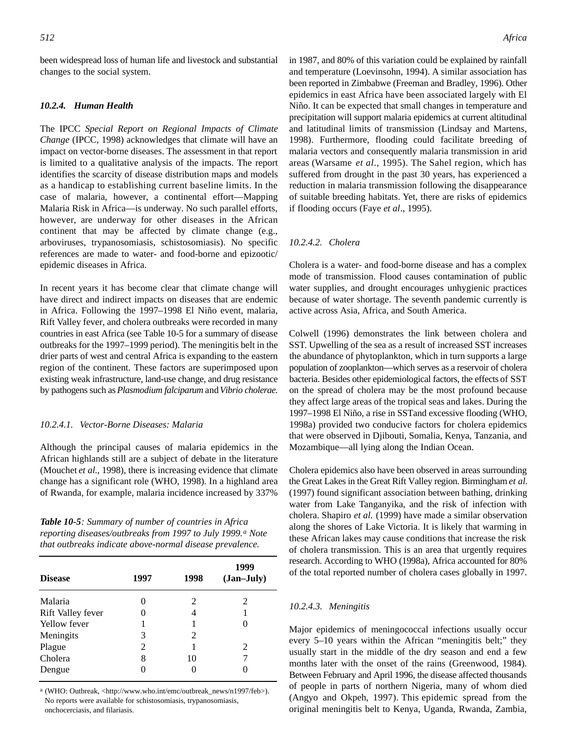been widespread loss of human life and livestock and substantial changes to the social system.

### 10.2.4. Human Health

The IPCC *Special Report on Regional Impacts of Climate Change* (IPCC, 1998) acknowledges that climate will have an impact on vector-borne diseases. The assessment in that report is limited to a qualitative analysis of the impacts. The report identifies the scarcity of disease distribution maps and models as a handicap to establishing current baseline limits. In the case of malaria, however, a continental effort—Mapping Malaria Risk in Africa—is underway. No such parallel efforts, however, are underway for other diseases in the African continent that may be affected by climate change (e.g., arboviruses, trypanosomiasis, schistosomiasis). No specific references are made to water- and food-borne and epizootic/epidemic diseases in Africa.

In recent years it has become clear that climate change will have direct and indirect impacts on diseases that are endemic in Africa. Following the 1997–1998 El Niño event, malaria, Rift Valley fever, and cholera outbreaks were recorded in many countries in east Africa (see Table 10-5 for a summary of disease outbreaks for the 1997–1999 period). The meningitis belt in the drier parts of west and central Africa is expanding to the eastern region of the continent. These factors are superimposed upon existing weak infrastructure, land-use change, and drug resistance by pathogens such as *Plasmodium falciparum* and *Vibrio cholerae.*

#### 10.2.4.1. Vector-Borne Diseases: Malaria

Although the principal causes of malaria epidemics in the African highlands still are a subject of debate in the literature (Mouchet *et al.*, 1998), there is increasing evidence that climate change has a significant role (WHO, 1998). In a highland area of Rwanda, for example, malaria incidence increased by 337% in 1987, and 80% of this variation could be explained by rainfall and temperature (Loevinsohn, 1994). A similar association has been reported in Zimbabwe (Freeman and Bradley, 1996). Other epidemics in east Africa have been associated largely with El Niño. It can be expected that small changes in temperature and precipitation will support malaria epidemics at current altitudinal and latitudinal limits of transmission (Lindsay and Martens, 1998). Furthermore, flooding could facilitate breeding of malaria vectors and consequently malaria transmission in arid areas (Warsame *et al*., 1995). The Sahel region, which has suffered from drought in the past 30 years, has experienced a reduction in malaria transmission following the disappearance of suitable breeding habitats. Yet, there are risks of epidemics if flooding occurs (Faye *et al*., 1995).

***Table 10-5****: Summary of number of countries in Africa reporting diseases/outbreaks from 1997 to July 1999.[a] Note that outbreaks indicate above-normal disease prevalence.*

| Disease | 1997 | 1998 | 1999 (Jan–July) |
|---|---|---|---|
| Malaria | 0 | 2 | 2 |
| Rift Valley fever | 0 | 4 | 1 |
| Yellow fever | 1 | 1 | 0 |
| Meningits | 3 | 2 | |
| Plague | 2 | 1 | 2 |
| Cholera | 8 | 10 | 7 |
| Dengue | 0 | 0 | 0 |

[a] (WHO: Outbreak, <http://www.who.int/emc/outbreak_news/n1997/feb>). No reports were available for schistosomiasis, trypanosomiasis, onchocerciasis, and filariasis.

#### 10.2.4.2. Cholera

Cholera is a water- and food-borne disease and has a complex mode of transmission. Flood causes contamination of public water supplies, and drought encourages unhygienic practices because of water shortage. The seventh pandemic currently is active across Asia, Africa, and South America.

Colwell (1996) demonstrates the link between cholera and SST. Upwelling of the sea as a result of increased SST increases the abundance of phytoplankton, which in turn supports a large population of zooplankton—which serves as a reservoir of cholera bacteria. Besides other epidemiological factors, the effects of SST on the spread of cholera may be the most profound because they affect large areas of the tropical seas and lakes. During the 1997–1998 El Niño, a rise in SSTand excessive flooding (WHO, 1998a) provided two conducive factors for cholera epidemics that were observed in Djibouti, Somalia, Kenya, Tanzania, and Mozambique—all lying along the Indian Ocean.

Cholera epidemics also have been observed in areas surrounding the Great Lakes in the Great Rift Valley region. Birmingham *et al.* (1997) found significant association between bathing, drinking water from Lake Tanganyika, and the risk of infection with cholera. Shapiro *et al.* (1999) have made a similar observation along the shores of Lake Victoria. It is likely that warming in these African lakes may cause conditions that increase the risk of cholera transmission. This is an area that urgently requires research. According to WHO (1998a), Africa accounted for 80% of the total reported number of cholera cases globally in 1997.

#### 10.2.4.3. Meningitis

Major epidemics of meningococcal infections usually occur every 5–10 years within the African "meningitis belt;" they usually start in the middle of the dry season and end a few months later with the onset of the rains (Greenwood, 1984). Between February and April 1996, the disease affected thousands of people in parts of northern Nigeria, many of whom died (Angyo and Okpeh, 1997). This epidemic spread from the original meningitis belt to Kenya, Uganda, Rwanda, Zambia,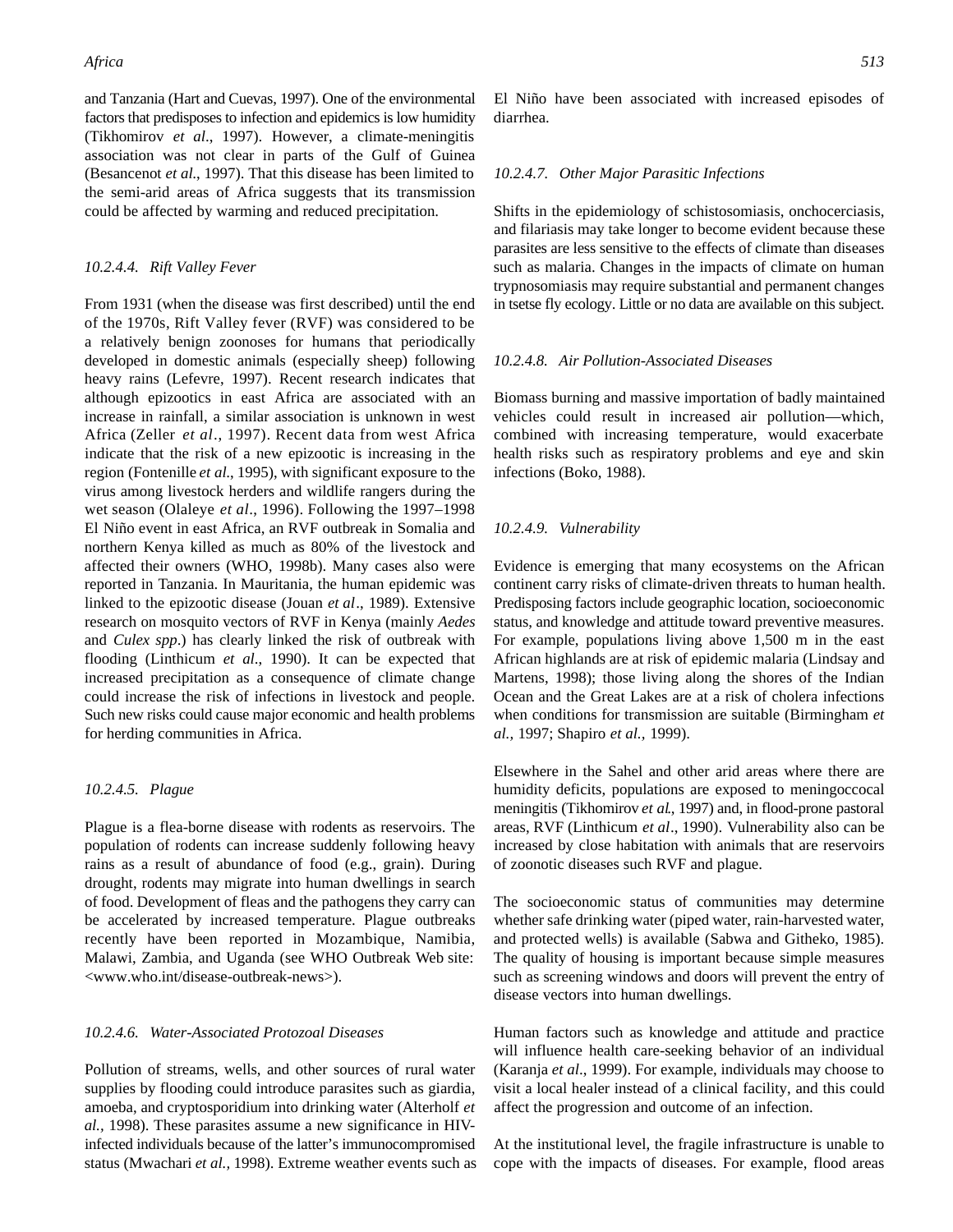and Tanzania (Hart and Cuevas, 1997). One of the environmental factors that predisposes to infection and epidemics is low humidity (Tikhomirov *et al*., 1997). However, a climate-meningitis association was not clear in parts of the Gulf of Guinea (Besancenot *et al*., 1997). That this disease has been limited to the semi-arid areas of Africa suggests that its transmission could be affected by warming and reduced precipitation.

#### *10.2.4.4. Rift Valley Fever*

From 1931 (when the disease was first described) until the end of the 1970s, Rift Valley fever (RVF) was considered to be a relatively benign zoonoses for humans that periodically developed in domestic animals (especially sheep) following heavy rains (Lefevre, 1997). Recent research indicates that although epizootics in east Africa are associated with an increase in rainfall, a similar association is unknown in west Africa (Zeller *et al*., 1997). Recent data from west Africa indicate that the risk of a new epizootic is increasing in the region (Fontenille *et al*., 1995), with significant exposure to the virus among livestock herders and wildlife rangers during the wet season (Olaleye *et al*., 1996). Following the 1997–1998 El Niño event in east Africa, an RVF outbreak in Somalia and northern Kenya killed as much as 80% of the livestock and affected their owners (WHO, 1998b). Many cases also were reported in Tanzania. In Mauritania, the human epidemic was linked to the epizootic disease (Jouan *et al*., 1989). Extensive research on mosquito vectors of RVF in Kenya (mainly *Aedes* and *Culex spp*.) has clearly linked the risk of outbreak with flooding (Linthicum *et al*., 1990). It can be expected that increased precipitation as a consequence of climate change could increase the risk of infections in livestock and people. Such new risks could cause major economic and health problems for herding communities in Africa.

#### *10.2.4.5. Plague*

Plague is a flea-borne disease with rodents as reservoirs. The population of rodents can increase suddenly following heavy rains as a result of abundance of food (e.g., grain). During drought, rodents may migrate into human dwellings in search of food. Development of fleas and the pathogens they carry can be accelerated by increased temperature. Plague outbreaks recently have been reported in Mozambique, Namibia, Malawi, Zambia, and Uganda (see WHO Outbreak Web site: <www.who.int/disease-outbreak-news>).

#### *10.2.4.6. Water-Associated Protozoal Diseases*

Pollution of streams, wells, and other sources of rural water supplies by flooding could introduce parasites such as giardia, amoeba, and cryptosporidium into drinking water (Alterholf *et al.,* 1998). These parasites assume a new significance in HIV-infected individuals because of the latter's immunocompromised status (Mwachari *et al.,* 1998). Extreme weather events such as El Niño have been associated with increased episodes of diarrhea.

#### *10.2.4.7. Other Major Parasitic Infections*

Shifts in the epidemiology of schistosomiasis, onchocerciasis, and filariasis may take longer to become evident because these parasites are less sensitive to the effects of climate than diseases such as malaria. Changes in the impacts of climate on human trypnosomiasis may require substantial and permanent changes in tsetse fly ecology. Little or no data are available on this subject.

#### *10.2.4.8. Air Pollution-Associated Diseases*

Biomass burning and massive importation of badly maintained vehicles could result in increased air pollution—which, combined with increasing temperature, would exacerbate health risks such as respiratory problems and eye and skin infections (Boko, 1988).

#### *10.2.4.9. Vulnerability*

Evidence is emerging that many ecosystems on the African continent carry risks of climate-driven threats to human health. Predisposing factors include geographic location, socioeconomic status, and knowledge and attitude toward preventive measures. For example, populations living above 1,500 m in the east African highlands are at risk of epidemic malaria (Lindsay and Martens, 1998); those living along the shores of the Indian Ocean and the Great Lakes are at a risk of cholera infections when conditions for transmission are suitable (Birmingham *et al.,* 1997; Shapiro *et al.,* 1999).

Elsewhere in the Sahel and other arid areas where there are humidity deficits, populations are exposed to meningoccocal meningitis (Tikhomirov *et al*., 1997) and, in flood-prone pastoral areas, RVF (Linthicum *et al*., 1990). Vulnerability also can be increased by close habitation with animals that are reservoirs of zoonotic diseases such RVF and plague.

The socioeconomic status of communities may determine whether safe drinking water (piped water, rain-harvested water, and protected wells) is available (Sabwa and Githeko, 1985). The quality of housing is important because simple measures such as screening windows and doors will prevent the entry of disease vectors into human dwellings.

Human factors such as knowledge and attitude and practice will influence health care-seeking behavior of an individual (Karanja *et al*., 1999). For example, individuals may choose to visit a local healer instead of a clinical facility, and this could affect the progression and outcome of an infection.

At the institutional level, the fragile infrastructure is unable to cope with the impacts of diseases. For example, flood areas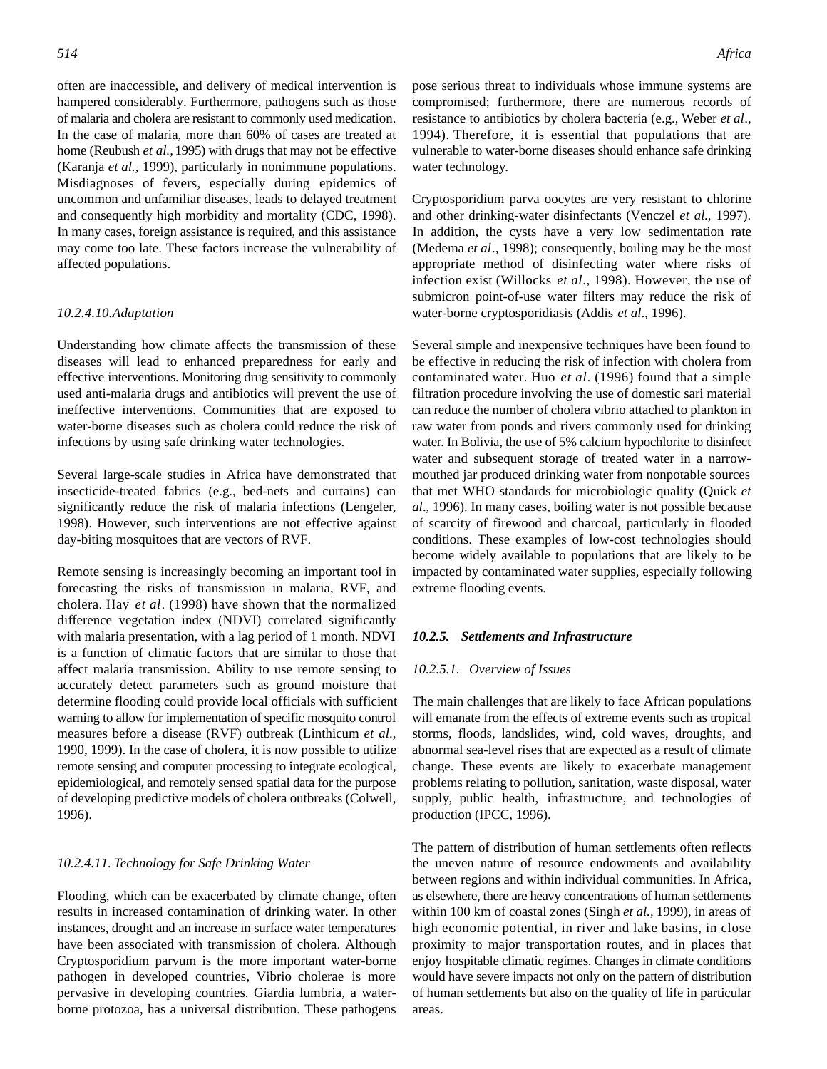often are inaccessible, and delivery of medical intervention is hampered considerably. Furthermore, pathogens such as those of malaria and cholera are resistant to commonly used medication. In the case of malaria, more than 60% of cases are treated at home (Reubush *et al.,* 1995) with drugs that may not be effective (Karanja *et al.,* 1999), particularly in nonimmune populations. Misdiagnoses of fevers, especially during epidemics of uncommon and unfamiliar diseases, leads to delayed treatment and consequently high morbidity and mortality (CDC, 1998). In many cases, foreign assistance is required, and this assistance may come too late. These factors increase the vulnerability of affected populations.

#### *10.2.4.10.Adaptation*

Understanding how climate affects the transmission of these diseases will lead to enhanced preparedness for early and effective interventions. Monitoring drug sensitivity to commonly used anti-malaria drugs and antibiotics will prevent the use of ineffective interventions. Communities that are exposed to water-borne diseases such as cholera could reduce the risk of infections by using safe drinking water technologies.

Several large-scale studies in Africa have demonstrated that insecticide-treated fabrics (e.g., bed-nets and curtains) can significantly reduce the risk of malaria infections (Lengeler, 1998). However, such interventions are not effective against day-biting mosquitoes that are vectors of RVF.

Remote sensing is increasingly becoming an important tool in forecasting the risks of transmission in malaria, RVF, and cholera. Hay *et al*. (1998) have shown that the normalized difference vegetation index (NDVI) correlated significantly with malaria presentation, with a lag period of 1 month. NDVI is a function of climatic factors that are similar to those that affect malaria transmission. Ability to use remote sensing to accurately detect parameters such as ground moisture that determine flooding could provide local officials with sufficient warning to allow for implementation of specific mosquito control measures before a disease (RVF) outbreak (Linthicum *et al*., 1990, 1999). In the case of cholera, it is now possible to utilize remote sensing and computer processing to integrate ecological, epidemiological, and remotely sensed spatial data for the purpose of developing predictive models of cholera outbreaks (Colwell, 1996).

#### *10.2.4.11. Technology for Safe Drinking Water*

Flooding, which can be exacerbated by climate change, often results in increased contamination of drinking water. In other instances, drought and an increase in surface water temperatures have been associated with transmission of cholera. Although Cryptosporidium parvum is the more important water-borne pathogen in developed countries, Vibrio cholerae is more pervasive in developing countries. Giardia lumbria, a water-borne protozoa, has a universal distribution. These pathogens pose serious threat to individuals whose immune systems are compromised; furthermore, there are numerous records of resistance to antibiotics by cholera bacteria (e.g., Weber *et al*., 1994). Therefore, it is essential that populations that are vulnerable to water-borne diseases should enhance safe drinking water technology.

Cryptosporidium parva oocytes are very resistant to chlorine and other drinking-water disinfectants (Venczel *et al.,* 1997). In addition, the cysts have a very low sedimentation rate (Medema *et al*., 1998); consequently, boiling may be the most appropriate method of disinfecting water where risks of infection exist (Willocks *et al*., 1998). However, the use of submicron point-of-use water filters may reduce the risk of water-borne cryptosporidiasis (Addis *et al*., 1996).

Several simple and inexpensive techniques have been found to be effective in reducing the risk of infection with cholera from contaminated water. Huo *et al*. (1996) found that a simple filtration procedure involving the use of domestic sari material can reduce the number of cholera vibrio attached to plankton in raw water from ponds and rivers commonly used for drinking water. In Bolivia, the use of 5% calcium hypochlorite to disinfect water and subsequent storage of treated water in a narrow-mouthed jar produced drinking water from nonpotable sources that met WHO standards for microbiologic quality (Quick *et al*., 1996). In many cases, boiling water is not possible because of scarcity of firewood and charcoal, particularly in flooded conditions. These examples of low-cost technologies should become widely available to populations that are likely to be impacted by contaminated water supplies, especially following extreme flooding events.

### ***10.2.5. Settlements and Infrastructure***

#### *10.2.5.1. Overview of Issues*

The main challenges that are likely to face African populations will emanate from the effects of extreme events such as tropical storms, floods, landslides, wind, cold waves, droughts, and abnormal sea-level rises that are expected as a result of climate change. These events are likely to exacerbate management problems relating to pollution, sanitation, waste disposal, water supply, public health, infrastructure, and technologies of production (IPCC, 1996).

The pattern of distribution of human settlements often reflects the uneven nature of resource endowments and availability between regions and within individual communities. In Africa, as elsewhere, there are heavy concentrations of human settlements within 100 km of coastal zones (Singh *et al.,* 1999), in areas of high economic potential, in river and lake basins, in close proximity to major transportation routes, and in places that enjoy hospitable climatic regimes. Changes in climate conditions would have severe impacts not only on the pattern of distribution of human settlements but also on the quality of life in particular areas.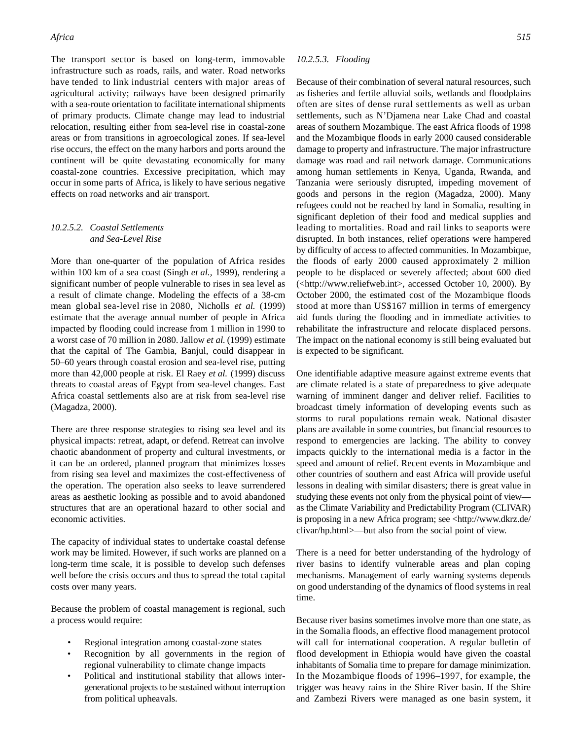The transport sector is based on long-term, immovable infrastructure such as roads, rails, and water. Road networks have tended to link industrial centers with major areas of agricultural activity; railways have been designed primarily with a sea-route orientation to facilitate international shipments of primary products. Climate change may lead to industrial relocation, resulting either from sea-level rise in coastal-zone areas or from transitions in agroecological zones. If sea-level rise occurs, the effect on the many harbors and ports around the continent will be quite devastating economically for many coastal-zone countries. Excessive precipitation, which may occur in some parts of Africa, is likely to have serious negative effects on road networks and air transport.

#### *10.2.5.2. Coastal Settlements and Sea-Level Rise*

More than one-quarter of the population of Africa resides within 100 km of a sea coast (Singh *et al.,* 1999), rendering a significant number of people vulnerable to rises in sea level as a result of climate change. Modeling the effects of a 38-cm mean global sea-level rise in 2080, Nicholls *et al.* (1999) estimate that the average annual number of people in Africa impacted by flooding could increase from 1 million in 1990 to a worst case of 70 million in 2080. Jallow *et al.* (1999) estimate that the capital of The Gambia, Banjul, could disappear in 50–60 years through coastal erosion and sea-level rise, putting more than 42,000 people at risk. El Raey *et al.* (1999) discuss threats to coastal areas of Egypt from sea-level changes. East Africa coastal settlements also are at risk from sea-level rise (Magadza, 2000).

There are three response strategies to rising sea level and its physical impacts: retreat, adapt, or defend. Retreat can involve chaotic abandonment of property and cultural investments, or it can be an ordered, planned program that minimizes losses from rising sea level and maximizes the cost-effectiveness of the operation. The operation also seeks to leave surrendered areas as aesthetic looking as possible and to avoid abandoned structures that are an operational hazard to other social and economic activities.

The capacity of individual states to undertake coastal defense work may be limited. However, if such works are planned on a long-term time scale, it is possible to develop such defenses well before the crisis occurs and thus to spread the total capital costs over many years.

Because the problem of coastal management is regional, such a process would require:

- Regional integration among coastal-zone states
- Recognition by all governments in the region of regional vulnerability to climate change impacts
- Political and institutional stability that allows inter-generational projects to be sustained without interruption from political upheavals.

#### *10.2.5.3. Flooding*

Because of their combination of several natural resources, such as fisheries and fertile alluvial soils, wetlands and floodplains often are sites of dense rural settlements as well as urban settlements, such as N'Djamena near Lake Chad and coastal areas of southern Mozambique. The east Africa floods of 1998 and the Mozambique floods in early 2000 caused considerable damage to property and infrastructure. The major infrastructure damage was road and rail network damage. Communications among human settlements in Kenya, Uganda, Rwanda, and Tanzania were seriously disrupted, impeding movement of goods and persons in the region (Magadza, 2000). Many refugees could not be reached by land in Somalia, resulting in significant depletion of their food and medical supplies and leading to mortalities. Road and rail links to seaports were disrupted. In both instances, relief operations were hampered by difficulty of access to affected communities. In Mozambique, the floods of early 2000 caused approximately 2 million people to be displaced or severely affected; about 600 died (<http://www.reliefweb.int>, accessed October 10, 2000). By October 2000, the estimated cost of the Mozambique floods stood at more than US$167 million in terms of emergency aid funds during the flooding and in immediate activities to rehabilitate the infrastructure and relocate displaced persons. The impact on the national economy is still being evaluated but is expected to be significant.

One identifiable adaptive measure against extreme events that are climate related is a state of preparedness to give adequate warning of imminent danger and deliver relief. Facilities to broadcast timely information of developing events such as storms to rural populations remain weak. National disaster plans are available in some countries, but financial resources to respond to emergencies are lacking. The ability to convey impacts quickly to the international media is a factor in the speed and amount of relief. Recent events in Mozambique and other countries of southern and east Africa will provide useful lessons in dealing with similar disasters; there is great value in studying these events not only from the physical point of view—as the Climate Variability and Predictability Program (CLIVAR) is proposing in a new Africa program; see <http://www.dkrz.de/clivar/hp.html>—but also from the social point of view.

There is a need for better understanding of the hydrology of river basins to identify vulnerable areas and plan coping mechanisms. Management of early warning systems depends on good understanding of the dynamics of flood systems in real time.

Because river basins sometimes involve more than one state, as in the Somalia floods, an effective flood management protocol will call for international cooperation. A regular bulletin of flood development in Ethiopia would have given the coastal inhabitants of Somalia time to prepare for damage minimization. In the Mozambique floods of 1996–1997, for example, the trigger was heavy rains in the Shire River basin. If the Shire and Zambezi Rivers were managed as one basin system, it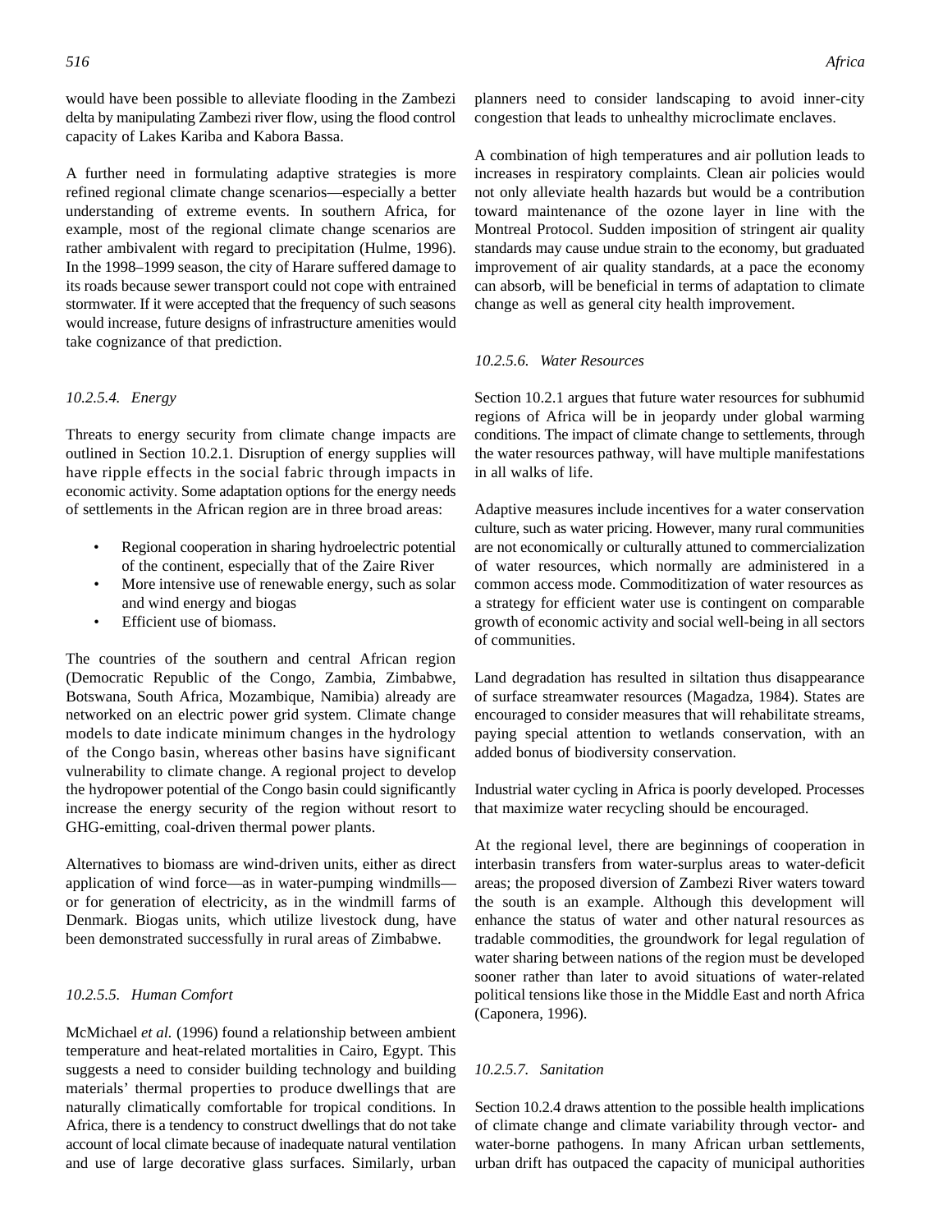would have been possible to alleviate flooding in the Zambezi delta by manipulating Zambezi river flow, using the flood control capacity of Lakes Kariba and Kabora Bassa.

A further need in formulating adaptive strategies is more refined regional climate change scenarios—especially a better understanding of extreme events. In southern Africa, for example, most of the regional climate change scenarios are rather ambivalent with regard to precipitation (Hulme, 1996). In the 1998–1999 season, the city of Harare suffered damage to its roads because sewer transport could not cope with entrained stormwater. If it were accepted that the frequency of such seasons would increase, future designs of infrastructure amenities would take cognizance of that prediction.

#### *10.2.5.4. Energy*

Threats to energy security from climate change impacts are outlined in Section 10.2.1. Disruption of energy supplies will have ripple effects in the social fabric through impacts in economic activity. Some adaptation options for the energy needs of settlements in the African region are in three broad areas:

- Regional cooperation in sharing hydroelectric potential of the continent, especially that of the Zaire River
- More intensive use of renewable energy, such as solar and wind energy and biogas
- Efficient use of biomass.

The countries of the southern and central African region (Democratic Republic of the Congo, Zambia, Zimbabwe, Botswana, South Africa, Mozambique, Namibia) already are networked on an electric power grid system. Climate change models to date indicate minimum changes in the hydrology of the Congo basin, whereas other basins have significant vulnerability to climate change. A regional project to develop the hydropower potential of the Congo basin could significantly increase the energy security of the region without resort to GHG-emitting, coal-driven thermal power plants.

Alternatives to biomass are wind-driven units, either as direct application of wind force—as in water-pumping windmills—or for generation of electricity, as in the windmill farms of Denmark. Biogas units, which utilize livestock dung, have been demonstrated successfully in rural areas of Zimbabwe.

#### *10.2.5.5. Human Comfort*

McMichael *et al.* (1996) found a relationship between ambient temperature and heat-related mortalities in Cairo, Egypt. This suggests a need to consider building technology and building materials' thermal properties to produce dwellings that are naturally climatically comfortable for tropical conditions. In Africa, there is a tendency to construct dwellings that do not take account of local climate because of inadequate natural ventilation and use of large decorative glass surfaces. Similarly, urban planners need to consider landscaping to avoid inner-city congestion that leads to unhealthy microclimate enclaves.

A combination of high temperatures and air pollution leads to increases in respiratory complaints. Clean air policies would not only alleviate health hazards but would be a contribution toward maintenance of the ozone layer in line with the Montreal Protocol. Sudden imposition of stringent air quality standards may cause undue strain to the economy, but graduated improvement of air quality standards, at a pace the economy can absorb, will be beneficial in terms of adaptation to climate change as well as general city health improvement.

#### *10.2.5.6. Water Resources*

Section 10.2.1 argues that future water resources for subhumid regions of Africa will be in jeopardy under global warming conditions. The impact of climate change to settlements, through the water resources pathway, will have multiple manifestations in all walks of life.

Adaptive measures include incentives for a water conservation culture, such as water pricing. However, many rural communities are not economically or culturally attuned to commercialization of water resources, which normally are administered in a common access mode. Commoditization of water resources as a strategy for efficient water use is contingent on comparable growth of economic activity and social well-being in all sectors of communities.

Land degradation has resulted in siltation thus disappearance of surface streamwater resources (Magadza, 1984). States are encouraged to consider measures that will rehabilitate streams, paying special attention to wetlands conservation, with an added bonus of biodiversity conservation.

Industrial water cycling in Africa is poorly developed. Processes that maximize water recycling should be encouraged.

At the regional level, there are beginnings of cooperation in interbasin transfers from water-surplus areas to water-deficit areas; the proposed diversion of Zambezi River waters toward the south is an example. Although this development will enhance the status of water and other natural resources as tradable commodities, the groundwork for legal regulation of water sharing between nations of the region must be developed sooner rather than later to avoid situations of water-related political tensions like those in the Middle East and north Africa (Caponera, 1996).

#### *10.2.5.7. Sanitation*

Section 10.2.4 draws attention to the possible health implications of climate change and climate variability through vector- and water-borne pathogens. In many African urban settlements, urban drift has outpaced the capacity of municipal authorities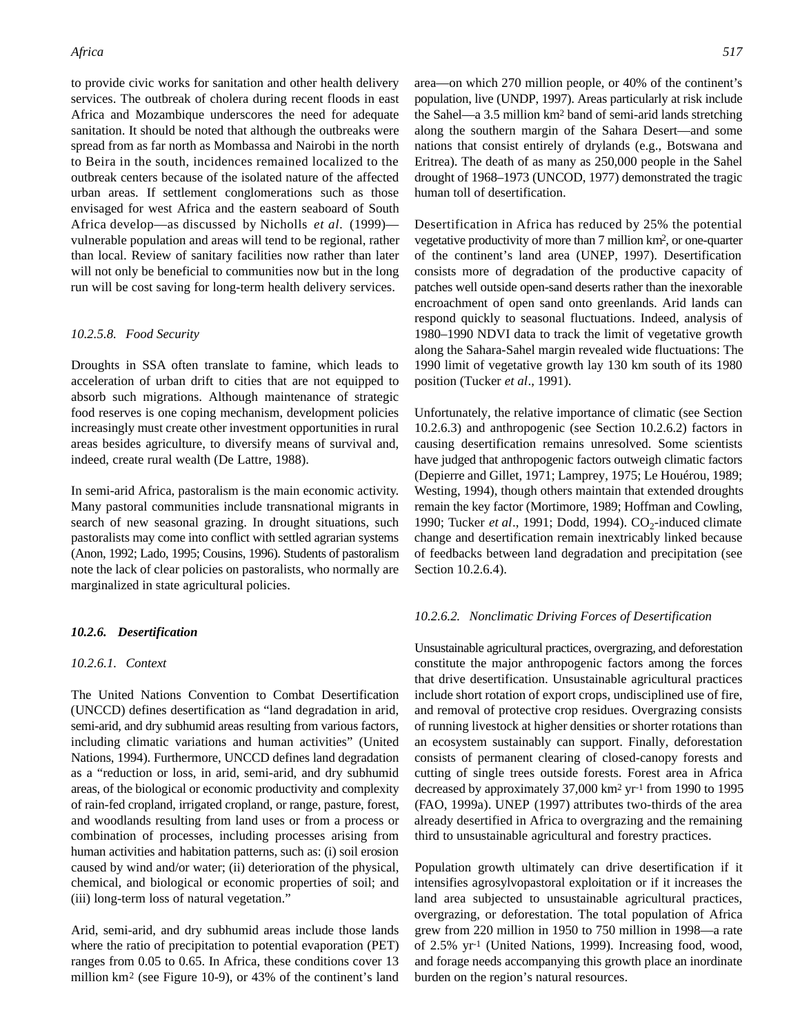to provide civic works for sanitation and other health delivery services. The outbreak of cholera during recent floods in east Africa and Mozambique underscores the need for adequate sanitation. It should be noted that although the outbreaks were spread from as far north as Mombassa and Nairobi in the north to Beira in the south, incidences remained localized to the outbreak centers because of the isolated nature of the affected urban areas. If settlement conglomerations such as those envisaged for west Africa and the eastern seaboard of South Africa develop—as discussed by Nicholls *et al*. (1999)—vulnerable population and areas will tend to be regional, rather than local. Review of sanitary facilities now rather than later will not only be beneficial to communities now but in the long run will be cost saving for long-term health delivery services.

#### *10.2.5.8. Food Security*

Droughts in SSA often translate to famine, which leads to acceleration of urban drift to cities that are not equipped to absorb such migrations. Although maintenance of strategic food reserves is one coping mechanism, development policies increasingly must create other investment opportunities in rural areas besides agriculture, to diversify means of survival and, indeed, create rural wealth (De Lattre, 1988).

In semi-arid Africa, pastoralism is the main economic activity. Many pastoral communities include transnational migrants in search of new seasonal grazing. In drought situations, such pastoralists may come into conflict with settled agrarian systems (Anon, 1992; Lado, 1995; Cousins, 1996). Students of pastoralism note the lack of clear policies on pastoralists, who normally are marginalized in state agricultural policies.

### ***10.2.6. Desertification***

#### *10.2.6.1. Context*

The United Nations Convention to Combat Desertification (UNCCD) defines desertification as "land degradation in arid, semi-arid, and dry subhumid areas resulting from various factors, including climatic variations and human activities" (United Nations, 1994). Furthermore, UNCCD defines land degradation as a "reduction or loss, in arid, semi-arid, and dry subhumid areas, of the biological or economic productivity and complexity of rain-fed cropland, irrigated cropland, or range, pasture, forest, and woodlands resulting from land uses or from a process or combination of processes, including processes arising from human activities and habitation patterns, such as: (i) soil erosion caused by wind and/or water; (ii) deterioration of the physical, chemical, and biological or economic properties of soil; and (iii) long-term loss of natural vegetation."

Arid, semi-arid, and dry subhumid areas include those lands where the ratio of precipitation to potential evaporation (PET) ranges from 0.05 to 0.65. In Africa, these conditions cover 13 million km$^2$ (see Figure 10-9), or 43% of the continent's land area—on which 270 million people, or 40% of the continent's population, live (UNDP, 1997). Areas particularly at risk include the Sahel—a 3.5 million km$^2$ band of semi-arid lands stretching along the southern margin of the Sahara Desert—and some nations that consist entirely of drylands (e.g., Botswana and Eritrea). The death of as many as 250,000 people in the Sahel drought of 1968–1973 (UNCOD, 1977) demonstrated the tragic human toll of desertification.

Desertification in Africa has reduced by 25% the potential vegetative productivity of more than 7 million km$^2$, or one-quarter of the continent's land area (UNEP, 1997). Desertification consists more of degradation of the productive capacity of patches well outside open-sand deserts rather than the inexorable encroachment of open sand onto greenlands. Arid lands can respond quickly to seasonal fluctuations. Indeed, analysis of 1980–1990 NDVI data to track the limit of vegetative growth along the Sahara-Sahel margin revealed wide fluctuations: The 1990 limit of vegetative growth lay 130 km south of its 1980 position (Tucker *et al*., 1991).

Unfortunately, the relative importance of climatic (see Section 10.2.6.3) and anthropogenic (see Section 10.2.6.2) factors in causing desertification remains unresolved. Some scientists have judged that anthropogenic factors outweigh climatic factors (Depierre and Gillet, 1971; Lamprey, 1975; Le Houérou, 1989; Westing, 1994), though others maintain that extended droughts remain the key factor (Mortimore, 1989; Hoffman and Cowling, 1990; Tucker *et al*., 1991; Dodd, 1994). $CO_2$-induced climate change and desertification remain inextricably linked because of feedbacks between land degradation and precipitation (see Section 10.2.6.4).

#### *10.2.6.2. Nonclimatic Driving Forces of Desertification*

Unsustainable agricultural practices, overgrazing, and deforestation constitute the major anthropogenic factors among the forces that drive desertification. Unsustainable agricultural practices include short rotation of export crops, undisciplined use of fire, and removal of protective crop residues. Overgrazing consists of running livestock at higher densities or shorter rotations than an ecosystem sustainably can support. Finally, deforestation consists of permanent clearing of closed-canopy forests and cutting of single trees outside forests. Forest area in Africa decreased by approximately 37,000 km$^2$ yr$^{-1}$ from 1990 to 1995 (FAO, 1999a). UNEP (1997) attributes two-thirds of the area already desertified in Africa to overgrazing and the remaining third to unsustainable agricultural and forestry practices.

Population growth ultimately can drive desertification if it intensifies agrosylvopastoral exploitation or if it increases the land area subjected to unsustainable agricultural practices, overgrazing, or deforestation. The total population of Africa grew from 220 million in 1950 to 750 million in 1998—a rate of 2.5% yr$^{-1}$ (United Nations, 1999). Increasing food, wood, and forage needs accompanying this growth place an inordinate burden on the region's natural resources.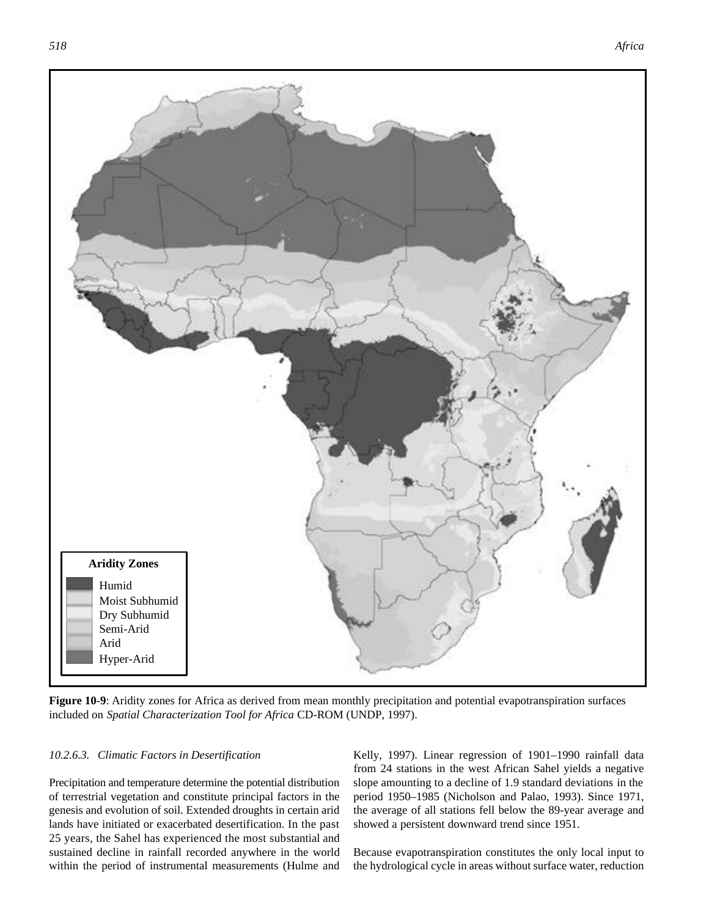**Figure 10-9**: Aridity zones for Africa as derived from mean monthly precipitation and potential evapotranspiration surfaces included on *Spatial Characterization Tool for Africa* CD-ROM (UNDP, 1997).

### *10.2.6.3. Climatic Factors in Desertification*

Precipitation and temperature determine the potential distribution of terrestrial vegetation and constitute principal factors in the genesis and evolution of soil. Extended droughts in certain arid lands have initiated or exacerbated desertification. In the past 25 years, the Sahel has experienced the most substantial and sustained decline in rainfall recorded anywhere in the world within the period of instrumental measurements (Hulme and Kelly, 1997). Linear regression of 1901–1990 rainfall data from 24 stations in the west African Sahel yields a negative slope amounting to a decline of 1.9 standard deviations in the period 1950–1985 (Nicholson and Palao, 1993). Since 1971, the average of all stations fell below the 89-year average and showed a persistent downward trend since 1951.

Because evapotranspiration constitutes the only local input to the hydrological cycle in areas without surface water, reduction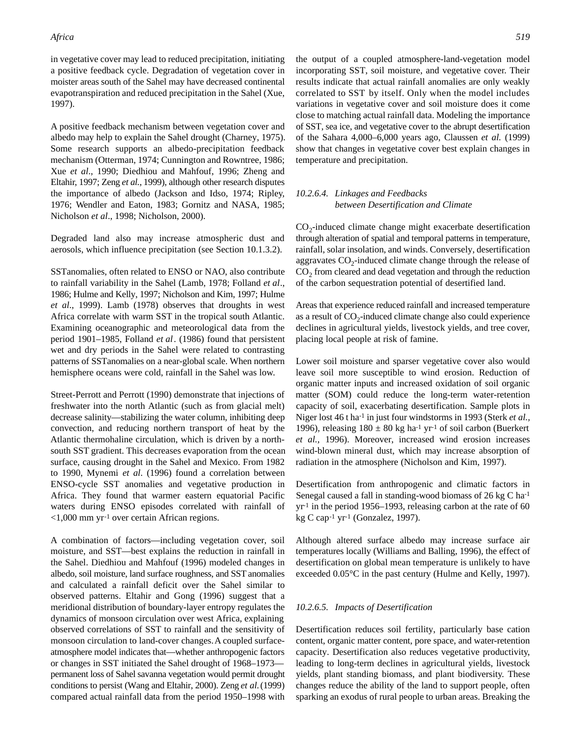in vegetative cover may lead to reduced precipitation, initiating a positive feedback cycle. Degradation of vegetation cover in moister areas south of the Sahel may have decreased continental evapotranspiration and reduced precipitation in the Sahel (Xue, 1997).

A positive feedback mechanism between vegetation cover and albedo may help to explain the Sahel drought (Charney, 1975). Some research supports an albedo-precipitation feedback mechanism (Otterman, 1974; Cunnington and Rowntree, 1986; Xue *et al*., 1990; Diedhiou and Mahfouf, 1996; Zheng and Eltahir, 1997; Zeng *et al.*, 1999), although other research disputes the importance of albedo (Jackson and Idso, 1974; Ripley, 1976; Wendler and Eaton, 1983; Gornitz and NASA, 1985; Nicholson *et al*., 1998; Nicholson, 2000).

Degraded land also may increase atmospheric dust and aerosols, which influence precipitation (see Section 10.1.3.2).

SST anomalies, often related to ENSO or NAO, also contribute to rainfall variability in the Sahel (Lamb, 1978; Folland *et al*., 1986; Hulme and Kelly, 1997; Nicholson and Kim, 1997; Hulme *et al*., 1999). Lamb (1978) observes that droughts in west Africa correlate with warm SST in the tropical south Atlantic. Examining oceanographic and meteorological data from the period 1901–1985, Folland *et al*. (1986) found that persistent wet and dry periods in the Sahel were related to contrasting patterns of SST anomalies on a near-global scale. When northern hemisphere oceans were cold, rainfall in the Sahel was low.

Street-Perrott and Perrott (1990) demonstrate that injections of freshwater into the north Atlantic (such as from glacial melt) decrease salinity—stabilizing the water column, inhibiting deep convection, and reducing northern transport of heat by the Atlantic thermohaline circulation, which is driven by a north-south SST gradient. This decreases evaporation from the ocean surface, causing drought in the Sahel and Mexico. From 1982 to 1990, Mynemi *et al*. (1996) found a correlation between ENSO-cycle SST anomalies and vegetative production in Africa. They found that warmer eastern equatorial Pacific waters during ENSO episodes correlated with rainfall of <1,000 mm $yr^{-1}$ over certain African regions.

A combination of factors—including vegetation cover, soil moisture, and SST—best explains the reduction in rainfall in the Sahel. Diedhiou and Mahfouf (1996) modeled changes in albedo, soil moisture, land surface roughness, and SST anomalies and calculated a rainfall deficit over the Sahel similar to observed patterns. Eltahir and Gong (1996) suggest that a meridional distribution of boundary-layer entropy regulates the dynamics of monsoon circulation over west Africa, explaining observed correlations of SST to rainfall and the sensitivity of monsoon circulation to land-cover changes. A coupled surface-atmosphere model indicates that—whether anthropogenic factors or changes in SST initiated the Sahel drought of 1968–1973—permanent loss of Sahel savanna vegetation would permit drought conditions to persist (Wang and Eltahir, 2000). Zeng *et al.* (1999) compared actual rainfall data from the period 1950–1998 with the output of a coupled atmosphere-land-vegetation model incorporating SST, soil moisture, and vegetative cover. Their results indicate that actual rainfall anomalies are only weakly correlated to SST by itself. Only when the model includes variations in vegetative cover and soil moisture does it come close to matching actual rainfall data. Modeling the importance of SST, sea ice, and vegetative cover to the abrupt desertification of the Sahara 4,000–6,000 years ago, Claussen *et al.* (1999) show that changes in vegetative cover best explain changes in temperature and precipitation.

#### *10.2.6.4. Linkages and Feedbacks between Desertification and Climate*

$CO_2$-induced climate change might exacerbate desertification through alteration of spatial and temporal patterns in temperature, rainfall, solar insolation, and winds. Conversely, desertification aggravates $CO_2$-induced climate change through the release of $CO_2$ from cleared and dead vegetation and through the reduction of the carbon sequestration potential of desertified land.

Areas that experience reduced rainfall and increased temperature as a result of $CO_2$-induced climate change also could experience declines in agricultural yields, livestock yields, and tree cover, placing local people at risk of famine.

Lower soil moisture and sparser vegetative cover also would leave soil more susceptible to wind erosion. Reduction of organic matter inputs and increased oxidation of soil organic matter (SOM) could reduce the long-term water-retention capacity of soil, exacerbating desertification. Sample plots in Niger lost 46 t $ha^{-1}$ in just four windstorms in 1993 (Sterk *et al.*, 1996), releasing $180 \pm 80$ kg $ha^{-1}$ $yr^{-1}$ of soil carbon (Buerkert *et al.*, 1996). Moreover, increased wind erosion increases wind-blown mineral dust, which may increase absorption of radiation in the atmosphere (Nicholson and Kim, 1997).

Desertification from anthropogenic and climatic factors in Senegal caused a fall in standing-wood biomass of 26 kg C $ha^{-1}$ $yr^{-1}$ in the period 1956–1993, releasing carbon at the rate of 60 kg C $cap^{-1}$ $yr^{-1}$ (Gonzalez, 1997).

Although altered surface albedo may increase surface air temperatures locally (Williams and Balling, 1996), the effect of desertification on global mean temperature is unlikely to have exceeded 0.05°C in the past century (Hulme and Kelly, 1997).

#### *10.2.6.5. Impacts of Desertification*

Desertification reduces soil fertility, particularly base cation content, organic matter content, pore space, and water-retention capacity. Desertification also reduces vegetative productivity, leading to long-term declines in agricultural yields, livestock yields, plant standing biomass, and plant biodiversity. These changes reduce the ability of the land to support people, often sparking an exodus of rural people to urban areas. Breaking the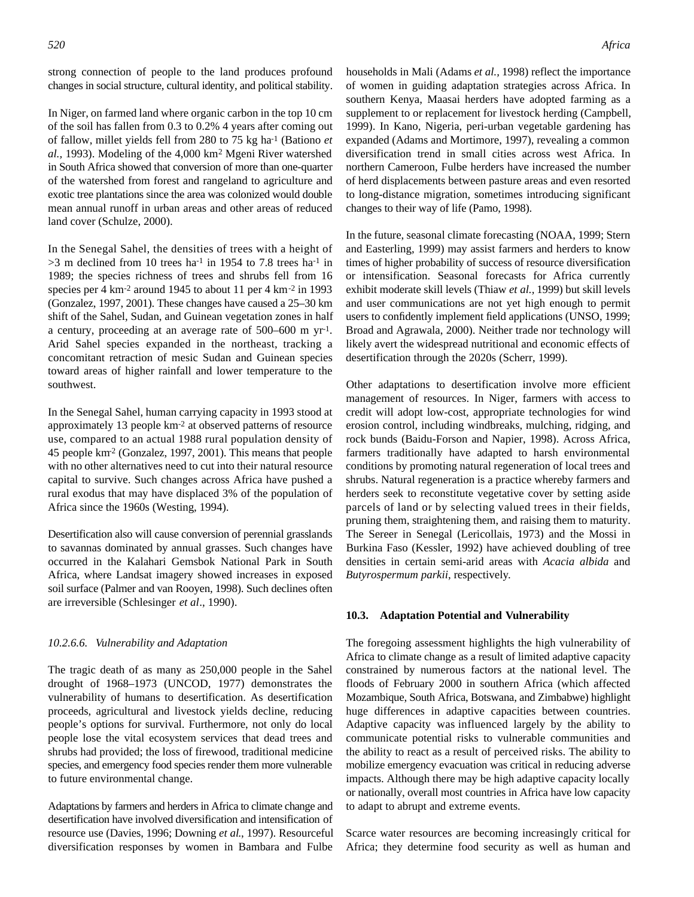strong connection of people to the land produces profound changes in social structure, cultural identity, and political stability.

In Niger, on farmed land where organic carbon in the top 10 cm of the soil has fallen from 0.3 to 0.2% 4 years after coming out of fallow, millet yields fell from 280 to 75 kg $ha^{-1}$ (Bationo *et al.*, 1993). Modeling of the 4,000 $km^2$ Mgeni River watershed in South Africa showed that conversion of more than one-quarter of the watershed from forest and rangeland to agriculture and exotic tree plantations since the area was colonized would double mean annual runoff in urban areas and other areas of reduced land cover (Schulze, 2000).

In the Senegal Sahel, the densities of trees with a height of >3 m declined from 10 trees $ha^{-1}$ in 1954 to 7.8 trees $ha^{-1}$ in 1989; the species richness of trees and shrubs fell from 16 species per 4 $km^{-2}$ around 1945 to about 11 per 4 $km^{-2}$ in 1993 (Gonzalez, 1997, 2001). These changes have caused a 25–30 km shift of the Sahel, Sudan, and Guinean vegetation zones in half a century, proceeding at an average rate of 500–600 m $yr^{-1}$. Arid Sahel species expanded in the northeast, tracking a concomitant retraction of mesic Sudan and Guinean species toward areas of higher rainfall and lower temperature to the southwest.

In the Senegal Sahel, human carrying capacity in 1993 stood at approximately 13 people $km^{-2}$ at observed patterns of resource use, compared to an actual 1988 rural population density of 45 people $km^{-2}$ (Gonzalez, 1997, 2001). This means that people with no other alternatives need to cut into their natural resource capital to survive. Such changes across Africa have pushed a rural exodus that may have displaced 3% of the population of Africa since the 1960s (Westing, 1994).

Desertification also will cause conversion of perennial grasslands to savannas dominated by annual grasses. Such changes have occurred in the Kalahari Gemsbok National Park in South Africa, where Landsat imagery showed increases in exposed soil surface (Palmer and van Rooyen, 1998). Such declines often are irreversible (Schlesinger *et al*., 1990).

#### *10.2.6.6. Vulnerability and Adaptation*

The tragic death of as many as 250,000 people in the Sahel drought of 1968–1973 (UNCOD, 1977) demonstrates the vulnerability of humans to desertification. As desertification proceeds, agricultural and livestock yields decline, reducing people's options for survival. Furthermore, not only do local people lose the vital ecosystem services that dead trees and shrubs had provided; the loss of firewood, traditional medicine species, and emergency food species render them more vulnerable to future environmental change.

Adaptations by farmers and herders in Africa to climate change and desertification have involved diversification and intensification of resource use (Davies, 1996; Downing *et al.*, 1997). Resourceful diversification responses by women in Bambara and Fulbe households in Mali (Adams *et al.*, 1998) reflect the importance of women in guiding adaptation strategies across Africa. In southern Kenya, Maasai herders have adopted farming as a supplement to or replacement for livestock herding (Campbell, 1999). In Kano, Nigeria, peri-urban vegetable gardening has expanded (Adams and Mortimore, 1997), revealing a common diversification trend in small cities across west Africa. In northern Cameroon, Fulbe herders have increased the number of herd displacements between pasture areas and even resorted to long-distance migration, sometimes introducing significant changes to their way of life (Pamo, 1998).

In the future, seasonal climate forecasting (NOAA, 1999; Stern and Easterling, 1999) may assist farmers and herders to know times of higher probability of success of resource diversification or intensification. Seasonal forecasts for Africa currently exhibit moderate skill levels (Thiaw *et al.*, 1999) but skill levels and user communications are not yet high enough to permit users to confidently implement field applications (UNSO, 1999; Broad and Agrawala, 2000). Neither trade nor technology will likely avert the widespread nutritional and economic effects of desertification through the 2020s (Scherr, 1999).

Other adaptations to desertification involve more efficient management of resources. In Niger, farmers with access to credit will adopt low-cost, appropriate technologies for wind erosion control, including windbreaks, mulching, ridging, and rock bunds (Baidu-Forson and Napier, 1998). Across Africa, farmers traditionally have adapted to harsh environmental conditions by promoting natural regeneration of local trees and shrubs. Natural regeneration is a practice whereby farmers and herders seek to reconstitute vegetative cover by setting aside parcels of land or by selecting valued trees in their fields, pruning them, straightening them, and raising them to maturity. The Sereer in Senegal (Lericollais, 1973) and the Mossi in Burkina Faso (Kessler, 1992) have achieved doubling of tree densities in certain semi-arid areas with *Acacia albida* and *Butyrospermum parkii*, respectively.

## **10.3. Adaptation Potential and Vulnerability**

The foregoing assessment highlights the high vulnerability of Africa to climate change as a result of limited adaptive capacity constrained by numerous factors at the national level. The floods of February 2000 in southern Africa (which affected Mozambique, South Africa, Botswana, and Zimbabwe) highlight huge differences in adaptive capacities between countries. Adaptive capacity was influenced largely by the ability to communicate potential risks to vulnerable communities and the ability to react as a result of perceived risks. The ability to mobilize emergency evacuation was critical in reducing adverse impacts. Although there may be high adaptive capacity locally or nationally, overall most countries in Africa have low capacity to adapt to abrupt and extreme events.

Scarce water resources are becoming increasingly critical for Africa; they determine food security as well as human and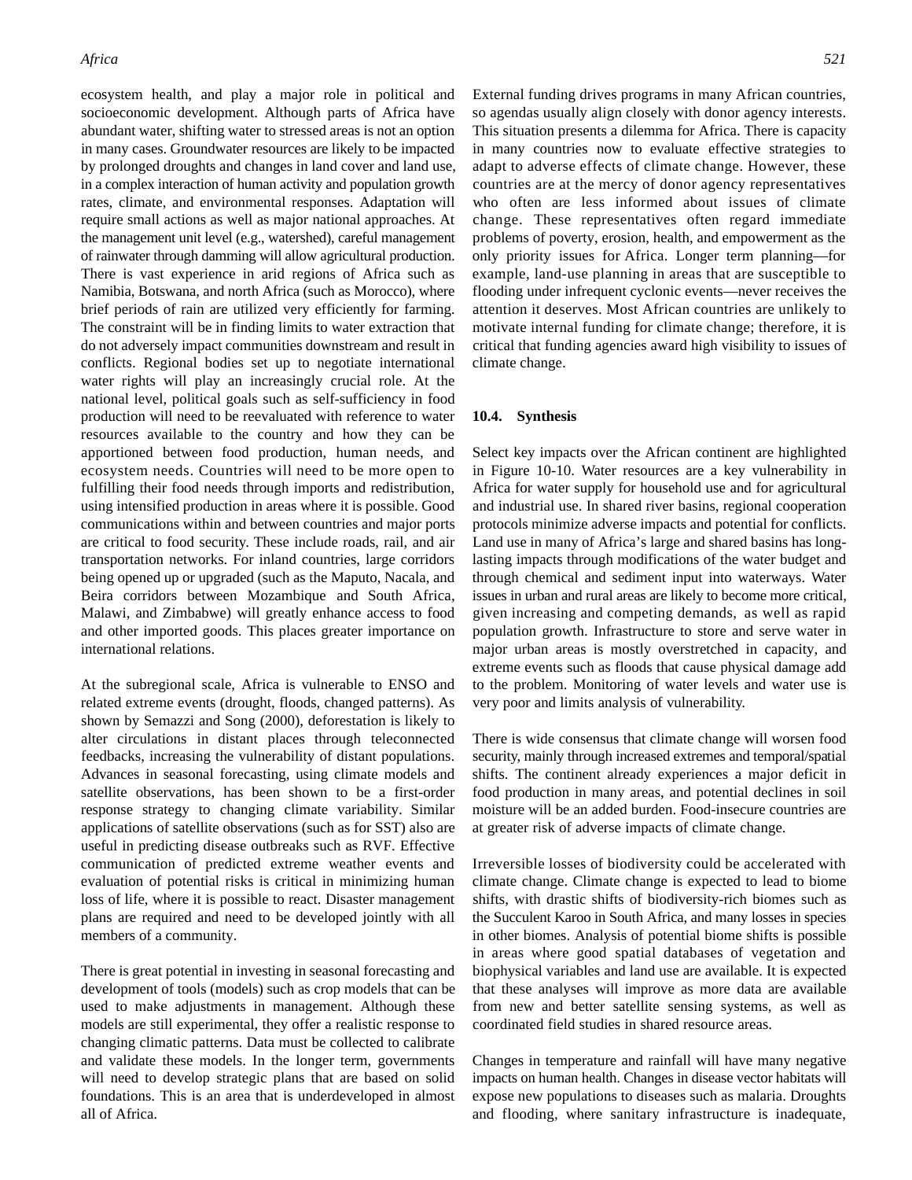ecosystem health, and play a major role in political and socioeconomic development. Although parts of Africa have abundant water, shifting water to stressed areas is not an option in many cases. Groundwater resources are likely to be impacted by prolonged droughts and changes in land cover and land use, in a complex interaction of human activity and population growth rates, climate, and environmental responses. Adaptation will require small actions as well as major national approaches. At the management unit level (e.g., watershed), careful management of rainwater through damming will allow agricultural production. There is vast experience in arid regions of Africa such as Namibia, Botswana, and north Africa (such as Morocco), where brief periods of rain are utilized very efficiently for farming. The constraint will be in finding limits to water extraction that do not adversely impact communities downstream and result in conflicts. Regional bodies set up to negotiate international water rights will play an increasingly crucial role. At the national level, political goals such as self-sufficiency in food production will need to be reevaluated with reference to water resources available to the country and how they can be apportioned between food production, human needs, and ecosystem needs. Countries will need to be more open to fulfilling their food needs through imports and redistribution, using intensified production in areas where it is possible. Good communications within and between countries and major ports are critical to food security. These include roads, rail, and air transportation networks. For inland countries, large corridors being opened up or upgraded (such as the Maputo, Nacala, and Beira corridors between Mozambique and South Africa, Malawi, and Zimbabwe) will greatly enhance access to food and other imported goods. This places greater importance on international relations.

At the subregional scale, Africa is vulnerable to ENSO and related extreme events (drought, floods, changed patterns). As shown by Semazzi and Song (2000), deforestation is likely to alter circulations in distant places through teleconnected feedbacks, increasing the vulnerability of distant populations. Advances in seasonal forecasting, using climate models and satellite observations, has been shown to be a first-order response strategy to changing climate variability. Similar applications of satellite observations (such as for SST) also are useful in predicting disease outbreaks such as RVF. Effective communication of predicted extreme weather events and evaluation of potential risks is critical in minimizing human loss of life, where it is possible to react. Disaster management plans are required and need to be developed jointly with all members of a community.

There is great potential in investing in seasonal forecasting and development of tools (models) such as crop models that can be used to make adjustments in management. Although these models are still experimental, they offer a realistic response to changing climatic patterns. Data must be collected to calibrate and validate these models. In the longer term, governments will need to develop strategic plans that are based on solid foundations. This is an area that is underdeveloped in almost all of Africa.

External funding drives programs in many African countries, so agendas usually align closely with donor agency interests. This situation presents a dilemma for Africa. There is capacity in many countries now to evaluate effective strategies to adapt to adverse effects of climate change. However, these countries are at the mercy of donor agency representatives who often are less informed about issues of climate change. These representatives often regard immediate problems of poverty, erosion, health, and empowerment as the only priority issues for Africa. Longer term planning—for example, land-use planning in areas that are susceptible to flooding under infrequent cyclonic events—never receives the attention it deserves. Most African countries are unlikely to motivate internal funding for climate change; therefore, it is critical that funding agencies award high visibility to issues of climate change.

## 10.4. Synthesis

Select key impacts over the African continent are highlighted in Figure 10-10. Water resources are a key vulnerability in Africa for water supply for household use and for agricultural and industrial use. In shared river basins, regional cooperation protocols minimize adverse impacts and potential for conflicts. Land use in many of Africa's large and shared basins has long-lasting impacts through modifications of the water budget and through chemical and sediment input into waterways. Water issues in urban and rural areas are likely to become more critical, given increasing and competing demands, as well as rapid population growth. Infrastructure to store and serve water in major urban areas is mostly overstretched in capacity, and extreme events such as floods that cause physical damage add to the problem. Monitoring of water levels and water use is very poor and limits analysis of vulnerability.

There is wide consensus that climate change will worsen food security, mainly through increased extremes and temporal/spatial shifts. The continent already experiences a major deficit in food production in many areas, and potential declines in soil moisture will be an added burden. Food-insecure countries are at greater risk of adverse impacts of climate change.

Irreversible losses of biodiversity could be accelerated with climate change. Climate change is expected to lead to biome shifts, with drastic shifts of biodiversity-rich biomes such as the Succulent Karoo in South Africa, and many losses in species in other biomes. Analysis of potential biome shifts is possible in areas where good spatial databases of vegetation and biophysical variables and land use are available. It is expected that these analyses will improve as more data are available from new and better satellite sensing systems, as well as coordinated field studies in shared resource areas.

Changes in temperature and rainfall will have many negative impacts on human health. Changes in disease vector habitats will expose new populations to diseases such as malaria. Droughts and flooding, where sanitary infrastructure is inadequate,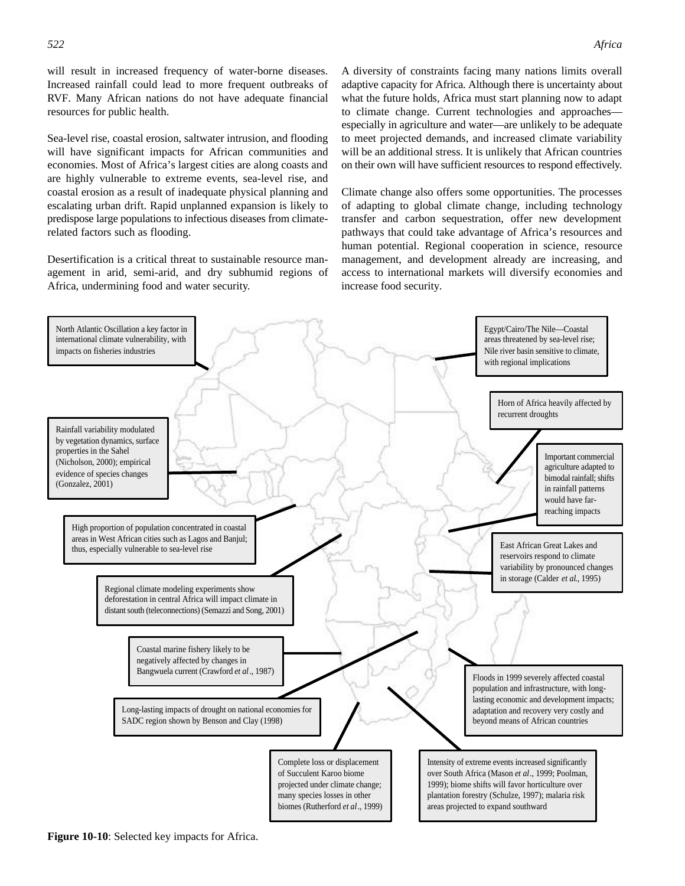will result in increased frequency of water-borne diseases. Increased rainfall could lead to more frequent outbreaks of RVF. Many African nations do not have adequate financial resources for public health.

Sea-level rise, coastal erosion, saltwater intrusion, and flooding will have significant impacts for African communities and economies. Most of Africa's largest cities are along coasts and are highly vulnerable to extreme events, sea-level rise, and coastal erosion as a result of inadequate physical planning and escalating urban drift. Rapid unplanned expansion is likely to predispose large populations to infectious diseases from climate-related factors such as flooding.

Desertification is a critical threat to sustainable resource management in arid, semi-arid, and dry subhumid regions of Africa, undermining food and water security.

A diversity of constraints facing many nations limits overall adaptive capacity for Africa. Although there is uncertainty about what the future holds, Africa must start planning now to adapt to climate change. Current technologies and approaches—especially in agriculture and water—are unlikely to be adequate to meet projected demands, and increased climate variability will be an additional stress. It is unlikely that African countries on their own will have sufficient resources to respond effectively.

Climate change also offers some opportunities. The processes of adapting to global climate change, including technology transfer and carbon sequestration, offer new development pathways that could take advantage of Africa's resources and human potential. Regional cooperation in science, resource management, and development already are increasing, and access to international markets will diversify economies and increase food security.

North Atlantic Oscillation a key factor in international climate vulnerability, with impacts on fisheries industries

Egypt/Cairo/The Nile—Coastal areas threatened by sea-level rise; Nile river basin sensitive to climate, with regional implications

Horn of Africa heavily affected by recurrent droughts

Rainfall variability modulated by vegetation dynamics, surface properties in the Sahel (Nicholson, 2000); empirical evidence of species changes (Gonzalez, 2001)

Important commercial agriculture adapted to bimodal rainfall; shifts in rainfall patterns would have far-reaching impacts

High proportion of population concentrated in coastal areas in West African cities such as Lagos and Banjul; thus, especially vulnerable to sea-level rise

East African Great Lakes and reservoirs respond to climate variability by pronounced changes in storage (Calder *et al.*, 1995)

Regional climate modeling experiments show deforestation in central Africa will impact climate in distant south (teleconnections) (Semazzi and Song, 2001)

Coastal marine fishery likely to be negatively affected by changes in Bangwuela current (Crawford *et al*., 1987)

Floods in 1999 severely affected coastal population and infrastructure, with long-lasting economic and development impacts; adaptation and recovery very costly and beyond means of African countries

Long-lasting impacts of drought on national economies for SADC region shown by Benson and Clay (1998)

Complete loss or displacement of Succulent Karoo biome projected under climate change; many species losses in other biomes (Rutherford *et al*., 1999)

Intensity of extreme events increased significantly over South Africa (Mason *et al*., 1999; Poolman, 1999); biome shifts will favor horticulture over plantation forestry (Schulze, 1997); malaria risk areas projected to expand southward

**Figure 10-10**: Selected key impacts for Africa.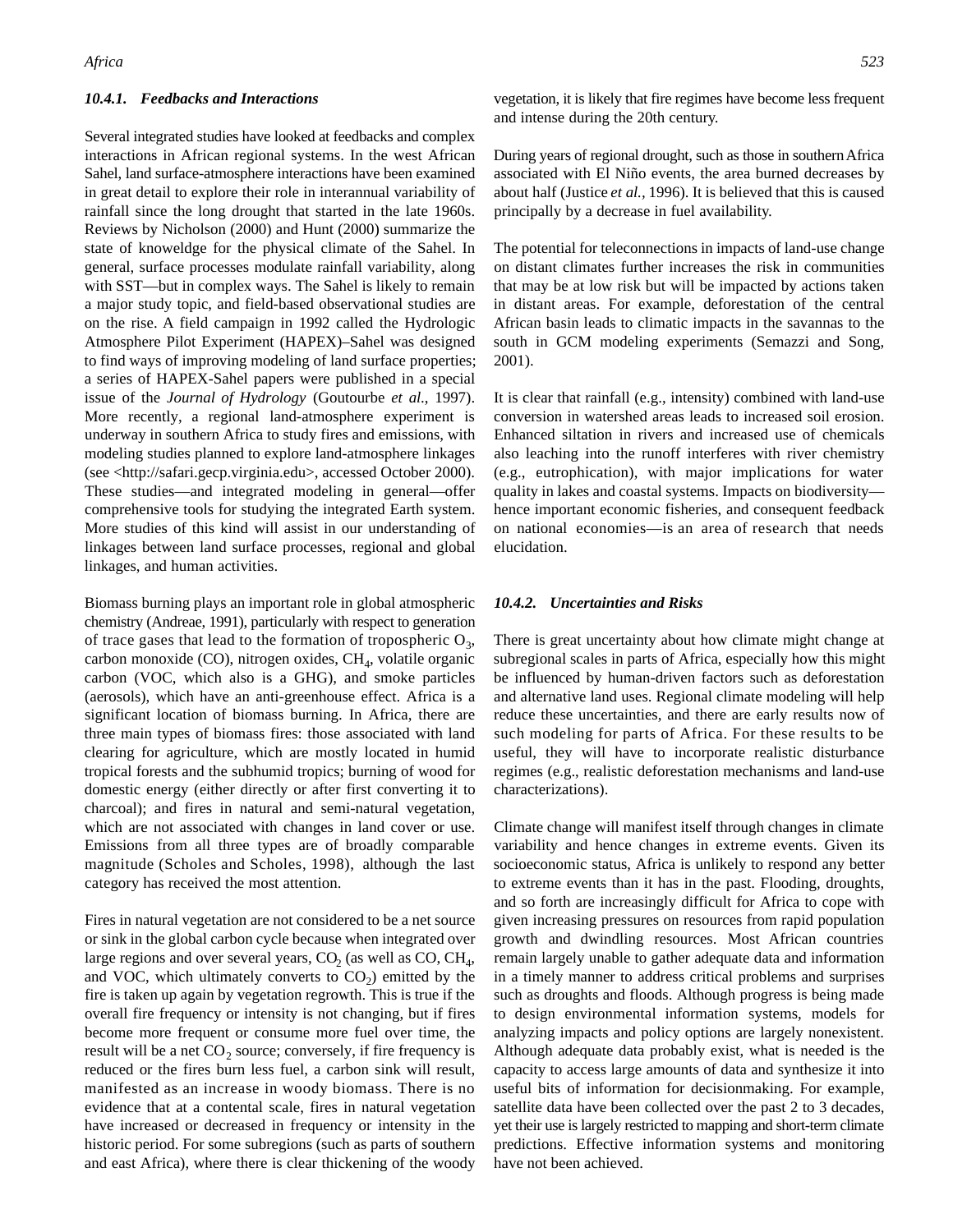### 10.4.1. Feedbacks and Interactions

Several integrated studies have looked at feedbacks and complex interactions in African regional systems. In the west African Sahel, land surface-atmosphere interactions have been examined in great detail to explore their role in interannual variability of rainfall since the long drought that started in the late 1960s. Reviews by Nicholson (2000) and Hunt (2000) summarize the state of knoweldge for the physical climate of the Sahel. In general, surface processes modulate rainfall variability, along with SST—but in complex ways. The Sahel is likely to remain a major study topic, and field-based observational studies are on the rise. A field campaign in 1992 called the Hydrologic Atmosphere Pilot Experiment (HAPEX)–Sahel was designed to find ways of improving modeling of land surface properties; a series of HAPEX-Sahel papers were published in a special issue of the *Journal of Hydrology* (Goutourbe *et al.*, 1997). More recently, a regional land-atmosphere experiment is underway in southern Africa to study fires and emissions, with modeling studies planned to explore land-atmosphere linkages (see <http://safari.gecp.virginia.edu>, accessed October 2000). These studies—and integrated modeling in general—offer comprehensive tools for studying the integrated Earth system. More studies of this kind will assist in our understanding of linkages between land surface processes, regional and global linkages, and human activities.

Biomass burning plays an important role in global atmospheric chemistry (Andreae, 1991), particularly with respect to generation of trace gases that lead to the formation of tropospheric $O_3$, carbon monoxide (CO), nitrogen oxides, $CH_4$, volatile organic carbon (VOC, which also is a GHG), and smoke particles (aerosols), which have an anti-greenhouse effect. Africa is a significant location of biomass burning. In Africa, there are three main types of biomass fires: those associated with land clearing for agriculture, which are mostly located in humid tropical forests and the subhumid tropics; burning of wood for domestic energy (either directly or after first converting it to charcoal); and fires in natural and semi-natural vegetation, which are not associated with changes in land cover or use. Emissions from all three types are of broadly comparable magnitude (Scholes and Scholes, 1998), although the last category has received the most attention.

Fires in natural vegetation are not considered to be a net source or sink in the global carbon cycle because when integrated over large regions and over several years, $CO_2$ (as well as CO, $CH_4$, and VOC, which ultimately converts to $CO_2$) emitted by the fire is taken up again by vegetation regrowth. This is true if the overall fire frequency or intensity is not changing, but if fires become more frequent or consume more fuel over time, the result will be a net $CO_2$ source; conversely, if fire frequency is reduced or the fires burn less fuel, a carbon sink will result, manifested as an increase in woody biomass. There is no evidence that at a contental scale, fires in natural vegetation have increased or decreased in frequency or intensity in the historic period. For some subregions (such as parts of southern and east Africa), where there is clear thickening of the woody vegetation, it is likely that fire regimes have become less frequent and intense during the 20th century.

During years of regional drought, such as those in southern Africa associated with El Niño events, the area burned decreases by about half (Justice *et al.*, 1996). It is believed that this is caused principally by a decrease in fuel availability.

The potential for teleconnections in impacts of land-use change on distant climates further increases the risk in communities that may be at low risk but will be impacted by actions taken in distant areas. For example, deforestation of the central African basin leads to climatic impacts in the savannas to the south in GCM modeling experiments (Semazzi and Song, 2001).

It is clear that rainfall (e.g., intensity) combined with land-use conversion in watershed areas leads to increased soil erosion. Enhanced siltation in rivers and increased use of chemicals also leaching into the runoff interferes with river chemistry (e.g., eutrophication), with major implications for water quality in lakes and coastal systems. Impacts on biodiversity—hence important economic fisheries, and consequent feedback on national economies—is an area of research that needs elucidation.

### 10.4.2. Uncertainties and Risks

There is great uncertainty about how climate might change at subregional scales in parts of Africa, especially how this might be influenced by human-driven factors such as deforestation and alternative land uses. Regional climate modeling will help reduce these uncertainties, and there are early results now of such modeling for parts of Africa. For these results to be useful, they will have to incorporate realistic disturbance regimes (e.g., realistic deforestation mechanisms and land-use characterizations).

Climate change will manifest itself through changes in climate variability and hence changes in extreme events. Given its socioeconomic status, Africa is unlikely to respond any better to extreme events than it has in the past. Flooding, droughts, and so forth are increasingly difficult for Africa to cope with given increasing pressures on resources from rapid population growth and dwindling resources. Most African countries remain largely unable to gather adequate data and information in a timely manner to address critical problems and surprises such as droughts and floods. Although progress is being made to design environmental information systems, models for analyzing impacts and policy options are largely nonexistent. Although adequate data probably exist, what is needed is the capacity to access large amounts of data and synthesize it into useful bits of information for decisionmaking. For example, satellite data have been collected over the past 2 to 3 decades, yet their use is largely restricted to mapping and short-term climate predictions. Effective information systems and monitoring have not been achieved.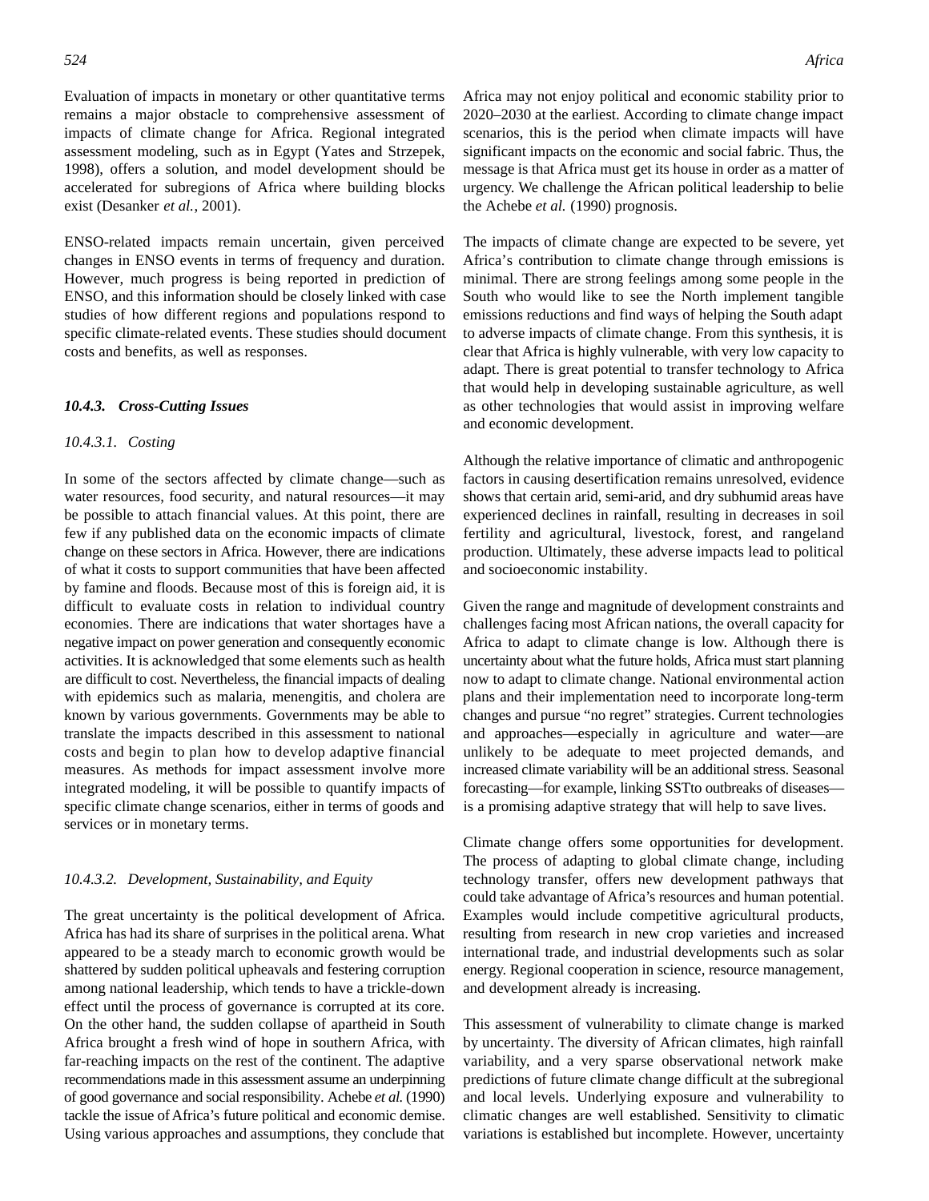Evaluation of impacts in monetary or other quantitative terms remains a major obstacle to comprehensive assessment of impacts of climate change for Africa. Regional integrated assessment modeling, such as in Egypt (Yates and Strzepek, 1998), offers a solution, and model development should be accelerated for subregions of Africa where building blocks exist (Desanker *et al.*, 2001).

ENSO-related impacts remain uncertain, given perceived changes in ENSO events in terms of frequency and duration. However, much progress is being reported in prediction of ENSO, and this information should be closely linked with case studies of how different regions and populations respond to specific climate-related events. These studies should document costs and benefits, as well as responses.

### *10.4.3. Cross-Cutting Issues*

#### *10.4.3.1. Costing*

In some of the sectors affected by climate change—such as water resources, food security, and natural resources—it may be possible to attach financial values. At this point, there are few if any published data on the economic impacts of climate change on these sectors in Africa. However, there are indications of what it costs to support communities that have been affected by famine and floods. Because most of this is foreign aid, it is difficult to evaluate costs in relation to individual country economies. There are indications that water shortages have a negative impact on power generation and consequently economic activities. It is acknowledged that some elements such as health are difficult to cost. Nevertheless, the financial impacts of dealing with epidemics such as malaria, menengitis, and cholera are known by various governments. Governments may be able to translate the impacts described in this assessment to national costs and begin to plan how to develop adaptive financial measures. As methods for impact assessment involve more integrated modeling, it will be possible to quantify impacts of specific climate change scenarios, either in terms of goods and services or in monetary terms.

#### *10.4.3.2. Development, Sustainability, and Equity*

The great uncertainty is the political development of Africa. Africa has had its share of surprises in the political arena. What appeared to be a steady march to economic growth would be shattered by sudden political upheavals and festering corruption among national leadership, which tends to have a trickle-down effect until the process of governance is corrupted at its core. On the other hand, the sudden collapse of apartheid in South Africa brought a fresh wind of hope in southern Africa, with far-reaching impacts on the rest of the continent. The adaptive recommendations made in this assessment assume an underpinning of good governance and social responsibility. Achebe *et al.* (1990) tackle the issue of Africa's future political and economic demise. Using various approaches and assumptions, they conclude that Africa may not enjoy political and economic stability prior to 2020–2030 at the earliest. According to climate change impact scenarios, this is the period when climate impacts will have significant impacts on the economic and social fabric. Thus, the message is that Africa must get its house in order as a matter of urgency. We challenge the African political leadership to belie the Achebe *et al.* (1990) prognosis.

The impacts of climate change are expected to be severe, yet Africa's contribution to climate change through emissions is minimal. There are strong feelings among some people in the South who would like to see the North implement tangible emissions reductions and find ways of helping the South adapt to adverse impacts of climate change. From this synthesis, it is clear that Africa is highly vulnerable, with very low capacity to adapt. There is great potential to transfer technology to Africa that would help in developing sustainable agriculture, as well as other technologies that would assist in improving welfare and economic development.

Although the relative importance of climatic and anthropogenic factors in causing desertification remains unresolved, evidence shows that certain arid, semi-arid, and dry subhumid areas have experienced declines in rainfall, resulting in decreases in soil fertility and agricultural, livestock, forest, and rangeland production. Ultimately, these adverse impacts lead to political and socioeconomic instability.

Given the range and magnitude of development constraints and challenges facing most African nations, the overall capacity for Africa to adapt to climate change is low. Although there is uncertainty about what the future holds, Africa must start planning now to adapt to climate change. National environmental action plans and their implementation need to incorporate long-term changes and pursue "no regret" strategies. Current technologies and approaches—especially in agriculture and water—are unlikely to be adequate to meet projected demands, and increased climate variability will be an additional stress. Seasonal forecasting—for example, linking SST to outbreaks of diseases—is a promising adaptive strategy that will help to save lives.

Climate change offers some opportunities for development. The process of adapting to global climate change, including technology transfer, offers new development pathways that could take advantage of Africa's resources and human potential. Examples would include competitive agricultural products, resulting from research in new crop varieties and increased international trade, and industrial developments such as solar energy. Regional cooperation in science, resource management, and development already is increasing.

This assessment of vulnerability to climate change is marked by uncertainty. The diversity of African climates, high rainfall variability, and a very sparse observational network make predictions of future climate change difficult at the subregional and local levels. Underlying exposure and vulnerability to climatic changes are well established. Sensitivity to climatic variations is established but incomplete. However, uncertainty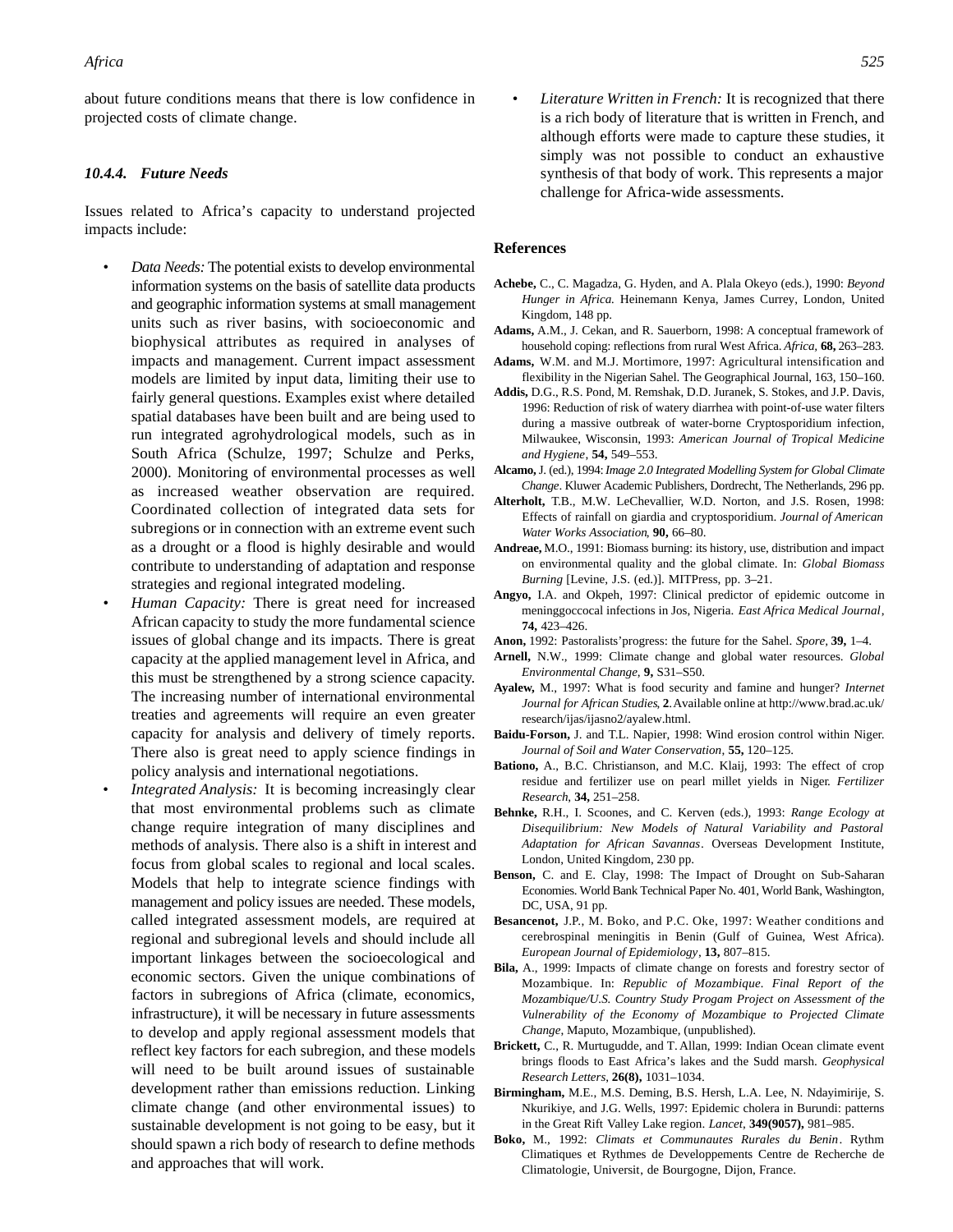about future conditions means that there is low confidence in projected costs of climate change.

### *10.4.4. Future Needs*

Issues related to Africa's capacity to understand projected impacts include:

- *Data Needs:* The potential exists to develop environmental information systems on the basis of satellite data products and geographic information systems at small management units such as river basins, with socioeconomic and biophysical attributes as required in analyses of impacts and management. Current impact assessment models are limited by input data, limiting their use to fairly general questions. Examples exist where detailed spatial databases have been built and are being used to run integrated agrohydrological models, such as in South Africa (Schulze, 1997; Schulze and Perks, 2000). Monitoring of environmental processes as well as increased weather observation are required. Coordinated collection of integrated data sets for subregions or in connection with an extreme event such as a drought or a flood is highly desirable and would contribute to understanding of adaptation and response strategies and regional integrated modeling.
- *Human Capacity:* There is great need for increased African capacity to study the more fundamental science issues of global change and its impacts. There is great capacity at the applied management level in Africa, and this must be strengthened by a strong science capacity. The increasing number of international environmental treaties and agreements will require an even greater capacity for analysis and delivery of timely reports. There also is great need to apply science findings in policy analysis and international negotiations.
- *Integrated Analysis:* It is becoming increasingly clear that most environmental problems such as climate change require integration of many disciplines and methods of analysis. There also is a shift in interest and focus from global scales to regional and local scales. Models that help to integrate science findings with management and policy issues are needed. These models, called integrated assessment models, are required at regional and subregional levels and should include all important linkages between the socioecological and economic sectors. Given the unique combinations of factors in subregions of Africa (climate, economics, infrastructure), it will be necessary in future assessments to develop and apply regional assessment models that reflect key factors for each subregion, and these models will need to be built around issues of sustainable development rather than emissions reduction. Linking climate change (and other environmental issues) to sustainable development is not going to be easy, but it should spawn a rich body of research to define methods and approaches that will work.
- *Literature Written in French:* It is recognized that there is a rich body of literature that is written in French, and although efforts were made to capture these studies, it simply was not possible to conduct an exhaustive synthesis of that body of work. This represents a major challenge for Africa-wide assessments.

## References

**Achebe,** C., C. Magadza, G. Hyden, and A. Plala Okeyo (eds.), 1990: *Beyond Hunger in Africa.* Heinemann Kenya, James Currey, London, United Kingdom, 148 pp.

**Adams,** A.M., J. Cekan, and R. Sauerborn, 1998: A conceptual framework of household coping: reflections from rural West Africa. *Africa,* **68,** 263–283.

**Adams,** W.M. and M.J. Mortimore, 1997: Agricultural intensification and flexibility in the Nigerian Sahel. The Geographical Journal, 163, 150–160.

**Addis,** D.G., R.S. Pond, M. Remshak, D.D. Juranek, S. Stokes, and J.P. Davis, 1996: Reduction of risk of watery diarrhea with point-of-use water filters during a massive outbreak of water-borne Cryptosporidium infection, Milwaukee, Wisconsin, 1993: *American Journal of Tropical Medicine and Hygiene*, **54,** 549–553.

**Alcamo,** J. (ed.), 1994: *Image 2.0 Integrated Modelling System for Global Climate Change*. Kluwer Academic Publishers, Dordrecht, The Netherlands, 296 pp.

**Alterholt,** T.B., M.W. LeChevallier, W.D. Norton, and J.S. Rosen, 1998: Effects of rainfall on giardia and cryptosporidium. *Journal of American Water Works Association,* **90,** 66–80.

**Andreae,** M.O., 1991: Biomass burning: its history, use, distribution and impact on environmental quality and the global climate. In: *Global Biomass Burning* [Levine, J.S. (ed.)]. MITPress, pp. 3–21.

**Angyo,** I.A. and Okpeh, 1997: Clinical predictor of epidemic outcome in meninggoccocal infections in Jos, Nigeria. *East Africa Medical Journal*, **74,** 423–426.

**Anon,** 1992: Pastoralists'progress: the future for the Sahel. *Spore,* **39,** 1–4.

**Arnell,** N.W., 1999: Climate change and global water resources. *Global Environmental Change,* **9,** S31–S50.

**Ayalew,** M., 1997: What is food security and famine and hunger? *Internet Journal for African Studies,* **2**. Available online at http://www.brad.ac.uk/research/ijas/ijasno2/ayalew.html.

**Baidu-Forson,** J. and T.L. Napier, 1998: Wind erosion control within Niger. *Journal of Soil and Water Conservation*, **55,** 120–125.

**Bationo,** A., B.C. Christianson, and M.C. Klaij, 1993: The effect of crop residue and fertilizer use on pearl millet yields in Niger. *Fertilizer Research,* **34,** 251–258.

**Behnke,** R.H., I. Scoones, and C. Kerven (eds.), 1993: *Range Ecology at Disequilibrium: New Models of Natural Variability and Pastoral Adaptation for African Savannas*. Overseas Development Institute, London, United Kingdom, 230 pp.

**Benson,** C. and E. Clay, 1998: The Impact of Drought on Sub-Saharan Economies. World Bank Technical Paper No. 401, World Bank, Washington, DC, USA, 91 pp.

**Besancenot,** J.P., M. Boko, and P.C. Oke, 1997: Weather conditions and cerebrospinal meningitis in Benin (Gulf of Guinea, West Africa). *European Journal of Epidemiology*, **13,** 807–815.

**Bila,** A., 1999: Impacts of climate change on forests and forestry sector of Mozambique. In: *Republic of Mozambique. Final Report of the Mozambique/U.S. Country Study Progam Project on Assessment of the Vulnerability of the Economy of Mozambique to Projected Climate Change,* Maputo, Mozambique, (unpublished).

**Brickett,** C., R. Murtugudde, and T. Allan, 1999: Indian Ocean climate event brings floods to East Africa's lakes and the Sudd marsh. *Geophysical Research Letters*, **26(8),** 1031–1034.

**Birmingham,** M.E., M.S. Deming, B.S. Hersh, L.A. Lee, N. Ndayimirije, S. Nkurikiye, and J.G. Wells, 1997: Epidemic cholera in Burundi: patterns in the Great Rift Valley Lake region. *Lancet,* **349(9057),** 981–985.

**Boko,** M., 1992: *Climats et Communautes Rurales du Benin*. Rythm Climatiques et Rythmes de Developpements Centre de Recherche de Climatologie, Universit, de Bourgogne, Dijon, France.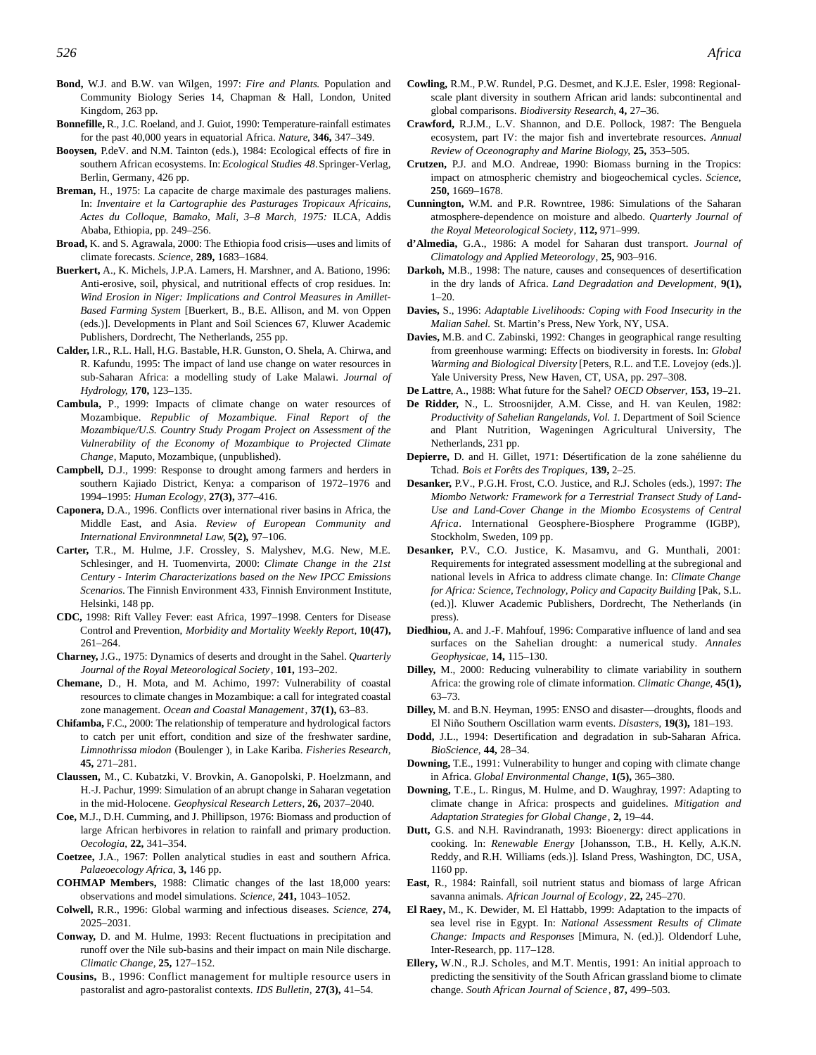**Bond,** W.J. and B.W. van Wilgen, 1997: *Fire and Plants.* Population and Community Biology Series 14, Chapman & Hall, London, United Kingdom, 263 pp.

**Bonnefille,** R., J.C. Roeland, and J. Guiot, 1990: Temperature-rainfall estimates for the past 40,000 years in equatorial Africa. *Nature,* **346,** 347–349.

**Booysen,** P.deV. and N.M. Tainton (eds.), 1984: Ecological effects of fire in southern African ecosystems. In: *Ecological Studies 48.* Springer-Verlag, Berlin, Germany, 426 pp.

**Breman,** H., 1975: La capacite de charge maximale des pasturages maliens. In: *Inventaire et la Cartographie des Pasturages Tropicaux Africains, Actes du Colloque, Bamako, Mali, 3–8 March, 1975:* ILCA, Addis Ababa, Ethiopia, pp. 249–256.

**Broad,** K. and S. Agrawala, 2000: The Ethiopia food crisis—uses and limits of climate forecasts. *Science,* **289,** 1683–1684.

**Buerkert,** A., K. Michels, J.P.A. Lamers, H. Marshner, and A. Bationo, 1996: Anti-erosive, soil, physical, and nutritional effects of crop residues. In: *Wind Erosion in Niger: Implications and Control Measures in Amillet-Based Farming System* [Buerkert, B., B.E. Allison, and M. von Oppen (eds.)]. Developments in Plant and Soil Sciences 67, Kluwer Academic Publishers, Dordrecht, The Netherlands, 255 pp.

**Calder,** I.R., R.L. Hall, H.G. Bastable, H.R. Gunston, O. Shela, A. Chirwa, and R. Kafundu, 1995: The impact of land use change on water resources in sub-Saharan Africa: a modelling study of Lake Malawi. *Journal of Hydrology,* **170,** 123–135.

**Cambula,** P., 1999: Impacts of climate change on water resources of Mozambique. *Republic of Mozambique. Final Report of the Mozambique/U.S. Country Study Progam Project on Assessment of the Vulnerability of the Economy of Mozambique to Projected Climate Change,* Maputo, Mozambique, (unpublished).

**Campbell,** D.J., 1999: Response to drought among farmers and herders in southern Kajiado District, Kenya: a comparison of 1972–1976 and 1994–1995: *Human Ecology,* **27(3),** 377–416.

**Caponera,** D.A., 1996. Conflicts over international river basins in Africa, the Middle East, and Asia. *Review of European Community and International Environmnetal Law,* **5(2),** 97–106.

**Carter,** T.R., M. Hulme, J.F. Crossley, S. Malyshev, M.G. New, M.E. Schlesinger, and H. Tuomenvirta, 2000: *Climate Change in the 21st Century - Interim Characterizations based on the New IPCC Emissions Scenarios.* The Finnish Environment 433, Finnish Environment Institute, Helsinki, 148 pp.

**CDC,** 1998: Rift Valley Fever: east Africa, 1997–1998. Centers for Disease Control and Prevention, *Morbidity and Mortality Weekly Report,* **10(47),** 261–264.

**Charney,** J.G., 1975: Dynamics of deserts and drought in the Sahel. *Quarterly Journal of the Royal Meteorological Society,* **101,** 193–202.

**Chemane,** D., H. Mota, and M. Achimo, 1997: Vulnerability of coastal resources to climate changes in Mozambique: a call for integrated coastal zone management. *Ocean and Coastal Management,* **37(1),** 63–83.

**Chifamba,** F.C., 2000: The relationship of temperature and hydrological factors to catch per unit effort, condition and size of the freshwater sardine, *Limnothrissa miodon* (Boulenger ), in Lake Kariba. *Fisheries Research,* **45,** 271–281.

**Claussen,** M., C. Kubatzki, V. Brovkin, A. Ganopolski, P. Hoelzmann, and H.-J. Pachur, 1999: Simulation of an abrupt change in Saharan vegetation in the mid-Holocene. *Geophysical Research Letters,* **26,** 2037–2040.

**Coe,** M.J., D.H. Cumming, and J. Phillipson, 1976: Biomass and production of large African herbivores in relation to rainfall and primary production. *Oecologia,* **22,** 341–354.

**Coetzee,** J.A., 1967: Pollen analytical studies in east and southern Africa. *Palaeoecology Africa,* **3,** 146 pp.

**COHMAP Members,** 1988: Climatic changes of the last 18,000 years: observations and model simulations. *Science,* **241,** 1043–1052.

**Colwell,** R.R., 1996: Global warming and infectious diseases. *Science,* **274,** 2025–2031.

**Conway,** D. and M. Hulme, 1993: Recent fluctuations in precipitation and runoff over the Nile sub-basins and their impact on main Nile discharge. *Climatic Change,* **25,** 127–152.

**Cousins,** B., 1996: Conflict management for multiple resource users in pastoralist and agro-pastoralist contexts. *IDS Bulletin,* **27(3),** 41–54.

**Cowling,** R.M., P.W. Rundel, P.G. Desmet, and K.J.E. Esler, 1998: Regional-scale plant diversity in southern African arid lands: subcontinental and global comparisons. *Biodiversity Research,* **4,** 27–36.

**Crawford,** R.J.M., L.V. Shannon, and D.E. Pollock, 1987: The Benguela ecosystem, part IV: the major fish and invertebrate resources. *Annual Review of Oceonography and Marine Biology,* **25,** 353–505.

**Crutzen,** P.J. and M.O. Andreae, 1990: Biomass burning in the Tropics: impact on atmospheric chemistry and biogeochemical cycles. *Science,* **250,** 1669–1678.

**Cunnington,** W.M. and P.R. Rowntree, 1986: Simulations of the Saharan atmosphere-dependence on moisture and albedo. *Quarterly Journal of the Royal Meteorological Society,* **112,** 971–999.

**d'Almedia,** G.A., 1986: A model for Saharan dust transport. *Journal of Climatology and Applied Meteorology,* **25,** 903–916.

**Darkoh,** M.B., 1998: The nature, causes and consequences of desertification in the dry lands of Africa. *Land Degradation and Development,* **9(1),** 1–20.

**Davies,** S., 1996: *Adaptable Livelihoods: Coping with Food Insecurity in the Malian Sahel.* St. Martin's Press, New York, NY, USA.

**Davies,** M.B. and C. Zabinski, 1992: Changes in geographical range resulting from greenhouse warming: Effects on biodiversity in forests. In: *Global Warming and Biological Diversity* [Peters, R.L. and T.E. Lovejoy (eds.)]. Yale University Press, New Haven, CT, USA, pp. 297–308.

**De Lattre,** A., 1988: What future for the Sahel? *OECD Observer,* **153,** 19–21.

**De Ridder,** N., L. Stroosnijder, A.M. Cisse, and H. van Keulen, 1982: *Productivity of Sahelian Rangelands, Vol. I.* Department of Soil Science and Plant Nutrition, Wageningen Agricultural University, The Netherlands, 231 pp.

**Depierre,** D. and H. Gillet, 1971: Désertification de la zone sahélienne du Tchad. *Bois et Forêts des Tropiques,* **139,** 2–25.

**Desanker,** P.V., P.G.H. Frost, C.O. Justice, and R.J. Scholes (eds.), 1997: *The Miombo Network: Framework for a Terrestrial Transect Study of Land-Use and Land-Cover Change in the Miombo Ecosystems of Central Africa.* International Geosphere-Biosphere Programme (IGBP), Stockholm, Sweden, 109 pp.

**Desanker,** P.V., C.O. Justice, K. Masamvu, and G. Munthali, 2001: Requirements for integrated assessment modelling at the subregional and national levels in Africa to address climate change. In: *Climate Change for Africa: Science, Technology, Policy and Capacity Building* [Pak, S.L. (ed.)]. Kluwer Academic Publishers, Dordrecht, The Netherlands (in press).

**Diedhiou,** A. and J.-F. Mahfouf, 1996: Comparative influence of land and sea surfaces on the Sahelian drought: a numerical study. *Annales Geophysicae,* **14,** 115–130.

**Dilley,** M., 2000: Reducing vulnerability to climate variability in southern Africa: the growing role of climate information. *Climatic Change,* **45(1),** 63–73.

**Dilley,** M. and B.N. Heyman, 1995: ENSO and disaster—droughts, floods and El Niño Southern Oscillation warm events. *Disasters,* **19(3),** 181–193.

**Dodd,** J.L., 1994: Desertification and degradation in sub-Saharan Africa. *BioScience,* **44,** 28–34.

**Downing,** T.E., 1991: Vulnerability to hunger and coping with climate change in Africa. *Global Environmental Change,* **1(5),** 365–380.

**Downing,** T.E., L. Ringus, M. Hulme, and D. Waughray, 1997: Adapting to climate change in Africa: prospects and guidelines. *Mitigation and Adaptation Strategies for Global Change,* **2,** 19–44.

**Dutt,** G.S. and N.H. Ravindranath, 1993: Bioenergy: direct applications in cooking. In: *Renewable Energy* [Johansson, T.B., H. Kelly, A.K.N. Reddy, and R.H. Williams (eds.)]. Island Press, Washington, DC, USA, 1160 pp.

**East,** R., 1984: Rainfall, soil nutrient status and biomass of large African savanna animals. *African Journal of Ecology,* **22,** 245–270.

**El Raey,** M., K. Dewider, M. El Hattabb, 1999: Adaptation to the impacts of sea level rise in Egypt. In: *National Assessment Results of Climate Change: Impacts and Responses* [Mimura, N. (ed.)]. Oldendorf Luhe, Inter-Research, pp. 117–128.

**Ellery,** W.N., R.J. Scholes, and M.T. Mentis, 1991: An initial approach to predicting the sensitivity of the South African grassland biome to climate change. *South African Journal of Science,* **87,** 499–503.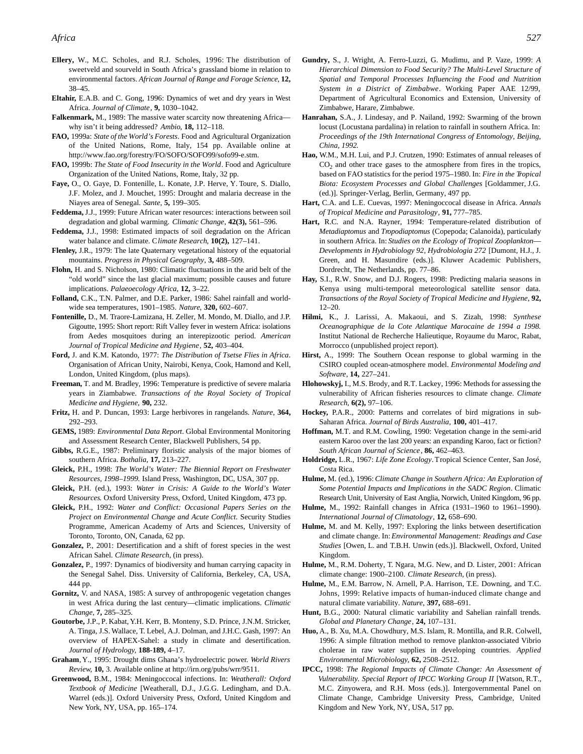**Ellery,** W., M.C. Scholes, and R.J. Scholes, 1996: The distribution of sweetveld and sourveld in South Africa's grassland biome in relation to environmental factors. *African Journal of Range and Forage Science*, **12,** 38–45.

**Eltahir,** E.A.B. and C. Gong, 1996: Dynamics of wet and dry years in West Africa. *Journal of Climate*, **9,** 1030–1042.

**Falkenmark,** M., 1989: The massive water scarcity now threatening Africa—why isn't it being addressed? *Ambio,* **18,** 112–118.

**FAO,** 1999a: *State of the World's Forests*. Food and Agricultural Organization of the United Nations, Rome, Italy, 154 pp. Available online at http://www.fao.org/forestry/FO/SOFO/SOFO99/sofo99-e.stm.

**FAO,** 1999b: *The State of Food Insecurity in the World*. Food and Agriculture Organization of the United Nations, Rome, Italy, 32 pp.

**Faye,** O., O. Gaye, D. Fontenille, L. Konate, J.P. Herve, Y. Toure, S. Diallo, J.F. Molez, and J. Mouchet, 1995: Drought and malaria decrease in the Niayes area of Senegal. *Sante,* **5,** 199–305.

**Feddema,** J.J., 1999: Future African water resources: interactions between soil degradation and global warming. *Climatic Change*, **42(3),** 561–596.

**Feddema,** J.J., 1998: Estimated impacts of soil degradation on the African water balance and climate. *Climate Research*, **10(2),** 127–141.

**Flenley,** J.R., 1979: The late Quaternary vegetational history of the equatorial mountains. *Progress in Physical Geography*, **3,** 488–509.

**Flohn,** H. and S. Nicholson, 1980: Climatic fluctuations in the arid belt of the "old world" since the last glacial maximum; possible causes and future implications. *Palaeoecology Africa*, **12,** 3–22.

**Folland,** C.K., T.N. Palmer, and D.E. Parker, 1986: Sahel rainfall and worldwide sea temperatures, 1901–1985. *Nature,* **320,** 602–607.

**Fontenille,** D., M. Traore-Lamizana, H. Zeller, M. Mondo, M. Diallo, and J.P. Gigoutte, 1995: Short report: Rift Valley fever in western Africa: isolations from Aedes mosquitoes during an interepizootic period. *American Journal of Tropical Medicine and Hygiene*, **52,** 403–404.

**Ford,** J. and K.M. Katondo, 1977: *The Distribution of Tsetse Flies in Africa*. Organisation of African Unity, Nairobi, Kenya, Cook, Hamond and Kell, London, United Kingdom, (plus maps).

**Freeman,** T. and M. Bradley, 1996: Temperature is predictive of severe malaria years in Ziambabwe. *Transactions of the Royal Society of Tropical Medicine and Hygiene,* **90,** 232.

**Fritz,** H. and P. Duncan, 1993: Large herbivores in rangelands. *Nature*, **364,** 292–293.

**GEMS,** 1989: *Environmental Data Report*. Global Environmental Monitoring and Assessment Research Center, Blackwell Publishers, 54 pp.

**Gibbs,** R.G.E., 1987: Preliminary floristic analysis of the major biomes of southern Africa. *Bothalia*, **17,** 213–227.

**Gleick,** P.H., 1998: *The World's Water: The Biennial Report on Freshwater Resources, 1998–1999.* Island Press, Washington, DC, USA, 307 pp.

**Gleick,** P.H. (ed.), 1993: *Water in Crisis: A Guide to the World's Water Resources.* Oxford University Press, Oxford, United Kingdom, 473 pp.

**Gleick,** P.H., 1992: *Water and Conflict: Occasional Papers Series on the Project on Environmental Change and Acute Conflict.* Security Studies Programme, American Academy of Arts and Sciences, University of Toronto, Toronto, ON, Canada, 62 pp.

**Gonzalez,** P., 2001: Desertification and a shift of forest species in the west African Sahel. *Climate Research,* (in press).

**Gonzalez,** P., 1997: Dynamics of biodiversity and human carrying capacity in the Senegal Sahel. Diss. University of California, Berkeley, CA, USA, 444 pp.

**Gornitz,** V. and NASA, 1985: A survey of anthropogenic vegetation changes in west Africa during the last century—climatic implications. *Climatic Change,* **7,** 285–325.

**Goutorbe,** J.P., P. Kabat, Y.H. Kerr, B. Monteny, S.D. Prince, J.N.M. Stricker, A. Tinga, J.S. Wallace, T. Lebel, A.J. Dolman, and J.H.C. Gash, 1997: An overview of HAPEX-Sahel: a study in climate and desertification. *Journal of Hydrology,* **188-189,** 4–17.

**Graham**, Y., 1995: Drought dims Ghana's hydroelectric power. *World Rivers Review,* **10,** 3. Available online at http://irn.org/pubs/wrr/9511.

**Greenwood,** B.M., 1984: Meningococcal infections. In: *Weatherall: Oxford Textbook of Medicine* [Weatherall, D.J., J.G.G. Ledingham, and D.A. Warrel (eds.)]. Oxford University Press, Oxford, United Kingdom and New York, NY, USA, pp. 165–174.

**Gundry,** S., J. Wright, A. Ferro-Luzzi, G. Mudimu, and P. Vaze, 1999: *A Hierarchical Dimension to Food Security? The Multi-Level Structure of Spatial and Temporal Processes Influencing the Food and Nutrition System in a District of Zimbabwe*. Working Paper AAE 12/99, Department of Agricultural Economics and Extension, University of Zimbabwe, Harare, Zimbabwe.

**Hanrahan,** S.A., J. Lindesay, and P. Nailand, 1992: Swarming of the brown locust (Locustana pardalina) in relation to rainfall in southern Africa. In: *Proceedings of the 19th International Congress of Entomology, Beijing, China, 1992.*

**Hao,** W.M., M.H. Lui, and P.J. Crutzen, 1990: Estimates of annual releases of $CO_2$ and other trace gases to the atmosphere from fires in the tropics, based on FAO statistics for the period 1975–1980. In: *Fire in the Tropical Biota: Ecosystem Processes and Global Challenges* [Goldammer, J.G. (ed.)]. Springer-Verlag, Berlin, Germany, 497 pp.

**Hart,** C.A. and L.E. Cuevas, 1997: Meningococcal disease in Africa. *Annals of Tropical Medicine and Parasitology*, **91,** 777–785.

**Hart,** R.C. and N.A. Rayner, 1994: Temperature-related distribution of *Metadiaptomus* and *Tropodiaptomus* (Copepoda; Calanoida), particularly in southern Africa. In: *Studies on the Ecology of Tropical Zooplankton—Developments in Hydrobiology 92, Hydrobiologia 272* [Dumont, H.J., J. Green, and H. Masundire (eds.)]. Kluwer Academic Publishers, Dordrecht, The Netherlands, pp. 77–86.

**Hay,** S.I., R.W. Snow, and D.J. Rogers, 1998: Predicting malaria seasons in Kenya using multi-temporal meteorological satellite sensor data. *Transactions of the Royal Society of Tropical Medicine and Hygiene*, **92,** 12–20.

**Hilmi,** K., J. Larissi, A. Makaoui, and S. Zizah, 1998: *Synthese Oceanographique de la Cote Atlantique Marocaine de 1994 a 1998.* Institut National de Recherche Halieutique, Royaume du Maroc, Rabat, Morrocco (unpublished project report).

**Hirst,** A., 1999: The Southern Ocean response to global warming in the CSIRO coupled ocean-atmosphere model. *Environmental Modeling and Software,* **14,** 227–241.

**Hlohowskyj,** I., M.S. Brody, and R.T. Lackey, 1996: Methods for assessing the vulnerability of African fisheries resources to climate change. *Climate Research*, **6(2),** 97–106.

**Hockey,** P.A.R., 2000: Patterns and correlates of bird migrations in sub-Saharan Africa. *Journal of Birds Australia,* **100,** 401–417.

**Hoffman,** M.T. and R.M. Cowling, 1990: Vegetation change in the semi-arid eastern Karoo over the last 200 years: an expanding Karoo, fact or fiction? *South African Journal of Science*, **86,** 462–463.

**Holdridge,** L.R., 1967: *Life Zone Ecology*. Tropical Science Center, San José, Costa Rica.

**Hulme,** M. (ed.), 1996: *Climate Change in Southern Africa: An Exploration of Some Potential Impacts and Implications in the SADC Region*. Climatic Research Unit, University of East Anglia, Norwich, United Kingdom, 96 pp.

**Hulme,** M., 1992: Rainfall changes in Africa (1931–1960 to 1961–1990). *International Journal of Climatology*, **12,** 658–690.

**Hulme,** M. and M. Kelly, 1997: Exploring the links between desertification and climate change. In: *Environmental Management: Readings and Case Studies* [Owen, L. and T.B.H. Unwin (eds.)]. Blackwell, Oxford, United Kingdom.

**Hulme,** M., R.M. Doherty, T. Ngara, M.G. New, and D. Lister, 2001: African climate change: 1900–2100. *Climate Research*, (in press).

**Hulme,** M., E.M. Barrow, N. Arnell, P.A. Harrison, T.E. Downing, and T.C. Johns, 1999: Relative impacts of human-induced climate change and natural climate variability. *Nature*, **397,** 688–691.

**Hunt,** B.G., 2000: Natural climatic variability and Sahelian rainfall trends. *Global and Planetary Change*, **24,** 107–131.

**Huo,** A., B. Xu, M.A. Chowdhury, M.S. Islam, R. Montilla, and R.R. Colwell, 1996: A simple filtration method to remove plankton-associated Vibrio cholerae in raw water supplies in developing countries. *Applied Environmental Microbiology,* **62,** 2508–2512.

**IPCC,** 1998: *The Regional Impacts of Climate Change: An Assessment of Vulnerability. Special Report of IPCC Working Group II* [Watson, R.T., M.C. Zinyowera, and R.H. Moss (eds.)]. Intergovernmental Panel on Climate Change, Cambridge University Press, Cambridge, United Kingdom and New York, NY, USA, 517 pp.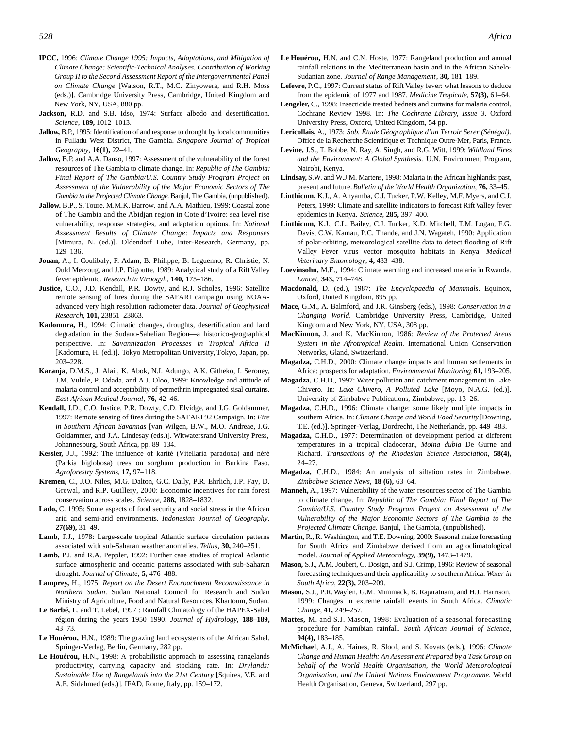**IPCC,** 1996: *Climate Change 1995: Impacts, Adaptations, and Mitigation of Climate Change: Scientific-Technical Analyses. Contribution of Working Group II to the Second Assessment Report of the Intergovernmental Panel on Climate Change* [Watson, R.T., M.C. Zinyowera, and R.H. Moss (eds.)]. Cambridge University Press, Cambridge, United Kingdom and New York, NY, USA, 880 pp.

**Jackson,** R.D. and S.B. Idso, 1974: Surface albedo and desertification. *Science*, **189,** 1012–1013.

**Jallow,** B.P., 1995: Identification of and response to drought by local communities in Fulladu West District, The Gambia. *Singapore Journal of Tropical Geography*, **16(1),** 22–41.

**Jallow,** B.P. and A.A. Danso, 1997: Assessment of the vulnerability of the forest resources of The Gambia to climate change. In: *Republic of The Gambia: Final Report of The Gambia/U.S. Country Study Program Project on Assessment of the Vulnerability of the Major Economic Sectors of The Gambia to the Projected Climate Change.* Banjul, The Gambia, (unpublished).

**Jallow,** B.P., S. Toure, M.M.K. Barrow, and A.A. Mathieu, 1999: Coastal zone of The Gambia and the Abidjan region in Cote d'Ivoire: sea level rise vulnerability, response strategies, and adaptation options. In: *National Assessment Results of Climate Change: Impacts and Responses* [Mimura, N. (ed.)]. Oldendorf Luhe, Inter-Research, Germany, pp. 129–136.

**Jouan,** A., I. Coulibaly, F. Adam, B. Philippe, B. Leguenno, R. Christie, N. Ould Merzoug, and J.P. Digoutte, 1989: Analytical study of a Rift Valley fever epidemic. *Research in Viroogyl.*, **140,** 175–186.

**Justice,** C.O., J.D. Kendall, P.R. Dowty, and R.J. Scholes, 1996: Satellite remote sensing of fires during the SAFARI campaign using NOAA-advanced very high resolution radiometer data. *Journal of Geophysical Research*, **101,** 23851–23863.

**Kadomura,** H., 1994: Climatic changes, droughts, desertification and land degradation in the Sudano-Sahelian Region—a historico-geographical perspective. In: *Savannization Processes in Tropical Africa II* [Kadomura, H. (ed.)]. Tokyo Metropolitan University, Tokyo, Japan, pp. 203–228.

**Karanja,** D.M.S., J. Alaii, K. Abok, N.I. Adungo, A.K. Githeko, I. Seroney, J.M. Vulule, P. Odada, and J.A. Oloo, 1999: Knowledge and attitude of malaria control and acceptability of permethrin impregnated sisal curtains. *East African Medical Journal*, **76,** 42–46.

**Kendall,** J.D., C.O. Justice, P.R. Dowty, C.D. Elvidge, and J.G. Goldammer, 1997: Remote sensing of fires during the SAFARI 92 Campaign. In: *Fire in Southern African Savannas* [van Wilgen, B.W., M.O. Andreae, J.G. Goldammer, and J.A. Lindesay (eds.)]. Witwatersrand University Press, Johannesburg, South Africa, pp. 89–134.

**Kessler,** J.J., 1992: The influence of karité (Vitellaria paradoxa) and néré (Parkia biglobosa) trees on sorghum production in Burkina Faso. *Agroforestry Systems*, **17,** 97–118.

**Kremen,** C., J.O. Niles, M.G. Dalton, G.C. Daily, P.R. Ehrlich, J.P. Fay, D. Grewal, and R.P. Guillery, 2000: Economic incentives for rain forest conservation across scales. *Science*, **288,** 1828–1832.

**Lado,** C. 1995: Some aspects of food security and social stress in the African arid and semi-arid environments. *Indonesian Journal of Geography*, **27(69),** 31–49.

**Lamb,** P.J., 1978: Large-scale tropical Atlantic surface circulation patterns associated with sub-Saharan weather anomalies. *Tellus*, **30,** 240–251.

**Lamb,** P.J. and R.A. Peppler, 1992: Further case studies of tropical Atlantic surface atmospheric and oceanic patterns associated with sub-Saharan drought. *Journal of Climate*, **5,** 476–488.

**Lamprey,** H., 1975: *Report on the Desert Encroachment Reconnaissance in Northern Sudan*. Sudan National Council for Research and Sudan Ministry of Agriculture, Food and Natural Resources, Khartoum, Sudan.

**Le Barbé,** L. and T. Lebel, 1997 : Rainfall Climatology of the HAPEX-Sahel région during the years 1950–1990. *Journal of Hydrology*, **188–189,** 43–73.

**Le Houérou,** H.N., 1989: The grazing land ecosystems of the African Sahel. Springer-Verlag, Berlin, Germany, 282 pp.

**Le Houérou,** H.N., 1998: A probabilistic approach to assessing rangelands productivity, carrying capacity and stocking rate. In: *Drylands: Sustainable Use of Rangelands into the 21st Century* [Squires, V.E. and A.E. Sidahmed (eds.)]. IFAD, Rome, Italy, pp. 159–172.

**Le Houérou,** H.N. and C.N. Hoste, 1977: Rangeland production and annual rainfall relations in the Mediterranean basin and in the African Sahelo-Sudanian zone. *Journal of Range Management*, **30,** 181–189.

**Lefevre,** P.C., 1997: Current status of Rift Valley fever: what lessons to deduce from the epidemic of 1977 and 1987. *Medicine Tropicale*, **57(3),** 61–64.

**Lengeler,** C., 1998: Insecticide treated bednets and curtains for malaria control, Cochrane Review 1998. In: *The Cochrane Library, Issue 3*. Oxford University Press, Oxford, United Kingdom, 54 pp.

**Lericollais,** A., 1973: *Sob. Étude Géographique d'un Terroir Serer (Sénégal)*. Office de la Recherche Scientifique et Technique Outre-Mer, Paris, France.

**Levine,** J.S., T. Bobbe, N. Ray, A. Singh, and R.G. Witt, 1999: *Wildland Fires and the Environment: A Global Synthesis*. U.N. Environment Program, Nairobi, Kenya.

**Lindsay,** S.W. and W.J.M. Martens, 1998: Malaria in the African highlands: past, present and future. *Bulletin of the World Health Organization*, **76,** 33–45.

**Linthicum,** K.J., A. Anyamba, C.J. Tucker, P.W. Kelley, M.F. Myers, and C.J. Peters, 1999: Climate and satellite indicators to forecast Rift Valley fever epidemics in Kenya. *Science*, **285,** 397–400.

**Linthicum,** K.J., C.L. Bailey, C.J. Tucker, K.D. Mitchell, T.M. Logan, F.G. Davis, C.W. Kamau, P.C. Thande, and J.N. Wagateh, 1990: Application of polar-orbiting, meteorological satellite data to detect flooding of Rift Valley Fever virus vector mosquito habitats in Kenya. *Medical Veterinary Entomology*, **4,** 433–438.

**Loevinsohn,** M.E., 1994: Climate warming and increased malaria in Rwanda. *Lancet*, **343,** 714–748.

**Macdonald,** D. (ed.), 1987: *The Encyclopaedia of Mammals*. Equinox, Oxford, United Kingdom, 895 pp.

**Mace,** G.M., A. Balmford, and J.R. Ginsberg (eds.), 1998: *Conservation in a Changing World*. Cambridge University Press, Cambridge, United Kingdom and New York, NY, USA, 308 pp.

**MacKinnon,** J. and K. MacKinnon, 1986: *Review of the Protected Areas System in the Afrotropical Realm.* International Union Conservation Networks, Gland, Switzerland.

**Magadza,** C.H.D., 2000: Climate change impacts and human settlements in Africa: prospects for adaptation. *Environmental Monitoring*, **61,** 193–205.

**Magadza,** C.H.D., 1997: Water pollution and catchment management in Lake Chivero. In: *Lake Chivero, A Polluted Lake* [Moyo, N.A.G. (ed.)]. University of Zimbabwe Publications, Zimbabwe, pp. 13–26.

**Magadza**, C.H.D., 1996: Climate change: some likely multiple impacts in southern Africa. In: *Climate Change and World Food Security* [Downing, T.E. (ed.)]. Springer-Verlag, Dordrecht, The Netherlands, pp. 449–483.

**Magadza,** C.H.D., 1977: Determination of development period at different temperatures in a tropical cladoceran, *Moina dubia* De Gurne and Richard. *Transactions of the Rhodesian Science Association*, **58(4),** 24–27.

**Magadza,** C.H.D., 1984: An analysis of siltation rates in Zimbabwe. *Zimbabwe Science News*, **18 (6),** 63–64.

**Manneh,** A., 1997: Vulnerability of the water resources sector of The Gambia to climate change. In: *Republic of The Gambia: Final Report of The Gambia/U.S. Country Study Program Project on Assessment of the Vulnerability of the Major Economic Sectors of The Gambia to the Projected Climate Change*. Banjul, The Gambia, (unpublished).

**Martin,** R., R. Washington, and T.E. Downing, 2000: Seasonal maize forecasting for South Africa and Zimbabwe derived from an agroclimatological model. *Journal of Applied Meteorology*, **39(9),** 1473–1479.

**Mason,** S.J., A.M. Joubert, C. Dosign, and S.J. Crimp, 1996: Review of seasonal forecasting techniques and their applicability to southern Africa. *Water in South Africa*, **22(3),** 203–209.

**Mason,** S.J., P.R. Waylen, G.M. Mimmack, B. Rajaratnam, and H.J. Harrison, 1999: Changes in extreme rainfall events in South Africa. *Climatic Change*, **41,** 249–257.

**Mattes,** M. and S.J. Mason, 1998: Evaluation of a seasonal forecasting procedure for Namibian rainfall. *South African Journal of Science*, **94(4),** 183–185.

**McMichael**, A.J., A. Haines, R. Sloof, and S. Kovats (eds.), 1996: *Climate Change and Human Health: An Assessment Prepared by a Task Group on behalf of the World Health Organisation, the World Meteorological Organisation, and the United Nations Environment Programme.* World Health Organisation, Geneva, Switzerland, 297 pp.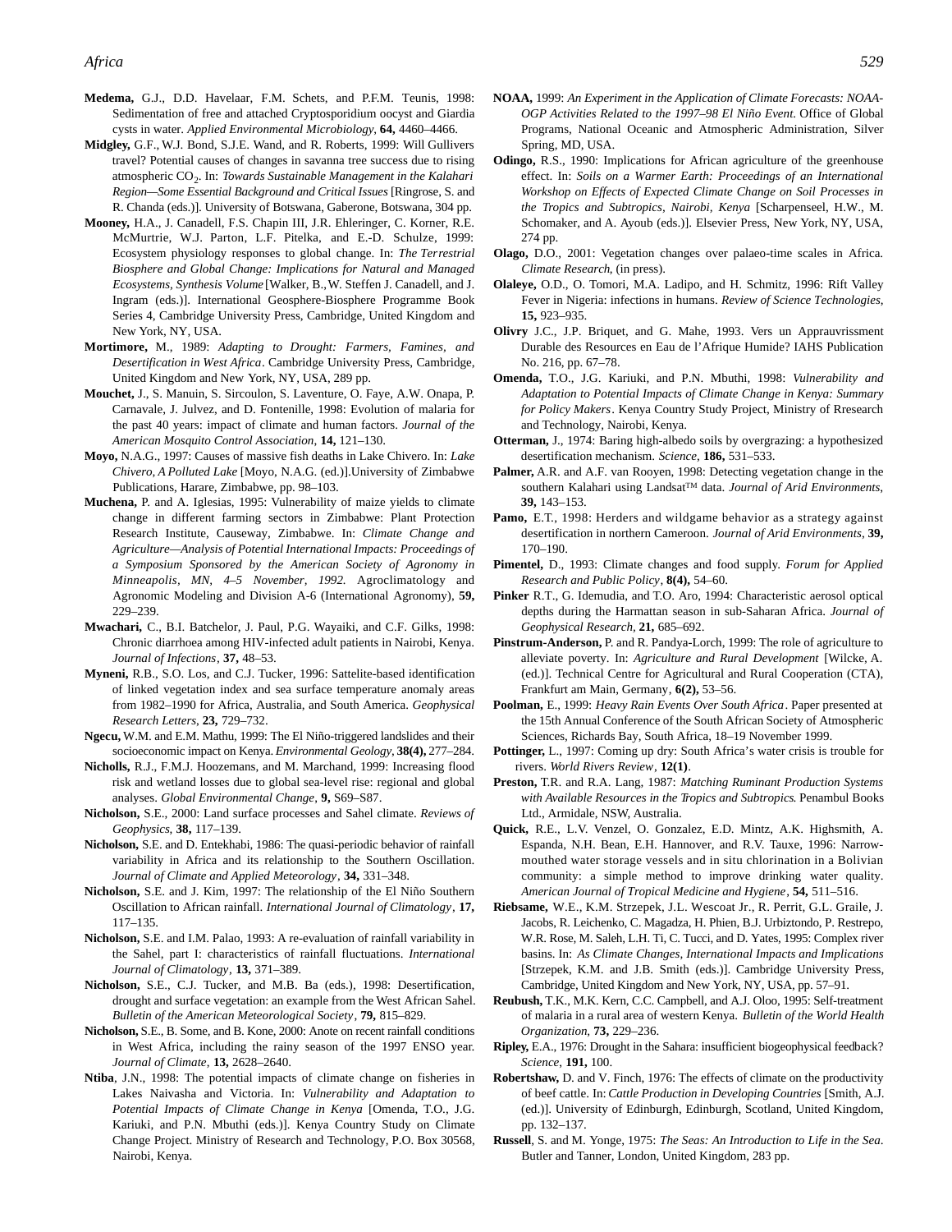**Medema,** G.J., D.D. Havelaar, F.M. Schets, and P.F.M. Teunis, 1998: Sedimentation of free and attached Cryptosporidium oocyst and Giardia cysts in water. *Applied Environmental Microbiology*, **64,** 4460–4466.

**Midgley,** G.F., W.J. Bond, S.J.E. Wand, and R. Roberts, 1999: Will Gullivers travel? Potential causes of changes in savanna tree success due to rising atmospheric $CO_2$. In: *Towards Sustainable Management in the Kalahari Region—Some Essential Background and Critical Issues* [Ringrose, S. and R. Chanda (eds.)]. University of Botswana, Gaberone, Botswana, 304 pp.

**Mooney,** H.A., J. Canadell, F.S. Chapin III, J.R. Ehleringer, C. Korner, R.E. McMurtrie, W.J. Parton, L.F. Pitelka, and E.-D. Schulze, 1999: Ecosystem physiology responses to global change. In: *The Terrestrial Biosphere and Global Change: Implications for Natural and Managed Ecosystems, Synthesis Volume* [Walker, B., W. Steffen J. Canadell, and J. Ingram (eds.)]. International Geosphere-Biosphere Programme Book Series 4, Cambridge University Press, Cambridge, United Kingdom and New York, NY, USA.

**Mortimore,** M., 1989: *Adapting to Drought: Farmers, Famines, and Desertification in West Africa*. Cambridge University Press, Cambridge, United Kingdom and New York, NY, USA, 289 pp.

**Mouchet,** J., S. Manuin, S. Sircoulon, S. Laventure, O. Faye, A.W. Onapa, P. Carnavale, J. Julvez, and D. Fontenille, 1998: Evolution of malaria for the past 40 years: impact of climate and human factors. *Journal of the American Mosquito Control Association*, **14,** 121–130.

**Moyo,** N.A.G., 1997: Causes of massive fish deaths in Lake Chivero. In: *Lake Chivero, A Polluted Lake* [Moyo, N.A.G. (ed.)].University of Zimbabwe Publications, Harare, Zimbabwe, pp. 98–103.

**Muchena,** P. and A. Iglesias, 1995: Vulnerability of maize yields to climate change in different farming sectors in Zimbabwe: Plant Protection Research Institute, Causeway, Zimbabwe. In: *Climate Change and Agriculture—Analysis of Potential International Impacts: Proceedings of a Symposium Sponsored by the American Society of Agronomy in Minneapolis, MN, 4–5 November, 1992.* Agroclimatology and Agronomic Modeling and Division A-6 (International Agronomy), **59,** 229–239.

**Mwachari,** C., B.I. Batchelor, J. Paul, P.G. Wayaiki, and C.F. Gilks, 1998: Chronic diarrhoea among HIV-infected adult patients in Nairobi, Kenya. *Journal of Infections*, **37,** 48–53.

**Myneni,** R.B., S.O. Los, and C.J. Tucker, 1996: Sattelite-based identification of linked vegetation index and sea surface temperature anomaly areas from 1982–1990 for Africa, Australia, and South America. *Geophysical Research Letters*, **23,** 729–732.

**Ngecu,** W.M. and E.M. Mathu, 1999: The El Niño-triggered landslides and their socioeconomic impact on Kenya. *Environmental Geology*, **38(4),** 277–284.

**Nicholls,** R.J., F.M.J. Hoozemans, and M. Marchand, 1999: Increasing flood risk and wetland losses due to global sea-level rise: regional and global analyses. *Global Environmental Change*, **9,** S69–S87.

**Nicholson,** S.E., 2000: Land surface processes and Sahel climate. *Reviews of Geophysics*, **38,** 117–139.

**Nicholson,** S.E. and D. Entekhabi, 1986: The quasi-periodic behavior of rainfall variability in Africa and its relationship to the Southern Oscillation. *Journal of Climate and Applied Meteorology*, **34,** 331–348.

**Nicholson,** S.E. and J. Kim, 1997: The relationship of the El Niño Southern Oscillation to African rainfall. *International Journal of Climatology*, **17,** 117–135.

**Nicholson,** S.E. and I.M. Palao, 1993: A re-evaluation of rainfall variability in the Sahel, part I: characteristics of rainfall fluctuations. *International Journal of Climatology*, **13,** 371–389.

**Nicholson,** S.E., C.J. Tucker, and M.B. Ba (eds.), 1998: Desertification, drought and surface vegetation: an example from the West African Sahel. *Bulletin of the American Meteorological Society*, **79,** 815–829.

**Nicholson,** S.E., B. Some, and B. Kone, 2000: Anote on recent rainfall conditions in West Africa, including the rainy season of the 1997 ENSO year. *Journal of Climate*, **13,** 2628–2640.

**Ntiba**, J.N., 1998: The potential impacts of climate change on fisheries in Lakes Naivasha and Victoria. In: *Vulnerability and Adaptation to Potential Impacts of Climate Change in Kenya* [Omenda, T.O., J.G. Kariuki, and P.N. Mbuthi (eds.)]. Kenya Country Study on Climate Change Project. Ministry of Research and Technology, P.O. Box 30568, Nairobi, Kenya.

**NOAA,** 1999: *An Experiment in the Application of Climate Forecasts: NOAA-OGP Activities Related to the 1997–98 El Niño Event*. Office of Global Programs, National Oceanic and Atmospheric Administration, Silver Spring, MD, USA.

**Odingo,** R.S., 1990: Implications for African agriculture of the greenhouse effect. In: *Soils on a Warmer Earth: Proceedings of an International Workshop on Effects of Expected Climate Change on Soil Processes in the Tropics and Subtropics, Nairobi, Kenya* [Scharpenseel, H.W., M. Schomaker, and A. Ayoub (eds.)]. Elsevier Press, New York, NY, USA, 274 pp.

**Olago,** D.O., 2001: Vegetation changes over palaeo-time scales in Africa. *Climate Research*, (in press).

**Olaleye,** O.D., O. Tomori, M.A. Ladipo, and H. Schmitz, 1996: Rift Valley Fever in Nigeria: infections in humans. *Review of Science Technologies*, **15,** 923–935.

**Olivry** J.C., J.P. Briquet, and G. Mahe, 1993. Vers un Apprauvrissment Durable des Resources en Eau de l'Afrique Humide? IAHS Publication No. 216, pp. 67–78.

**Omenda,** T.O., J.G. Kariuki, and P.N. Mbuthi, 1998: *Vulnerability and Adaptation to Potential Impacts of Climate Change in Kenya: Summary for Policy Makers*. Kenya Country Study Project, Ministry of Rresearch and Technology, Nairobi, Kenya.

**Otterman,** J., 1974: Baring high-albedo soils by overgrazing: a hypothesized desertification mechanism. *Science*, **186,** 531–533.

**Palmer,** A.R. and A.F. van Rooyen, 1998: Detecting vegetation change in the southern Kalahari using Landsat™ data. *Journal of Arid Environments*, **39,** 143–153.

**Pamo,** E.T., 1998: Herders and wildgame behavior as a strategy against desertification in northern Cameroon. *Journal of Arid Environments*, **39,** 170–190.

**Pimentel,** D., 1993: Climate changes and food supply. *Forum for Applied Research and Public Policy*, **8(4),** 54–60.

**Pinker** R.T., G. Idemudia, and T.O. Aro, 1994: Characteristic aerosol optical depths during the Harmattan season in sub-Saharan Africa. *Journal of Geophysical Research*, **21,** 685–692.

**Pinstrum-Anderson,** P. and R. Pandya-Lorch, 1999: The role of agriculture to alleviate poverty. In: *Agriculture and Rural Development* [Wilcke, A. (ed.)]. Technical Centre for Agricultural and Rural Cooperation (CTA), Frankfurt am Main, Germany, **6(2),** 53–56.

**Poolman,** E., 1999: *Heavy Rain Events Over South Africa*. Paper presented at the 15th Annual Conference of the South African Society of Atmospheric Sciences, Richards Bay, South Africa, 18–19 November 1999.

**Pottinger,** L., 1997: Coming up dry: South Africa's water crisis is trouble for rivers. *World Rivers Review*, **12(1)**.

**Preston,** T.R. and R.A. Lang, 1987: *Matching Ruminant Production Systems with Available Resources in the Tropics and Subtropics*. Penambul Books Ltd., Armidale, NSW, Australia.

**Quick,** R.E., L.V. Venzel, O. Gonzalez, E.D. Mintz, A.K. Highsmith, A. Espanda, N.H. Bean, E.H. Hannover, and R.V. Tauxe, 1996: Narrow-mouthed water storage vessels and in situ chlorination in a Bolivian community: a simple method to improve drinking water quality. *American Journal of Tropical Medicine and Hygiene*, **54,** 511–516.

**Riebsame,** W.E., K.M. Strzepek, J.L. Wescoat Jr., R. Perrit, G.L. Graile, J. Jacobs, R. Leichenko, C. Magadza, H. Phien, B.J. Urbiztondo, P. Restrepo, W.R. Rose, M. Saleh, L.H. Ti, C. Tucci, and D. Yates, 1995: Complex river basins. In: *As Climate Changes, International Impacts and Implications* [Strzepek, K.M. and J.B. Smith (eds.)]. Cambridge University Press, Cambridge, United Kingdom and New York, NY, USA, pp. 57–91.

**Reubush,** T.K., M.K. Kern, C.C. Campbell, and A.J. Oloo, 1995: Self-treatment of malaria in a rural area of western Kenya. *Bulletin of the World Health Organization*, **73,** 229–236.

**Ripley,** E.A., 1976: Drought in the Sahara: insufficient biogeophysical feedback? *Science*, **191,** 100.

**Robertshaw,** D. and V. Finch, 1976: The effects of climate on the productivity of beef cattle. In: *Cattle Production in Developing Countries* [Smith, A.J. (ed.)]. University of Edinburgh, Edinburgh, Scotland, United Kingdom, pp. 132–137.

**Russell**, S. and M. Yonge, 1975: *The Seas: An Introduction to Life in the Sea*. Butler and Tanner, London, United Kingdom, 283 pp.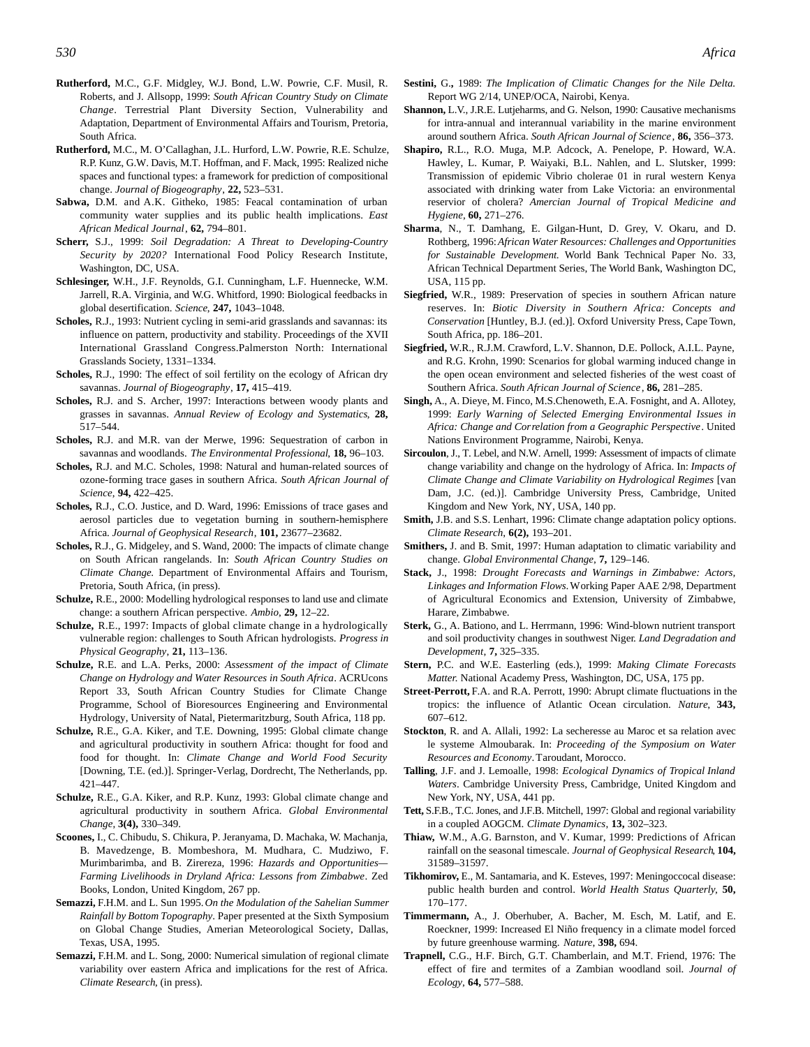**Rutherford,** M.C., G.F. Midgley, W.J. Bond, L.W. Powrie, C.F. Musil, R. Roberts, and J. Allsopp, 1999: *South African Country Study on Climate Change*. Terrestrial Plant Diversity Section, Vulnerability and Adaptation, Department of Environmental Affairs and Tourism, Pretoria, South Africa.

**Rutherford,** M.C., M. O'Callaghan, J.L. Hurford, L.W. Powrie, R.E. Schulze, R.P. Kunz, G.W. Davis, M.T. Hoffman, and F. Mack, 1995: Realized niche spaces and functional types: a framework for prediction of compositional change. *Journal of Biogeography*, **22,** 523–531.

**Sabwa,** D.M. and A.K. Githeko, 1985: Feacal contamination of urban community water supplies and its public health implications. *East African Medical Journal*, **62,** 794–801.

**Scherr,** S.J., 1999: *Soil Degradation: A Threat to Developing-Country Security by 2020?* International Food Policy Research Institute, Washington, DC, USA.

**Schlesinger,** W.H., J.F. Reynolds, G.I. Cunningham, L.F. Huennecke, W.M. Jarrell, R.A. Virginia, and W.G. Whitford, 1990: Biological feedbacks in global desertification. *Science*, **247,** 1043–1048.

**Scholes,** R.J., 1993: Nutrient cycling in semi-arid grasslands and savannas: its influence on pattern, productivity and stability. Proceedings of the XVII International Grassland Congress.Palmerston North: International Grasslands Society, 1331–1334.

**Scholes,** R.J., 1990: The effect of soil fertility on the ecology of African dry savannas. *Journal of Biogeography*, **17,** 415–419.

**Scholes,** R.J. and S. Archer, 1997: Interactions between woody plants and grasses in savannas. *Annual Review of Ecology and Systematics*, **28,** 517–544.

**Scholes,** R.J. and M.R. van der Merwe, 1996: Sequestration of carbon in savannas and woodlands. *The Environmental Professional*, **18,** 96–103.

**Scholes,** R.J. and M.C. Scholes, 1998: Natural and human-related sources of ozone-forming trace gases in southern Africa. *South African Journal of Science*, **94,** 422–425.

**Scholes,** R.J., C.O. Justice, and D. Ward, 1996: Emissions of trace gases and aerosol particles due to vegetation burning in southern-hemisphere Africa. *Journal of Geophysical Research*, **101,** 23677–23682.

**Scholes,** R.J., G. Midgeley, and S. Wand, 2000: The impacts of climate change on South African rangelands. In: *South African Country Studies on Climate Change.* Department of Environmental Affairs and Tourism, Pretoria, South Africa, (in press).

**Schulze,** R.E., 2000: Modelling hydrological responses to land use and climate change: a southern African perspective. *Ambio*, **29,** 12–22.

**Schulze,** R.E., 1997: Impacts of global climate change in a hydrologically vulnerable region: challenges to South African hydrologists. *Progress in Physical Geography*, **21,** 113–136.

**Schulze,** R.E. and L.A. Perks, 2000: *Assessment of the impact of Climate Change on Hydrology and Water Resources in South Africa*. ACRUcons Report 33, South African Country Studies for Climate Change Programme, School of Bioresources Engineering and Environmental Hydrology, University of Natal, Pietermaritzburg, South Africa, 118 pp.

**Schulze,** R.E., G.A. Kiker, and T.E. Downing, 1995: Global climate change and agricultural productivity in southern Africa: thought for food and food for thought. In: *Climate Change and World Food Security* [Downing, T.E. (ed.)]. Springer-Verlag, Dordrecht, The Netherlands, pp. 421–447.

**Schulze,** R.E., G.A. Kiker, and R.P. Kunz, 1993: Global climate change and agricultural productivity in southern Africa. *Global Environmental Change*, **3(4),** 330–349.

**Scoones,** I., C. Chibudu, S. Chikura, P. Jeranyama, D. Machaka, W. Machanja, B. Mavedzenge, B. Mombeshora, M. Mudhara, C. Mudziwo, F. Murimbarimba, and B. Zirereza, 1996: *Hazards and Opportunities—Farming Livelihoods in Dryland Africa: Lessons from Zimbabwe*. Zed Books, London, United Kingdom, 267 pp.

**Semazzi,** F.H.M. and L. Sun 1995. *On the Modulation of the Sahelian Summer Rainfall by Bottom Topography*. Paper presented at the Sixth Symposium on Global Change Studies, Amerian Meteorological Society, Dallas, Texas, USA, 1995.

**Semazzi,** F.H.M. and L. Song, 2000: Numerical simulation of regional climate variability over eastern Africa and implications for the rest of Africa. *Climate Research*, (in press).

**Sestini,** G.**,** 1989: *The Implication of Climatic Changes for the Nile Delta.* Report WG 2/14, UNEP/OCA, Nairobi, Kenya.

**Shannon,** L.V., J.R.E. Lutjeharms, and G. Nelson, 1990: Causative mechanisms for intra-annual and interannual variability in the marine environment around southern Africa. *South African Journal of Science*, **86,** 356–373.

**Shapiro,** R.L., R.O. Muga, M.P. Adcock, A. Penelope, P. Howard, W.A. Hawley, L. Kumar, P. Waiyaki, B.L. Nahlen, and L. Slutsker, 1999: Transmission of epidemic Vibrio cholerae 01 in rural western Kenya associated with drinking water from Lake Victoria: an environmental reservior of cholera? *Amercian Journal of Tropical Medicine and Hygiene*, **60,** 271–276.

**Sharma**, N., T. Damhang, E. Gilgan-Hunt, D. Grey, V. Okaru, and D. Rothberg, 1996: *African Water Resources: Challenges and Opportunities for Sustainable Development.* World Bank Technical Paper No. 33, African Technical Department Series, The World Bank, Washington DC, USA, 115 pp.

**Siegfried,** W.R., 1989: Preservation of species in southern African nature reserves. In: *Biotic Diversity in Southern Africa: Concepts and Conservation* [Huntley, B.J. (ed.)]. Oxford University Press, Cape Town, South Africa, pp. 186–201.

**Siegfried,** W.R., R.J.M. Crawford, L.V. Shannon, D.E. Pollock, A.I.L. Payne, and R.G. Krohn, 1990: Scenarios for global warming induced change in the open ocean environment and selected fisheries of the west coast of Southern Africa. *South African Journal of Science*, **86,** 281–285.

**Singh,** A., A. Dieye, M. Finco, M.S.Chenoweth, E.A. Fosnight, and A. Allotey, 1999: *Early Warning of Selected Emerging Environmental Issues in Africa: Change and Correlation from a Geographic Perspective*. United Nations Environment Programme, Nairobi, Kenya.

**Sircoulon**, J., T. Lebel, and N.W. Arnell, 1999: Assessment of impacts of climate change variability and change on the hydrology of Africa. In: *Impacts of Climate Change and Climate Variability on Hydrological Regimes* [van Dam, J.C. (ed.)]. Cambridge University Press, Cambridge, United Kingdom and New York, NY, USA, 140 pp.

**Smith,** J.B. and S.S. Lenhart, 1996: Climate change adaptation policy options. *Climate Research*, **6(2),** 193–201.

**Smithers,** J. and B. Smit, 1997: Human adaptation to climatic variability and change. *Global Environmental Change*, **7,** 129–146.

**Stack,** J., 1998: *Drought Forecasts and Warnings in Zimbabwe: Actors, Linkages and Information Flows.* Working Paper AAE 2/98, Department of Agricultural Economics and Extension, University of Zimbabwe, Harare, Zimbabwe.

**Sterk,** G., A. Bationo, and L. Herrmann, 1996: Wind-blown nutrient transport and soil productivity changes in southwest Niger. *Land Degradation and Development*, **7,** 325–335.

**Stern,** P.C. and W.E. Easterling (eds.), 1999: *Making Climate Forecasts Matter.* National Academy Press, Washington, DC, USA, 175 pp.

**Street-Perrott,** F.A. and R.A. Perrott, 1990: Abrupt climate fluctuations in the tropics: the influence of Atlantic Ocean circulation. *Nature*, **343,** 607–612.

**Stockton**, R. and A. Allali, 1992: La secheresse au Maroc et sa relation avec le systeme Almoubarak. In: *Proceeding of the Symposium on Water Resources and Economy*. Taroudant, Morocco.

**Talling**, J.F. and J. Lemoalle, 1998: *Ecological Dynamics of Tropical Inland Waters*. Cambridge University Press, Cambridge, United Kingdom and New York, NY, USA, 441 pp.

**Tett,** S.F.B., T.C. Jones, and J.F.B. Mitchell, 1997: Global and regional variability in a coupled AOGCM. *Climate Dynamics*, **13,** 302–323.

**Thiaw,** W.M., A.G. Barnston, and V. Kumar, 1999: Predictions of African rainfall on the seasonal timescale. *Journal of Geophysical Research*, **104,** 31589–31597.

**Tikhomirov,** E., M. Santamaria, and K. Esteves, 1997: Meningoccocal disease: public health burden and control. *World Health Status Quarterly*, **50,** 170–177.

**Timmermann,** A., J. Oberhuber, A. Bacher, M. Esch, M. Latif, and E. Roeckner, 1999: Increased El Niño frequency in a climate model forced by future greenhouse warming. *Nature*, **398,** 694.

**Trapnell,** C.G., H.F. Birch, G.T. Chamberlain, and M.T. Friend, 1976: The effect of fire and termites of a Zambian woodland soil. *Journal of Ecology*, **64,** 577–588.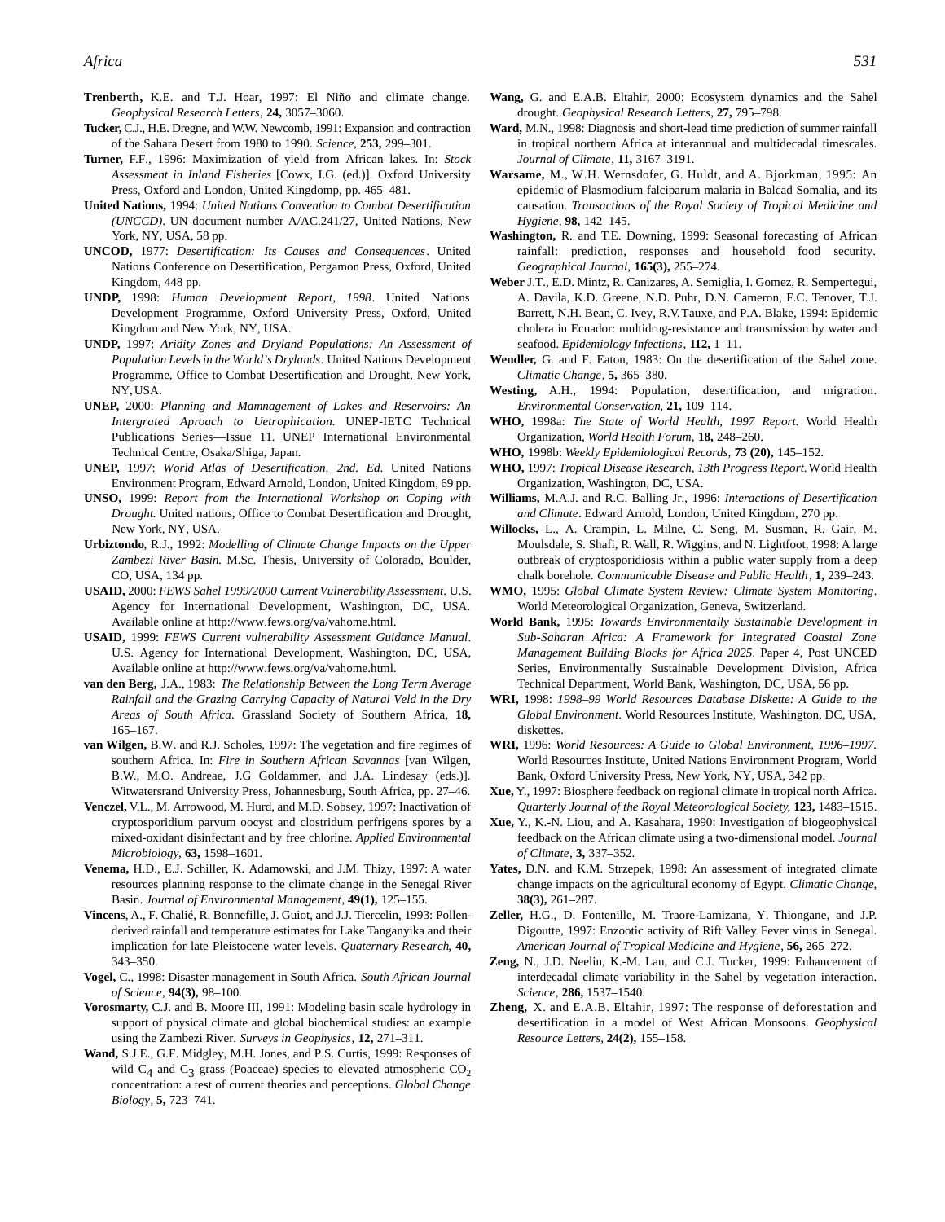**Trenberth,** K.E. and T.J. Hoar, 1997: El Niño and climate change. *Geophysical Research Letters*, **24,** 3057–3060.

**Tucker,** C.J., H.E. Dregne, and W.W. Newcomb, 1991: Expansion and contraction of the Sahara Desert from 1980 to 1990. *Science*, **253,** 299–301.

**Turner,** F.F., 1996: Maximization of yield from African lakes. In: *Stock Assessment in Inland Fisheries* [Cowx, I.G. (ed.)]. Oxford University Press, Oxford and London, United Kingdomp, pp. 465–481.

**United Nations,** 1994: *United Nations Convention to Combat Desertification (UNCCD)*. UN document number A/AC.241/27, United Nations, New York, NY, USA, 58 pp.

**UNCOD,** 1977: *Desertification: Its Causes and Consequences*. United Nations Conference on Desertification, Pergamon Press, Oxford, United Kingdom, 448 pp.

**UNDP,** 1998: *Human Development Report, 1998*. United Nations Development Programme, Oxford University Press, Oxford, United Kingdom and New York, NY, USA.

**UNDP,** 1997: *Aridity Zones and Dryland Populations: An Assessment of Population Levels in the World's Drylands*. United Nations Development Programme, Office to Combat Desertification and Drought, New York, NY, USA.

**UNEP,** 2000: *Planning and Mamnagement of Lakes and Reservoirs: An Intergrated Aproach to Uetrophication*. UNEP-IETC Technical Publications Series—Issue 11. UNEP International Environmental Technical Centre, Osaka/Shiga, Japan.

**UNEP,** 1997: *World Atlas of Desertification, 2nd. Ed*. United Nations Environment Program, Edward Arnold, London, United Kingdom, 69 pp.

**UNSO,** 1999: *Report from the International Workshop on Coping with Drought*. United nations, Office to Combat Desertification and Drought, New York, NY, USA.

**Urbiztondo**, R.J., 1992: *Modelling of Climate Change Impacts on the Upper Zambezi River Basin.* M.Sc. Thesis, University of Colorado, Boulder, CO, USA, 134 pp.

**USAID,** 2000: *FEWS Sahel 1999/2000 Current Vulnerability Assessment*. U.S. Agency for International Development, Washington, DC, USA. Available online at http://www.fews.org/va/vahome.html.

**USAID,** 1999: *FEWS Current vulnerability Assessment Guidance Manual*. U.S. Agency for International Development, Washington, DC, USA, Available online at http://www.fews.org/va/vahome.html.

**van den Berg,** J.A., 1983: *The Relationship Between the Long Term Average Rainfall and the Grazing Carrying Capacity of Natural Veld in the Dry Areas of South Africa*. Grassland Society of Southern Africa, **18,** 165–167.

**van Wilgen,** B.W. and R.J. Scholes, 1997: The vegetation and fire regimes of southern Africa. In: *Fire in Southern African Savannas* [van Wilgen, B.W., M.O. Andreae, J.G Goldammer, and J.A. Lindesay (eds.)]. Witwatersrand University Press, Johannesburg, South Africa, pp. 27–46.

**Venczel,** V.L., M. Arrowood, M. Hurd, and M.D. Sobsey, 1997: Inactivation of cryptosporidium parvum oocyst and clostridum perfrigens spores by a mixed-oxidant disinfectant and by free chlorine. *Applied Environmental Microbiology*, **63,** 1598–1601.

**Venema,** H.D., E.J. Schiller, K. Adamowski, and J.M. Thizy, 1997: A water resources planning response to the climate change in the Senegal River Basin. *Journal of Environmental Management*, **49(1),** 125–155.

**Vincens**, A., F. Chalié, R. Bonnefille, J. Guiot, and J.J. Tiercelin, 1993: Pollen-derived rainfall and temperature estimates for Lake Tanganyika and their implication for late Pleistocene water levels. *Quaternary Research*, **40,** 343–350.

**Vogel,** C., 1998: Disaster management in South Africa. *South African Journal of Science*, **94(3),** 98–100.

**Vorosmarty,** C.J. and B. Moore III, 1991: Modeling basin scale hydrology in support of physical climate and global biochemical studies: an example using the Zambezi River. *Surveys in Geophysics*, **12,** 271–311.

**Wand,** S.J.E., G.F. Midgley, M.H. Jones, and P.S. Curtis, 1999: Responses of wild $C_4$ and $C_3$ grass (Poaceae) species to elevated atmospheric $CO_2$ concentration: a test of current theories and perceptions. *Global Change Biology*, **5,** 723–741.

**Wang,** G. and E.A.B. Eltahir, 2000: Ecosystem dynamics and the Sahel drought. *Geophysical Research Letters*, **27,** 795–798.

**Ward,** M.N., 1998: Diagnosis and short-lead time prediction of summer rainfall in tropical northern Africa at interannual and multidecadal timescales. *Journal of Climate*, **11,** 3167–3191.

**Warsame,** M., W.H. Wernsdofer, G. Huldt, and A. Bjorkman, 1995: An epidemic of Plasmodium falciparum malaria in Balcad Somalia, and its causation. *Transactions of the Royal Society of Tropical Medicine and Hygiene*, **98,** 142–145.

**Washington,** R. and T.E. Downing, 1999: Seasonal forecasting of African rainfall: prediction, responses and household food security. *Geographical Journal*, **165(3),** 255–274.

**Weber** J.T., E.D. Mintz, R. Canizares, A. Semiglia, I. Gomez, R. Sempertegui, A. Davila, K.D. Greene, N.D. Puhr, D.N. Cameron, F.C. Tenover, T.J. Barrett, N.H. Bean, C. Ivey, R.V. Tauxe, and P.A. Blake, 1994: Epidemic cholera in Ecuador: multidrug-resistance and transmission by water and seafood. *Epidemiology Infections*, **112,** 1–11.

**Wendler,** G. and F. Eaton, 1983: On the desertification of the Sahel zone. *Climatic Change*, **5,** 365–380.

**Westing,** A.H., 1994: Population, desertification, and migration. *Environmental Conservation*, **21,** 109–114.

**WHO,** 1998a: *The State of World Health, 1997 Report*. World Health Organization, *World Health Forum*, **18,** 248–260.

**WHO,** 1998b: *Weekly Epidemiological Records*, **73 (20),** 145–152.

**WHO,** 1997: *Tropical Disease Research, 13th Progress Report*. World Health Organization, Washington, DC, USA.

**Williams,** M.A.J. and R.C. Balling Jr., 1996: *Interactions of Desertification and Climate*. Edward Arnold, London, United Kingdom, 270 pp.

**Willocks,** L., A. Crampin, L. Milne, C. Seng, M. Susman, R. Gair, M. Moulsdale, S. Shafi, R. Wall, R. Wiggins, and N. Lightfoot, 1998: A large outbreak of cryptosporidiosis within a public water supply from a deep chalk borehole. *Communicable Disease and Public Health*, **1,** 239–243.

**WMO,** 1995: *Global Climate System Review: Climate System Monitoring*. World Meteorological Organization, Geneva, Switzerland.

**World Bank,** 1995: *Towards Environmentally Sustainable Development in Sub-Saharan Africa: A Framework for Integrated Coastal Zone Management Building Blocks for Africa 2025*. Paper 4, Post UNCED Series, Environmentally Sustainable Development Division, Africa Technical Department, World Bank, Washington, DC, USA, 56 pp.

**WRI,** 1998: *1998–99 World Resources Database Diskette: A Guide to the Global Environment*. World Resources Institute, Washington, DC, USA, diskettes.

**WRI,** 1996: *World Resources: A Guide to Global Environment, 1996–1997*. World Resources Institute, United Nations Environment Program, World Bank, Oxford University Press, New York, NY, USA, 342 pp.

**Xue,** Y., 1997: Biosphere feedback on regional climate in tropical north Africa. *Quarterly Journal of the Royal Meteorological Society*, **123,** 1483–1515.

**Xue,** Y., K.-N. Liou, and A. Kasahara, 1990: Investigation of biogeophysical feedback on the African climate using a two-dimensional model. *Journal of Climate*, **3,** 337–352.

**Yates,** D.N. and K.M. Strzepek, 1998: An assessment of integrated climate change impacts on the agricultural economy of Egypt. *Climatic Change*, **38(3),** 261–287.

**Zeller,** H.G., D. Fontenille, M. Traore-Lamizana, Y. Thiongane, and J.P. Digoutte, 1997: Enzootic activity of Rift Valley Fever virus in Senegal. *American Journal of Tropical Medicine and Hygiene*, **56,** 265–272.

**Zeng,** N., J.D. Neelin, K.-M. Lau, and C.J. Tucker, 1999: Enhancement of interdecadal climate variability in the Sahel by vegetation interaction. *Science*, **286,** 1537–1540.

**Zheng,** X. and E.A.B. Eltahir, 1997: The response of deforestation and desertification in a model of West African Monsoons. *Geophysical Resource Letters*, **24(2),** 155–158.